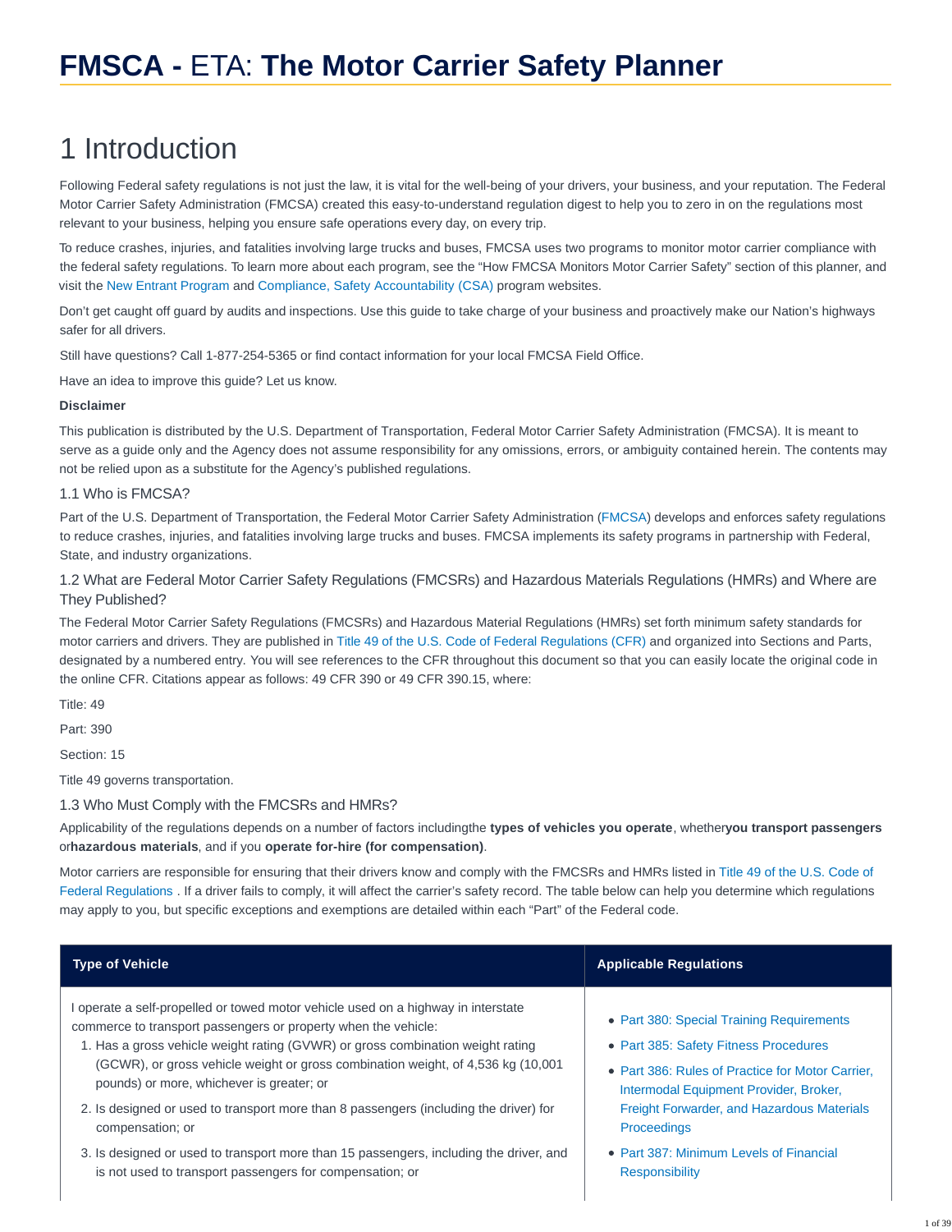# FMSCA - ETA: The Motor Carrier Safety Planner

# 1 Introduction

Following Federal safety regulations is not just the law, it is vital for the well-being of your drivers, your business, and your reputation. The Federal Motor Carrier Safety Administration (FMCSA) created this easy-to-understand regulation digest to help you to zero in on the regulations most relevant to your business, helping you ensure safe operations every day, on every trip.

To reduce crashes, injuries, and fatalities involving large trucks and buses, FMCSA uses two programs to monitor motor carrier compliance with the federal safety regulations. To learn more about each program, see the "How FMCSA Monitors Motor Carrier Safety" section of this planner, and visit the New Entrant Program and Compliance, Safety Accountability (CSA) program websites.

Don't get caught off guard by audits and inspections. Use this guide to take charge of your business and proactively make our Nation's highways safer for all drivers.

Still have questions? Call 1-877-254-5365 or find contact information for your local FMCSA Field Office.

Have an idea to improve this guide? Let us know.

**Disclaimer**

This publication is distributed by the U.S. Department of Transportation, Federal Motor Carrier Safety Administration (FMCSA). It is meant to serve as a guide only and the Agency does not assume responsibility for any omissions, errors, or ambiguity contained herein. The contents may not be relied upon as a substitute for the Agency's published regulations.

## 1.1 Who is FMCSA?

Part of the U.S. Department of Transportation, the Federal Motor Carrier Safety Administration (FMCSA) develops and enforces safety regulations to reduce crashes, injuries, and fatalities involving large trucks and buses. FMCSA implements its safety programs in partnership with Federal, State, and industry organizations.

## 1.2 What are Federal Motor Carrier Safety Regulations (FMCSRs) and Hazardous Materials Regulations (HMRs) and Where are They Published?

The Federal Motor Carrier Safety Regulations (FMCSRs) and Hazardous Material Regulations (HMRs) set forth minimum safety standards for motor carriers and drivers. They are published in Title 49 of the U.S. Code of Federal Regulations (CFR) and organized into Sections and Parts, designated by a numbered entry. You will see references to the CFR throughout this document so that you can easily locate the original code in the online CFR. Citations appear as follows: 49 CFR 390 or 49 CFR 390.15, where:

Title: 49

Part: 390

Section: 15

Title 49 governs transportation.

## 1.3 Who Must Comply with the FMCSRs and HMRs?

Applicability of the regulations depends on a number of factors includingthe **types of vehicles you operate**, whether**you transport passengers** or**hazardous materials**, and if you **operate for-hire (for compensation)**.

Motor carriers are responsible for ensuring that their drivers know and comply with the FMCSRs and HMRs listed in Title 49 of the U.S. Code of Federal Regulations . If a driver fails to comply, it will affect the carrier's safety record. The table below can help you determine which regulations may apply to you, but specific exceptions and exemptions are detailed within each "Part" of the Federal code.

| Type of Vehicle | Applicable Regulations |
|---|---|
| I operate a self-propelled or towed motor vehicle used on a highway in interstate commerce to transport passengers or property when the vehicle:<br>1. Has a gross vehicle weight rating (GVWR) or gross combination weight rating (GCWR), or gross vehicle weight or gross combination weight, of 4,536 kg (10,001 pounds) or more, whichever is greater; or<br>2. Is designed or used to transport more than 8 passengers (including the driver) for compensation; or<br>3. Is designed or used to transport more than 15 passengers, including the driver, and is not used to transport passengers for compensation; or | • Part 380: Special Training Requirements<br>• Part 385: Safety Fitness Procedures<br>• Part 386: Rules of Practice for Motor Carrier, Intermodal Equipment Provider, Broker, Freight Forwarder, and Hazardous Materials Proceedings<br>• Part 387: Minimum Levels of Financial Responsibility |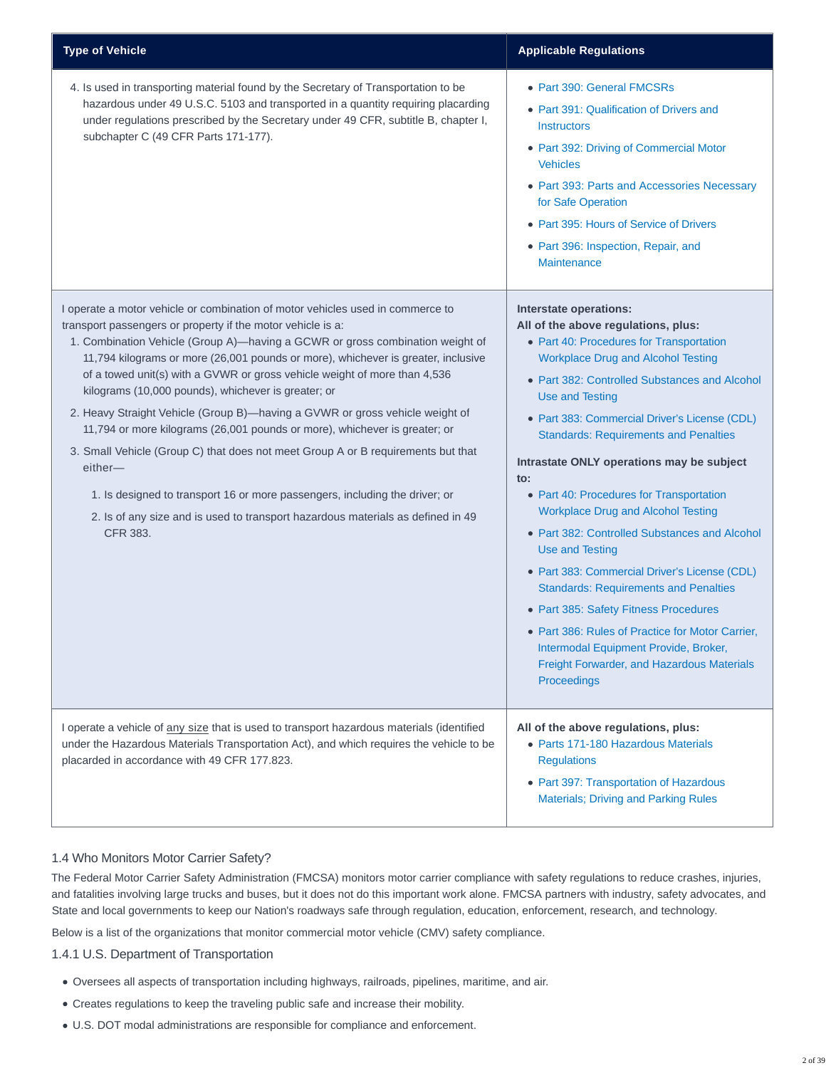| Type of Vehicle | Applicable Regulations |
| --- | --- |
| 4. Is used in transporting material found by the Secretary of Transportation to be hazardous under 49 U.S.C. 5103 and transported in a quantity requiring placarding under regulations prescribed by the Secretary under 49 CFR, subtitle B, chapter I, subchapter C (49 CFR Parts 171-177). | • Part 390: General FMCSRs<br>• Part 391: Qualification of Drivers and Instructors<br>• Part 392: Driving of Commercial Motor Vehicles<br>• Part 393: Parts and Accessories Necessary for Safe Operation<br>• Part 395: Hours of Service of Drivers<br>• Part 396: Inspection, Repair, and Maintenance |
| I operate a motor vehicle or combination of motor vehicles used in commerce to transport passengers or property if the motor vehicle is a:<br>1. Combination Vehicle (Group A)—having a GCWR or gross combination weight of 11,794 kilograms or more (26,001 pounds or more), whichever is greater, inclusive of a towed unit(s) with a GVWR or gross vehicle weight of more than 4,536 kilograms (10,000 pounds), whichever is greater; or<br>2. Heavy Straight Vehicle (Group B)—having a GVWR or gross vehicle weight of 11,794 or more kilograms (26,001 pounds or more), whichever is greater; or<br>3. Small Vehicle (Group C) that does not meet Group A or B requirements but that either—<br>1. Is designed to transport 16 or more passengers, including the driver; or<br>2. Is of any size and is used to transport hazardous materials as defined in 49 CFR 383. | **Interstate operations:**<br>**All of the above regulations, plus:**<br>• Part 40: Procedures for Transportation Workplace Drug and Alcohol Testing<br>• Part 382: Controlled Substances and Alcohol Use and Testing<br>• Part 383: Commercial Driver's License (CDL) Standards: Requirements and Penalties<br>**Intrastate ONLY operations may be subject to:**<br>• Part 40: Procedures for Transportation Workplace Drug and Alcohol Testing<br>• Part 382: Controlled Substances and Alcohol Use and Testing<br>• Part 383: Commercial Driver's License (CDL) Standards: Requirements and Penalties<br>• Part 385: Safety Fitness Procedures<br>• Part 386: Rules of Practice for Motor Carrier, Intermodal Equipment Provide, Broker, Freight Forwarder, and Hazardous Materials Proceedings |
| I operate a vehicle of any size that is used to transport hazardous materials (identified under the Hazardous Materials Transportation Act), and which requires the vehicle to be placarded in accordance with 49 CFR 177.823. | **All of the above regulations, plus:**<br>• Parts 171-180 Hazardous Materials Regulations<br>• Part 397: Transportation of Hazardous Materials; Driving and Parking Rules |

### 1.4 Who Monitors Motor Carrier Safety?

The Federal Motor Carrier Safety Administration (FMCSA) monitors motor carrier compliance with safety regulations to reduce crashes, injuries, and fatalities involving large trucks and buses, but it does not do this important work alone. FMCSA partners with industry, safety advocates, and State and local governments to keep our Nation's roadways safe through regulation, education, enforcement, research, and technology.

Below is a list of the organizations that monitor commercial motor vehicle (CMV) safety compliance.

#### 1.4.1 U.S. Department of Transportation

- Oversees all aspects of transportation including highways, railroads, pipelines, maritime, and air.
- Creates regulations to keep the traveling public safe and increase their mobility.
- U.S. DOT modal administrations are responsible for compliance and enforcement.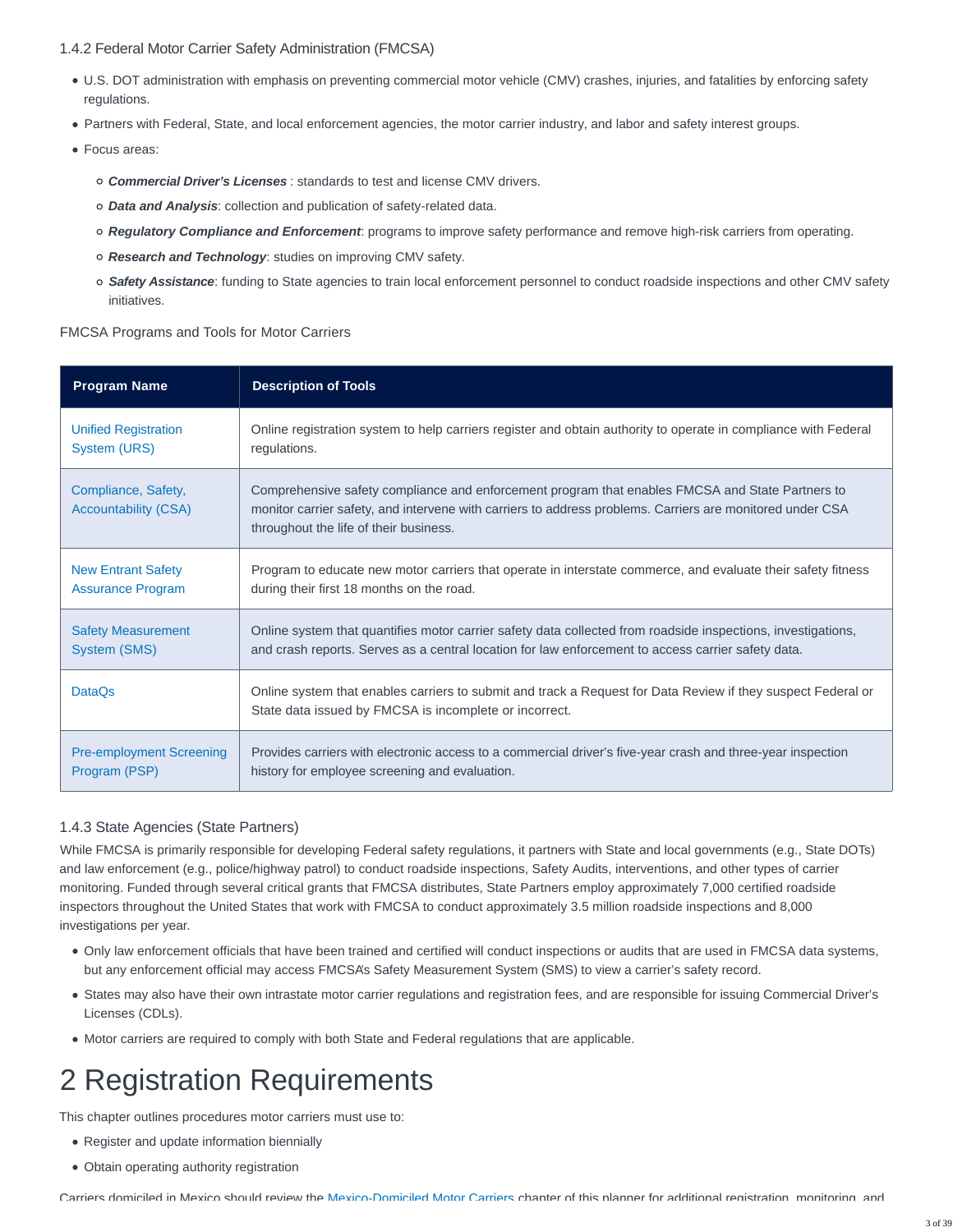### 1.4.2 Federal Motor Carrier Safety Administration (FMCSA)

- U.S. DOT administration with emphasis on preventing commercial motor vehicle (CMV) crashes, injuries, and fatalities by enforcing safety regulations.
- Partners with Federal, State, and local enforcement agencies, the motor carrier industry, and labor and safety interest groups.
- Focus areas:
  - ***Commercial Driver's Licenses*** : standards to test and license CMV drivers.
  - ***Data and Analysis***: collection and publication of safety-related data.
  - ***Regulatory Compliance and Enforcement***: programs to improve safety performance and remove high-risk carriers from operating.
  - ***Research and Technology***: studies on improving CMV safety.
  - ***Safety Assistance***: funding to State agencies to train local enforcement personnel to conduct roadside inspections and other CMV safety initiatives.

FMCSA Programs and Tools for Motor Carriers

| Program Name | Description of Tools |
| --- | --- |
| Unified Registration System (URS) | Online registration system to help carriers register and obtain authority to operate in compliance with Federal regulations. |
| Compliance, Safety, Accountability (CSA) | Comprehensive safety compliance and enforcement program that enables FMCSA and State Partners to monitor carrier safety, and intervene with carriers to address problems. Carriers are monitored under CSA throughout the life of their business. |
| New Entrant Safety Assurance Program | Program to educate new motor carriers that operate in interstate commerce, and evaluate their safety fitness during their first 18 months on the road. |
| Safety Measurement System (SMS) | Online system that quantifies motor carrier safety data collected from roadside inspections, investigations, and crash reports. Serves as a central location for law enforcement to access carrier safety data. |
| DataQs | Online system that enables carriers to submit and track a Request for Data Review if they suspect Federal or State data issued by FMCSA is incomplete or incorrect. |
| Pre-employment Screening Program (PSP) | Provides carriers with electronic access to a commercial driver's five-year crash and three-year inspection history for employee screening and evaluation. |

### 1.4.3 State Agencies (State Partners)

While FMCSA is primarily responsible for developing Federal safety regulations, it partners with State and local governments (e.g., State DOTs) and law enforcement (e.g., police/highway patrol) to conduct roadside inspections, Safety Audits, interventions, and other types of carrier monitoring. Funded through several critical grants that FMCSA distributes, State Partners employ approximately 7,000 certified roadside inspectors throughout the United States that work with FMCSA to conduct approximately 3.5 million roadside inspections and 8,000 investigations per year.

- Only law enforcement officials that have been trained and certified will conduct inspections or audits that are used in FMCSA data systems, but any enforcement official may access FMCSA's Safety Measurement System (SMS) to view a carrier's safety record.
- States may also have their own intrastate motor carrier regulations and registration fees, and are responsible for issuing Commercial Driver's Licenses (CDLs).
- Motor carriers are required to comply with both State and Federal regulations that are applicable.

# 2 Registration Requirements

This chapter outlines procedures motor carriers must use to:

- Register and update information biennially
- Obtain operating authority registration

Carriers domiciled in Mexico should review the Mexico-Domiciled Motor Carriers chapter of this planner for additional registration, monitoring, and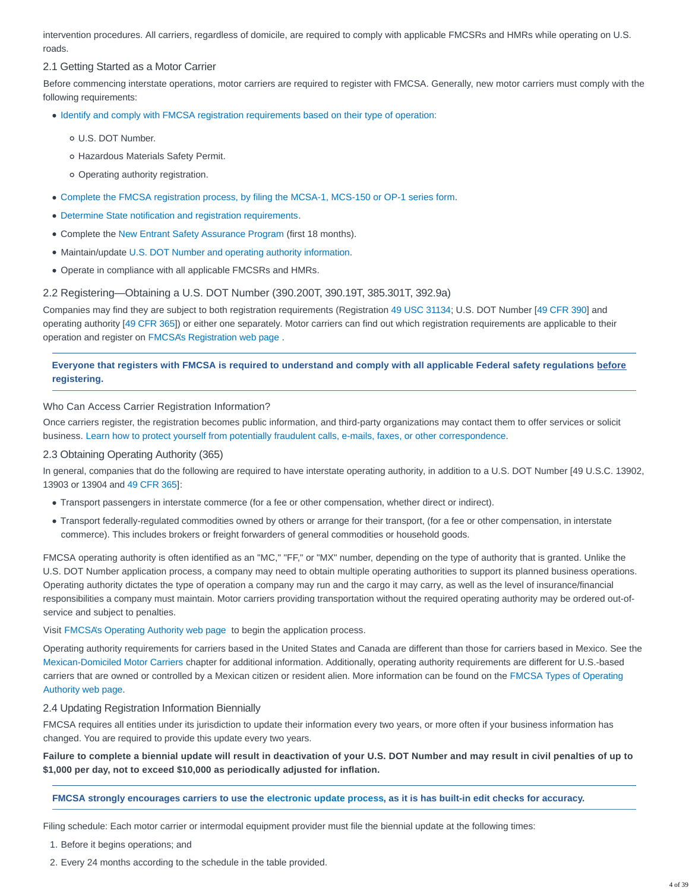intervention procedures. All carriers, regardless of domicile, are required to comply with applicable FMCSRs and HMRs while operating on U.S. roads.

### 2.1 Getting Started as a Motor Carrier

Before commencing interstate operations, motor carriers are required to register with FMCSA. Generally, new motor carriers must comply with the following requirements:

- Identify and comply with FMCSA registration requirements based on their type of operation:
  - U.S. DOT Number.
  - Hazardous Materials Safety Permit.
  - Operating authority registration.
- Complete the FMCSA registration process, by filing the MCSA-1, MCS-150 or OP-1 series form.
- Determine State notification and registration requirements.
- Complete the New Entrant Safety Assurance Program (first 18 months).
- Maintain/update U.S. DOT Number and operating authority information.
- Operate in compliance with all applicable FMCSRs and HMRs.

### 2.2 Registering—Obtaining a U.S. DOT Number (390.200T, 390.19T, 385.301T, 392.9a)

Companies may find they are subject to both registration requirements (Registration 49 USC 31134; U.S. DOT Number [49 CFR 390] and operating authority [49 CFR 365]) or either one separately. Motor carriers can find out which registration requirements are applicable to their operation and register on FMCSA's Registration web page .

**Everyone that registers with FMCSA is required to understand and comply with all applicable Federal safety regulations before registering.**

#### Who Can Access Carrier Registration Information?

Once carriers register, the registration becomes public information, and third-party organizations may contact them to offer services or solicit business. Learn how to protect yourself from potentially fraudulent calls, e-mails, faxes, or other correspondence.

### 2.3 Obtaining Operating Authority (365)

In general, companies that do the following are required to have interstate operating authority, in addition to a U.S. DOT Number [49 U.S.C. 13902, 13903 or 13904 and 49 CFR 365]:

- Transport passengers in interstate commerce (for a fee or other compensation, whether direct or indirect).
- Transport federally-regulated commodities owned by others or arrange for their transport, (for a fee or other compensation, in interstate commerce). This includes brokers or freight forwarders of general commodities or household goods.

FMCSA operating authority is often identified as an "MC," "FF," or "MX" number, depending on the type of authority that is granted. Unlike the U.S. DOT Number application process, a company may need to obtain multiple operating authorities to support its planned business operations. Operating authority dictates the type of operation a company may run and the cargo it may carry, as well as the level of insurance/financial responsibilities a company must maintain. Motor carriers providing transportation without the required operating authority may be ordered out-of-service and subject to penalties.

Visit FMCSA's Operating Authority web page to begin the application process.

Operating authority requirements for carriers based in the United States and Canada are different than those for carriers based in Mexico. See the Mexican-Domiciled Motor Carriers chapter for additional information. Additionally, operating authority requirements are different for U.S.-based carriers that are owned or controlled by a Mexican citizen or resident alien. More information can be found on the FMCSA Types of Operating Authority web page.

### 2.4 Updating Registration Information Biennially

FMCSA requires all entities under its jurisdiction to update their information every two years, or more often if your business information has changed. You are required to provide this update every two years.

**Failure to complete a biennial update will result in deactivation of your U.S. DOT Number and may result in civil penalties of up to $1,000 per day, not to exceed $10,000 as periodically adjusted for inflation.**

**FMCSA strongly encourages carriers to use the electronic update process, as it is has built-in edit checks for accuracy.**

Filing schedule: Each motor carrier or intermodal equipment provider must file the biennial update at the following times:

1. Before it begins operations; and
2. Every 24 months according to the schedule in the table provided.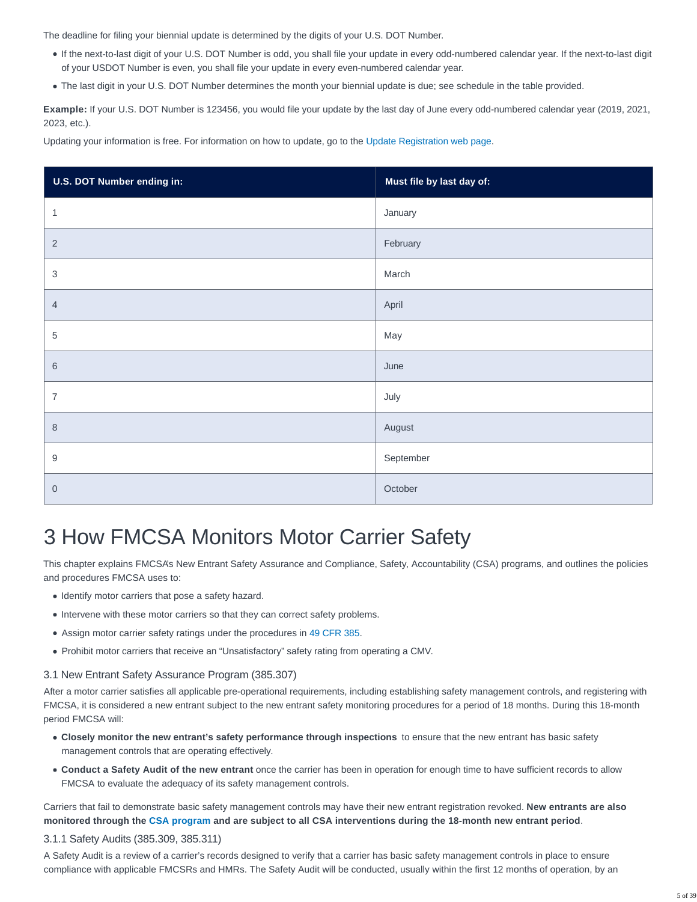The deadline for filing your biennial update is determined by the digits of your U.S. DOT Number.

- If the next-to-last digit of your U.S. DOT Number is odd, you shall file your update in every odd-numbered calendar year. If the next-to-last digit of your USDOT Number is even, you shall file your update in every even-numbered calendar year.
- The last digit in your U.S. DOT Number determines the month your biennial update is due; see schedule in the table provided.

**Example:** If your U.S. DOT Number is 123456, you would file your update by the last day of June every odd-numbered calendar year (2019, 2021, 2023, etc.).

Updating your information is free. For information on how to update, go to the Update Registration web page.

| U.S. DOT Number ending in: | Must file by last day of: |
|---|---|
| 1 | January |
| 2 | February |
| 3 | March |
| 4 | April |
| 5 | May |
| 6 | June |
| 7 | July |
| 8 | August |
| 9 | September |
| 0 | October |

# 3 How FMCSA Monitors Motor Carrier Safety

This chapter explains FMCSA's New Entrant Safety Assurance and Compliance, Safety, Accountability (CSA) programs, and outlines the policies and procedures FMCSA uses to:

- Identify motor carriers that pose a safety hazard.
- Intervene with these motor carriers so that they can correct safety problems.
- Assign motor carrier safety ratings under the procedures in 49 CFR 385.
- Prohibit motor carriers that receive an "Unsatisfactory" safety rating from operating a CMV.

## 3.1 New Entrant Safety Assurance Program (385.307)

After a motor carrier satisfies all applicable pre-operational requirements, including establishing safety management controls, and registering with FMCSA, it is considered a new entrant subject to the new entrant safety monitoring procedures for a period of 18 months. During this 18-month period FMCSA will:

- **Closely monitor the new entrant's safety performance through inspections** to ensure that the new entrant has basic safety management controls that are operating effectively.
- **Conduct a Safety Audit of the new entrant** once the carrier has been in operation for enough time to have sufficient records to allow FMCSA to evaluate the adequacy of its safety management controls.

Carriers that fail to demonstrate basic safety management controls may have their new entrant registration revoked. **New entrants are also monitored through the CSA program and are subject to all CSA interventions during the 18-month new entrant period**.

### 3.1.1 Safety Audits (385.309, 385.311)

A Safety Audit is a review of a carrier's records designed to verify that a carrier has basic safety management controls in place to ensure compliance with applicable FMCSRs and HMRs. The Safety Audit will be conducted, usually within the first 12 months of operation, by an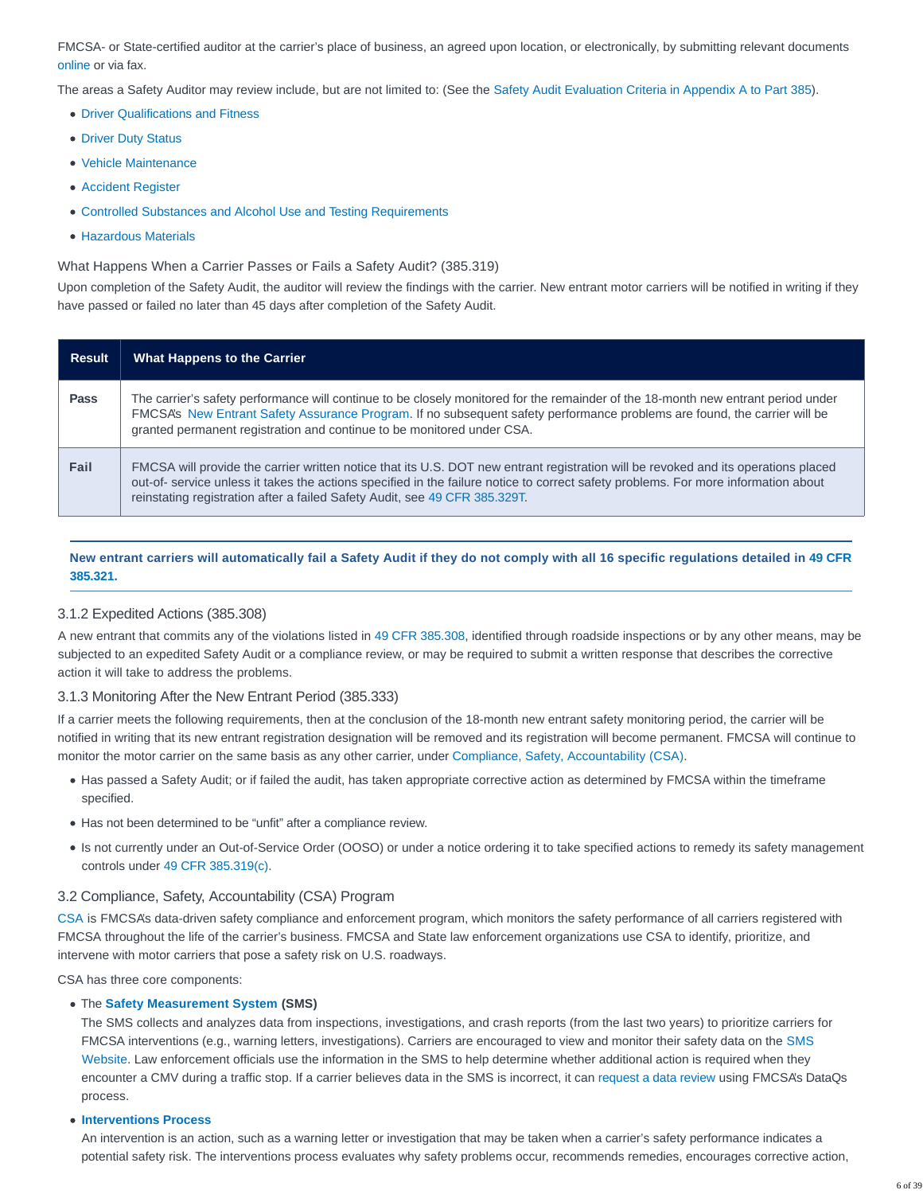FMCSA- or State-certified auditor at the carrier's place of business, an agreed upon location, or electronically, by submitting relevant documents online or via fax.

The areas a Safety Auditor may review include, but are not limited to: (See the Safety Audit Evaluation Criteria in Appendix A to Part 385).

- Driver Qualifications and Fitness
- Driver Duty Status
- Vehicle Maintenance
- Accident Register
- Controlled Substances and Alcohol Use and Testing Requirements
- Hazardous Materials

### What Happens When a Carrier Passes or Fails a Safety Audit? (385.319)

Upon completion of the Safety Audit, the auditor will review the findings with the carrier. New entrant motor carriers will be notified in writing if they have passed or failed no later than 45 days after completion of the Safety Audit.

| Result | What Happens to the Carrier |
|---|---|
| **Pass** | The carrier's safety performance will continue to be closely monitored for the remainder of the 18-month new entrant period under FMCSA's New Entrant Safety Assurance Program. If no subsequent safety performance problems are found, the carrier will be granted permanent registration and continue to be monitored under CSA. |
| **Fail** | FMCSA will provide the carrier written notice that its U.S. DOT new entrant registration will be revoked and its operations placed out-of- service unless it takes the actions specified in the failure notice to correct safety problems. For more information about reinstating registration after a failed Safety Audit, see 49 CFR 385.329T. |

**New entrant carriers will automatically fail a Safety Audit if they do not comply with all 16 specific regulations detailed in 49 CFR 385.321.**

### 3.1.2 Expedited Actions (385.308)

A new entrant that commits any of the violations listed in 49 CFR 385.308, identified through roadside inspections or by any other means, may be subjected to an expedited Safety Audit or a compliance review, or may be required to submit a written response that describes the corrective action it will take to address the problems.

### 3.1.3 Monitoring After the New Entrant Period (385.333)

If a carrier meets the following requirements, then at the conclusion of the 18-month new entrant safety monitoring period, the carrier will be notified in writing that its new entrant registration designation will be removed and its registration will become permanent. FMCSA will continue to monitor the motor carrier on the same basis as any other carrier, under Compliance, Safety, Accountability (CSA).

- Has passed a Safety Audit; or if failed the audit, has taken appropriate corrective action as determined by FMCSA within the timeframe specified.
- Has not been determined to be "unfit" after a compliance review.
- Is not currently under an Out-of-Service Order (OOSO) or under a notice ordering it to take specified actions to remedy its safety management controls under 49 CFR 385.319(c).

## 3.2 Compliance, Safety, Accountability (CSA) Program

CSA is FMCSA's data-driven safety compliance and enforcement program, which monitors the safety performance of all carriers registered with FMCSA throughout the life of the carrier's business. FMCSA and State law enforcement organizations use CSA to identify, prioritize, and intervene with motor carriers that pose a safety risk on U.S. roadways.

CSA has three core components:

- The **Safety Measurement System (SMS)**
  The SMS collects and analyzes data from inspections, investigations, and crash reports (from the last two years) to prioritize carriers for FMCSA interventions (e.g., warning letters, investigations). Carriers are encouraged to view and monitor their safety data on the SMS Website. Law enforcement officials use the information in the SMS to help determine whether additional action is required when they encounter a CMV during a traffic stop. If a carrier believes data in the SMS is incorrect, it can request a data review using FMCSA's DataQs process.
- **Interventions Process**
  An intervention is an action, such as a warning letter or investigation that may be taken when a carrier's safety performance indicates a potential safety risk. The interventions process evaluates why safety problems occur, recommends remedies, encourages corrective action,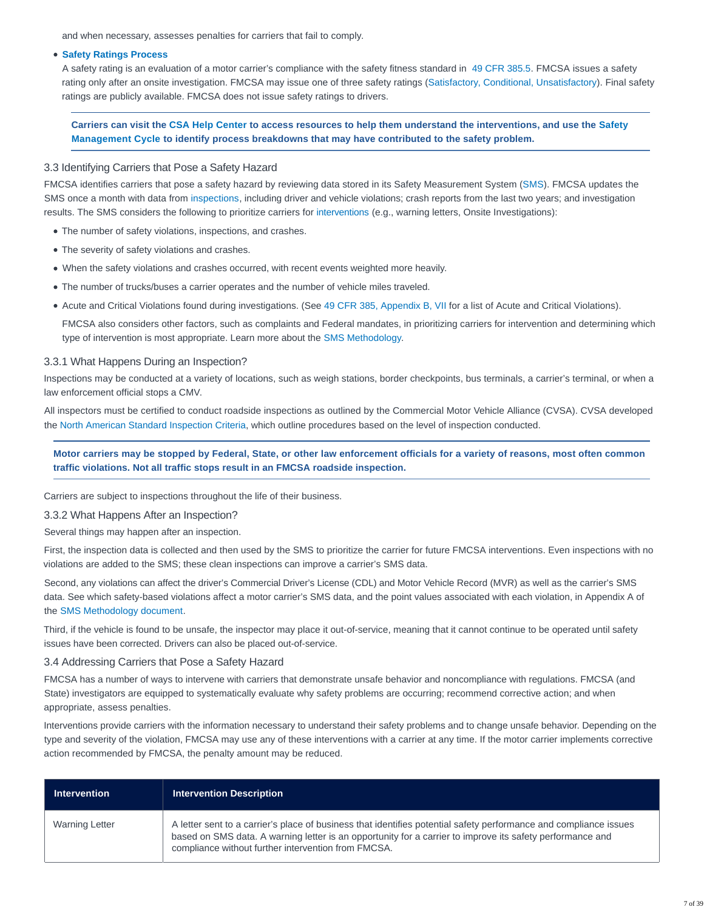and when necessary, assesses penalties for carriers that fail to comply.

- **Safety Ratings Process**

  A safety rating is an evaluation of a motor carrier's compliance with the safety fitness standard in 49 CFR 385.5. FMCSA issues a safety rating only after an onsite investigation. FMCSA may issue one of three safety ratings (Satisfactory, Conditional, Unsatisfactory). Final safety ratings are publicly available. FMCSA does not issue safety ratings to drivers.

**Carriers can visit the CSA Help Center to access resources to help them understand the interventions, and use the Safety Management Cycle to identify process breakdowns that may have contributed to the safety problem.**

### 3.3 Identifying Carriers that Pose a Safety Hazard

FMCSA identifies carriers that pose a safety hazard by reviewing data stored in its Safety Measurement System (SMS). FMCSA updates the SMS once a month with data from inspections, including driver and vehicle violations; crash reports from the last two years; and investigation results. The SMS considers the following to prioritize carriers for interventions (e.g., warning letters, Onsite Investigations):

- The number of safety violations, inspections, and crashes.
- The severity of safety violations and crashes.
- When the safety violations and crashes occurred, with recent events weighted more heavily.
- The number of trucks/buses a carrier operates and the number of vehicle miles traveled.
- Acute and Critical Violations found during investigations. (See 49 CFR 385, Appendix B, VII for a list of Acute and Critical Violations).

  FMCSA also considers other factors, such as complaints and Federal mandates, in prioritizing carriers for intervention and determining which type of intervention is most appropriate. Learn more about the SMS Methodology.

#### 3.3.1 What Happens During an Inspection?

Inspections may be conducted at a variety of locations, such as weigh stations, border checkpoints, bus terminals, a carrier's terminal, or when a law enforcement official stops a CMV.

All inspectors must be certified to conduct roadside inspections as outlined by the Commercial Motor Vehicle Alliance (CVSA). CVSA developed the North American Standard Inspection Criteria, which outline procedures based on the level of inspection conducted.

**Motor carriers may be stopped by Federal, State, or other law enforcement officials for a variety of reasons, most often common traffic violations. Not all traffic stops result in an FMCSA roadside inspection.**

Carriers are subject to inspections throughout the life of their business.

#### 3.3.2 What Happens After an Inspection?

Several things may happen after an inspection.

First, the inspection data is collected and then used by the SMS to prioritize the carrier for future FMCSA interventions. Even inspections with no violations are added to the SMS; these clean inspections can improve a carrier's SMS data.

Second, any violations can affect the driver's Commercial Driver's License (CDL) and Motor Vehicle Record (MVR) as well as the carrier's SMS data. See which safety-based violations affect a motor carrier's SMS data, and the point values associated with each violation, in Appendix A of the SMS Methodology document.

Third, if the vehicle is found to be unsafe, the inspector may place it out-of-service, meaning that it cannot continue to be operated until safety issues have been corrected. Drivers can also be placed out-of-service.

### 3.4 Addressing Carriers that Pose a Safety Hazard

FMCSA has a number of ways to intervene with carriers that demonstrate unsafe behavior and noncompliance with regulations. FMCSA (and State) investigators are equipped to systematically evaluate why safety problems are occurring; recommend corrective action; and when appropriate, assess penalties.

Interventions provide carriers with the information necessary to understand their safety problems and to change unsafe behavior. Depending on the type and severity of the violation, FMCSA may use any of these interventions with a carrier at any time. If the motor carrier implements corrective action recommended by FMCSA, the penalty amount may be reduced.

| Intervention | Intervention Description |
| --- | --- |
| Warning Letter | A letter sent to a carrier's place of business that identifies potential safety performance and compliance issues based on SMS data. A warning letter is an opportunity for a carrier to improve its safety performance and compliance without further intervention from FMCSA. |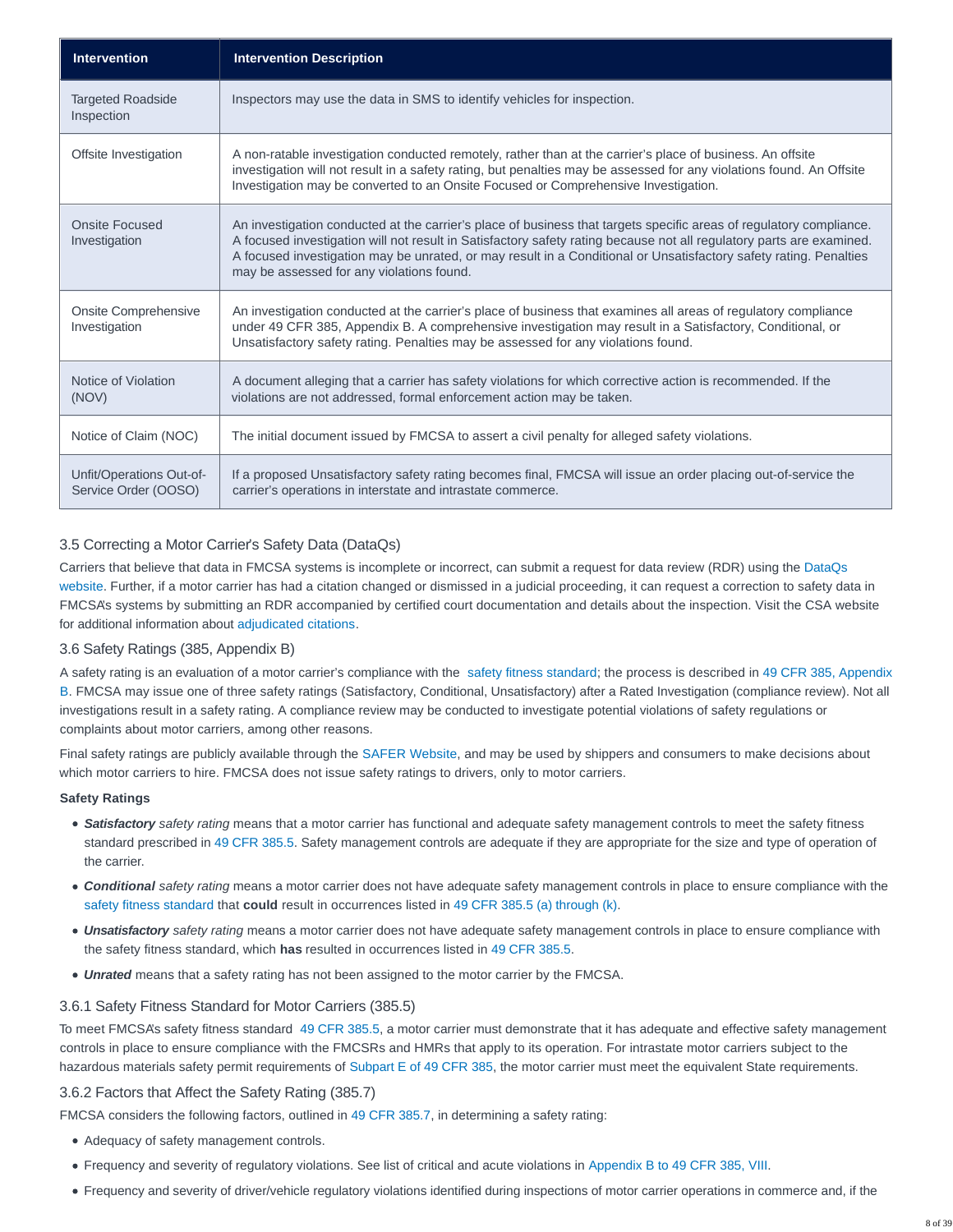| Intervention | Intervention Description |
| --- | --- |
| Targeted Roadside Inspection | Inspectors may use the data in SMS to identify vehicles for inspection. |
| Offsite Investigation | A non-ratable investigation conducted remotely, rather than at the carrier's place of business. An offsite investigation will not result in a safety rating, but penalties may be assessed for any violations found. An Offsite Investigation may be converted to an Onsite Focused or Comprehensive Investigation. |
| Onsite Focused Investigation | An investigation conducted at the carrier's place of business that targets specific areas of regulatory compliance. A focused investigation will not result in Satisfactory safety rating because not all regulatory parts are examined. A focused investigation may be unrated, or may result in a Conditional or Unsatisfactory safety rating. Penalties may be assessed for any violations found. |
| Onsite Comprehensive Investigation | An investigation conducted at the carrier's place of business that examines all areas of regulatory compliance under 49 CFR 385, Appendix B. A comprehensive investigation may result in a Satisfactory, Conditional, or Unsatisfactory safety rating. Penalties may be assessed for any violations found. |
| Notice of Violation (NOV) | A document alleging that a carrier has safety violations for which corrective action is recommended. If the violations are not addressed, formal enforcement action may be taken. |
| Notice of Claim (NOC) | The initial document issued by FMCSA to assert a civil penalty for alleged safety violations. |
| Unfit/Operations Out-of-Service Order (OOSO) | If a proposed Unsatisfactory safety rating becomes final, FMCSA will issue an order placing out-of-service the carrier's operations in interstate and intrastate commerce. |

### 3.5 Correcting a Motor Carrier's Safety Data (DataQs)

Carriers that believe that data in FMCSA systems is incomplete or incorrect, can submit a request for data review (RDR) using the DataQs website. Further, if a motor carrier has had a citation changed or dismissed in a judicial proceeding, it can request a correction to safety data in FMCSA's systems by submitting an RDR accompanied by certified court documentation and details about the inspection. Visit the CSA website for additional information about adjudicated citations.

### 3.6 Safety Ratings (385, Appendix B)

A safety rating is an evaluation of a motor carrier's compliance with the safety fitness standard; the process is described in 49 CFR 385, Appendix B. FMCSA may issue one of three safety ratings (Satisfactory, Conditional, Unsatisfactory) after a Rated Investigation (compliance review). Not all investigations result in a safety rating. A compliance review may be conducted to investigate potential violations of safety regulations or complaints about motor carriers, among other reasons.

Final safety ratings are publicly available through the SAFER Website, and may be used by shippers and consumers to make decisions about which motor carriers to hire. FMCSA does not issue safety ratings to drivers, only to motor carriers.

**Safety Ratings**

- ***Satisfactory*** *safety rating* means that a motor carrier has functional and adequate safety management controls to meet the safety fitness standard prescribed in 49 CFR 385.5. Safety management controls are adequate if they are appropriate for the size and type of operation of the carrier.
- ***Conditional*** *safety rating* means a motor carrier does not have adequate safety management controls in place to ensure compliance with the safety fitness standard that **could** result in occurrences listed in 49 CFR 385.5 (a) through (k).
- ***Unsatisfactory*** *safety rating* means a motor carrier does not have adequate safety management controls in place to ensure compliance with the safety fitness standard, which **has** resulted in occurrences listed in 49 CFR 385.5.
- ***Unrated*** means that a safety rating has not been assigned to the motor carrier by the FMCSA.

#### 3.6.1 Safety Fitness Standard for Motor Carriers (385.5)

To meet FMCSA's safety fitness standard 49 CFR 385.5, a motor carrier must demonstrate that it has adequate and effective safety management controls in place to ensure compliance with the FMCSRs and HMRs that apply to its operation. For intrastate motor carriers subject to the hazardous materials safety permit requirements of Subpart E of 49 CFR 385, the motor carrier must meet the equivalent State requirements.

#### 3.6.2 Factors that Affect the Safety Rating (385.7)

FMCSA considers the following factors, outlined in 49 CFR 385.7, in determining a safety rating:

- Adequacy of safety management controls.
- Frequency and severity of regulatory violations. See list of critical and acute violations in Appendix B to 49 CFR 385, VIII.
- Frequency and severity of driver/vehicle regulatory violations identified during inspections of motor carrier operations in commerce and, if the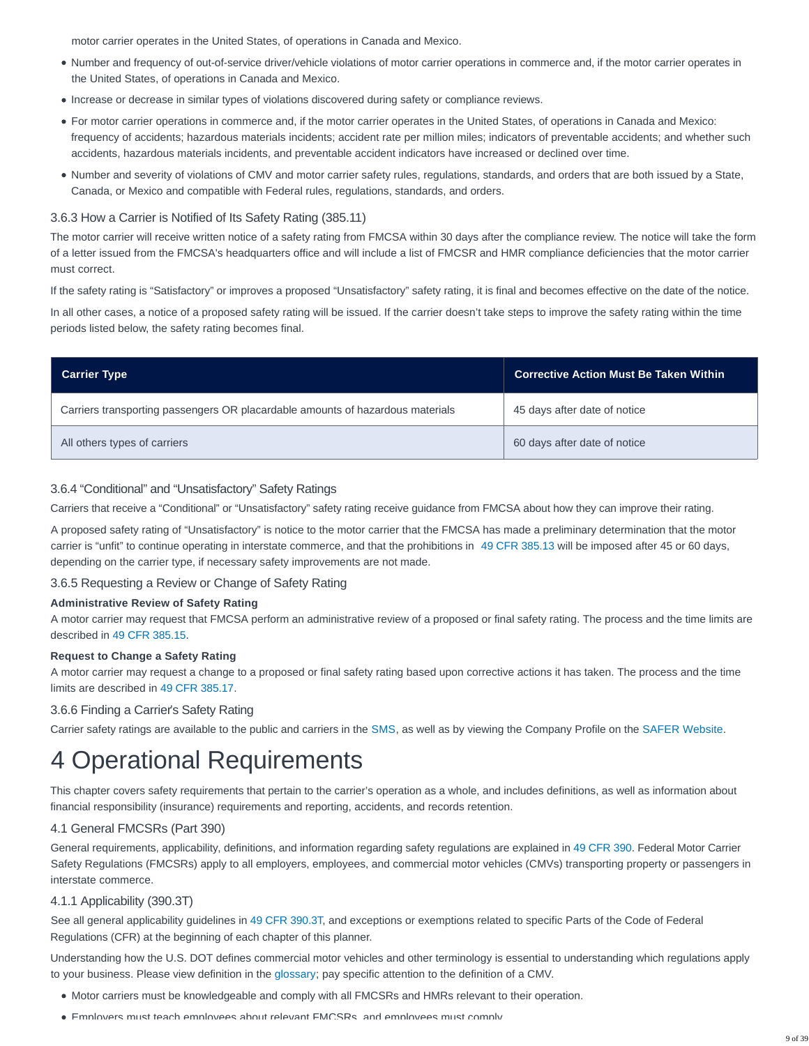motor carrier operates in the United States, of operations in Canada and Mexico.

- Number and frequency of out-of-service driver/vehicle violations of motor carrier operations in commerce and, if the motor carrier operates in the United States, of operations in Canada and Mexico.
- Increase or decrease in similar types of violations discovered during safety or compliance reviews.
- For motor carrier operations in commerce and, if the motor carrier operates in the United States, of operations in Canada and Mexico: frequency of accidents; hazardous materials incidents; accident rate per million miles; indicators of preventable accidents; and whether such accidents, hazardous materials incidents, and preventable accident indicators have increased or declined over time.
- Number and severity of violations of CMV and motor carrier safety rules, regulations, standards, and orders that are both issued by a State, Canada, or Mexico and compatible with Federal rules, regulations, standards, and orders.

### 3.6.3 How a Carrier is Notified of Its Safety Rating (385.11)

The motor carrier will receive written notice of a safety rating from FMCSA within 30 days after the compliance review. The notice will take the form of a letter issued from the FMCSA's headquarters office and will include a list of FMCSR and HMR compliance deficiencies that the motor carrier must correct.

If the safety rating is "Satisfactory" or improves a proposed "Unsatisfactory" safety rating, it is final and becomes effective on the date of the notice.

In all other cases, a notice of a proposed safety rating will be issued. If the carrier doesn't take steps to improve the safety rating within the time periods listed below, the safety rating becomes final.

| Carrier Type | Corrective Action Must Be Taken Within |
|---|---|
| Carriers transporting passengers OR placardable amounts of hazardous materials | 45 days after date of notice |
| All others types of carriers | 60 days after date of notice |

### 3.6.4 "Conditional" and "Unsatisfactory" Safety Ratings

Carriers that receive a "Conditional" or "Unsatisfactory" safety rating receive guidance from FMCSA about how they can improve their rating.

A proposed safety rating of "Unsatisfactory" is notice to the motor carrier that the FMCSA has made a preliminary determination that the motor carrier is "unfit" to continue operating in interstate commerce, and that the prohibitions in 49 CFR 385.13 will be imposed after 45 or 60 days, depending on the carrier type, if necessary safety improvements are not made.

### 3.6.5 Requesting a Review or Change of Safety Rating

**Administrative Review of Safety Rating**

A motor carrier may request that FMCSA perform an administrative review of a proposed or final safety rating. The process and the time limits are described in 49 CFR 385.15.

**Request to Change a Safety Rating**

A motor carrier may request a change to a proposed or final safety rating based upon corrective actions it has taken. The process and the time limits are described in 49 CFR 385.17.

### 3.6.6 Finding a Carrier's Safety Rating

Carrier safety ratings are available to the public and carriers in the SMS, as well as by viewing the Company Profile on the SAFER Website.

# 4 Operational Requirements

This chapter covers safety requirements that pertain to the carrier's operation as a whole, and includes definitions, as well as information about financial responsibility (insurance) requirements and reporting, accidents, and records retention.

## 4.1 General FMCSRs (Part 390)

General requirements, applicability, definitions, and information regarding safety regulations are explained in 49 CFR 390. Federal Motor Carrier Safety Regulations (FMCSRs) apply to all employers, employees, and commercial motor vehicles (CMVs) transporting property or passengers in interstate commerce.

### 4.1.1 Applicability (390.3T)

See all general applicability guidelines in 49 CFR 390.3T, and exceptions or exemptions related to specific Parts of the Code of Federal Regulations (CFR) at the beginning of each chapter of this planner.

Understanding how the U.S. DOT defines commercial motor vehicles and other terminology is essential to understanding which regulations apply to your business. Please view definition in the glossary; pay specific attention to the definition of a CMV.

- Motor carriers must be knowledgeable and comply with all FMCSRs and HMRs relevant to their operation.
- Employers must teach employees about relevant FMCSRs, and employees must comply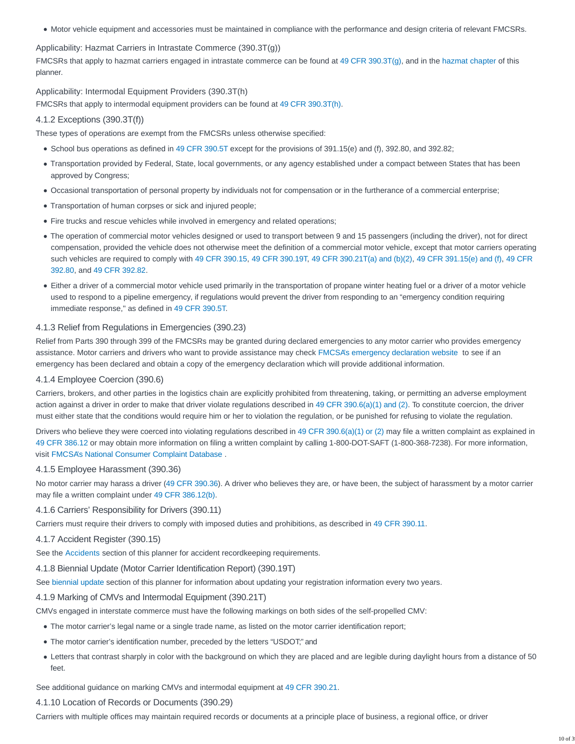- Motor vehicle equipment and accessories must be maintained in compliance with the performance and design criteria of relevant FMCSRs.

Applicability: Hazmat Carriers in Intrastate Commerce (390.3T(g))

FMCSRs that apply to hazmat carriers engaged in intrastate commerce can be found at 49 CFR 390.3T(g), and in the hazmat chapter of this planner.

Applicability: Intermodal Equipment Providers (390.3T(h)

FMCSRs that apply to intermodal equipment providers can be found at 49 CFR 390.3T(h).

### 4.1.2 Exceptions (390.3T(f))

These types of operations are exempt from the FMCSRs unless otherwise specified:

- School bus operations as defined in 49 CFR 390.5T except for the provisions of 391.15(e) and (f), 392.80, and 392.82;
- Transportation provided by Federal, State, local governments, or any agency established under a compact between States that has been approved by Congress;
- Occasional transportation of personal property by individuals not for compensation or in the furtherance of a commercial enterprise;
- Transportation of human corpses or sick and injured people;
- Fire trucks and rescue vehicles while involved in emergency and related operations;
- The operation of commercial motor vehicles designed or used to transport between 9 and 15 passengers (including the driver), not for direct compensation, provided the vehicle does not otherwise meet the definition of a commercial motor vehicle, except that motor carriers operating such vehicles are required to comply with 49 CFR 390.15, 49 CFR 390.19T, 49 CFR 390.21T(a) and (b)(2), 49 CFR 391.15(e) and (f), 49 CFR 392.80, and 49 CFR 392.82.
- Either a driver of a commercial motor vehicle used primarily in the transportation of propane winter heating fuel or a driver of a motor vehicle used to respond to a pipeline emergency, if regulations would prevent the driver from responding to an "emergency condition requiring immediate response," as defined in 49 CFR 390.5T.

### 4.1.3 Relief from Regulations in Emergencies (390.23)

Relief from Parts 390 through 399 of the FMCSRs may be granted during declared emergencies to any motor carrier who provides emergency assistance. Motor carriers and drivers who want to provide assistance may check FMCSA's emergency declaration website to see if an emergency has been declared and obtain a copy of the emergency declaration which will provide additional information.

### 4.1.4 Employee Coercion (390.6)

Carriers, brokers, and other parties in the logistics chain are explicitly prohibited from threatening, taking, or permitting an adverse employment action against a driver in order to make that driver violate regulations described in 49 CFR 390.6(a)(1) and (2). To constitute coercion, the driver must either state that the conditions would require him or her to violation the regulation, or be punished for refusing to violate the regulation.

Drivers who believe they were coerced into violating regulations described in 49 CFR 390.6(a)(1) or (2) may file a written complaint as explained in 49 CFR 386.12 or may obtain more information on filing a written complaint by calling 1-800-DOT-SAFT (1-800-368-7238). For more information, visit FMCSA's National Consumer Complaint Database .

### 4.1.5 Employee Harassment (390.36)

No motor carrier may harass a driver (49 CFR 390.36). A driver who believes they are, or have been, the subject of harassment by a motor carrier may file a written complaint under 49 CFR 386.12(b).

### 4.1.6 Carriers' Responsibility for Drivers (390.11)

Carriers must require their drivers to comply with imposed duties and prohibitions, as described in 49 CFR 390.11.

### 4.1.7 Accident Register (390.15)

See the Accidents section of this planner for accident recordkeeping requirements.

### 4.1.8 Biennial Update (Motor Carrier Identification Report) (390.19T)

See biennial update section of this planner for information about updating your registration information every two years.

### 4.1.9 Marking of CMVs and Intermodal Equipment (390.21T)

CMVs engaged in interstate commerce must have the following markings on both sides of the self-propelled CMV:

- The motor carrier's legal name or a single trade name, as listed on the motor carrier identification report;
- The motor carrier's identification number, preceded by the letters "USDOT;" and
- Letters that contrast sharply in color with the background on which they are placed and are legible during daylight hours from a distance of 50 feet.

See additional guidance on marking CMVs and intermodal equipment at 49 CFR 390.21.

### 4.1.10 Location of Records or Documents (390.29)

Carriers with multiple offices may maintain required records or documents at a principle place of business, a regional office, or driver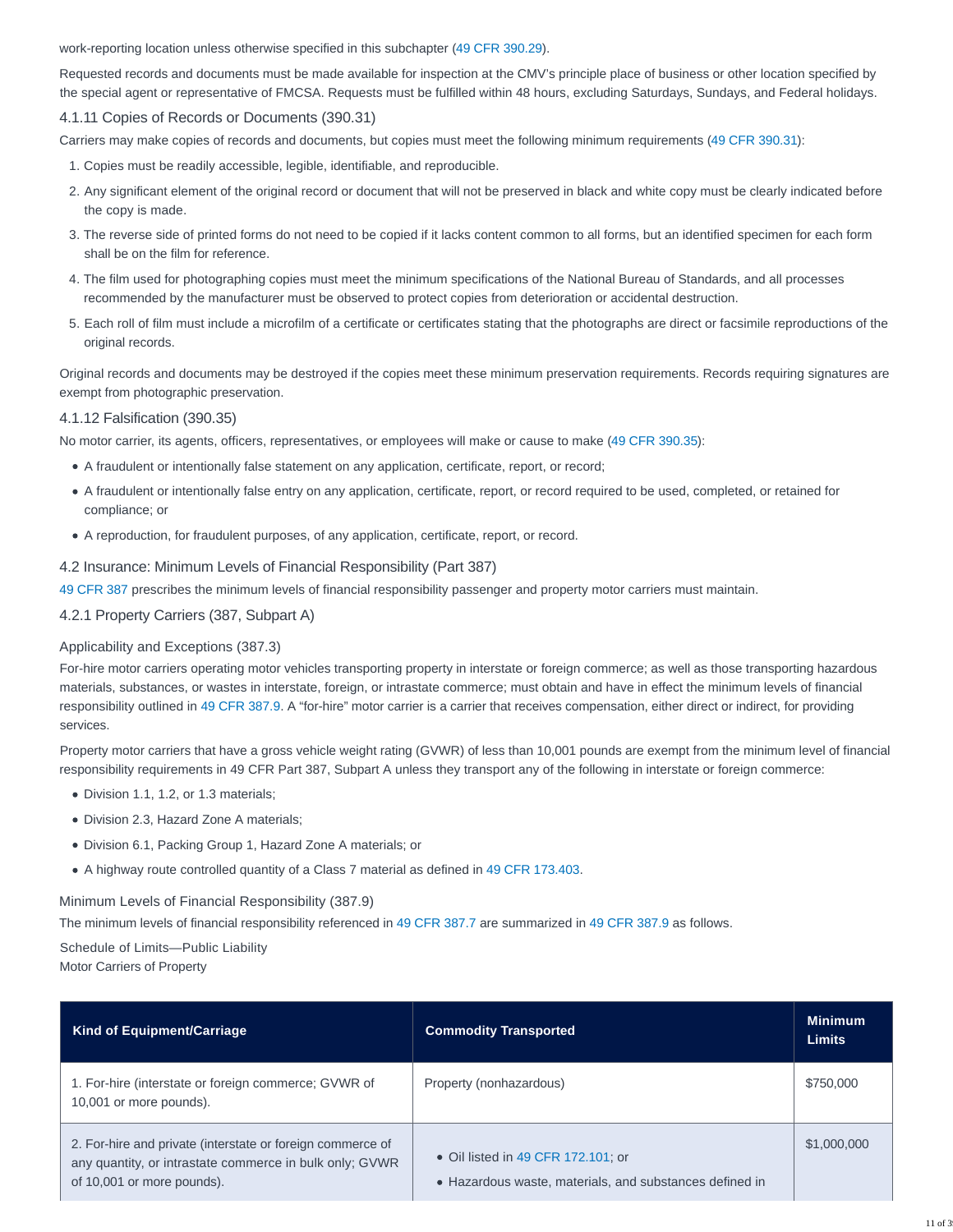work-reporting location unless otherwise specified in this subchapter (49 CFR 390.29).

Requested records and documents must be made available for inspection at the CMV's principle place of business or other location specified by the special agent or representative of FMCSA. Requests must be fulfilled within 48 hours, excluding Saturdays, Sundays, and Federal holidays.

#### 4.1.11 Copies of Records or Documents (390.31)

Carriers may make copies of records and documents, but copies must meet the following minimum requirements (49 CFR 390.31):

1. Copies must be readily accessible, legible, identifiable, and reproducible.
2. Any significant element of the original record or document that will not be preserved in black and white copy must be clearly indicated before the copy is made.
3. The reverse side of printed forms do not need to be copied if it lacks content common to all forms, but an identified specimen for each form shall be on the film for reference.
4. The film used for photographing copies must meet the minimum specifications of the National Bureau of Standards, and all processes recommended by the manufacturer must be observed to protect copies from deterioration or accidental destruction.
5. Each roll of film must include a microfilm of a certificate or certificates stating that the photographs are direct or facsimile reproductions of the original records.

Original records and documents may be destroyed if the copies meet these minimum preservation requirements. Records requiring signatures are exempt from photographic preservation.

#### 4.1.12 Falsification (390.35)

No motor carrier, its agents, officers, representatives, or employees will make or cause to make (49 CFR 390.35):

- A fraudulent or intentionally false statement on any application, certificate, report, or record;
- A fraudulent or intentionally false entry on any application, certificate, report, or record required to be used, completed, or retained for compliance; or
- A reproduction, for fraudulent purposes, of any application, certificate, report, or record.

### 4.2 Insurance: Minimum Levels of Financial Responsibility (Part 387)

49 CFR 387 prescribes the minimum levels of financial responsibility passenger and property motor carriers must maintain.

#### 4.2.1 Property Carriers (387, Subpart A)

##### Applicability and Exceptions (387.3)

For-hire motor carriers operating motor vehicles transporting property in interstate or foreign commerce; as well as those transporting hazardous materials, substances, or wastes in interstate, foreign, or intrastate commerce; must obtain and have in effect the minimum levels of financial responsibility outlined in 49 CFR 387.9. A "for-hire" motor carrier is a carrier that receives compensation, either direct or indirect, for providing services.

Property motor carriers that have a gross vehicle weight rating (GVWR) of less than 10,001 pounds are exempt from the minimum level of financial responsibility requirements in 49 CFR Part 387, Subpart A unless they transport any of the following in interstate or foreign commerce:

- Division 1.1, 1.2, or 1.3 materials;
- Division 2.3, Hazard Zone A materials;
- Division 6.1, Packing Group 1, Hazard Zone A materials; or
- A highway route controlled quantity of a Class 7 material as defined in 49 CFR 173.403.

##### Minimum Levels of Financial Responsibility (387.9)

The minimum levels of financial responsibility referenced in 49 CFR 387.7 are summarized in 49 CFR 387.9 as follows.

Schedule of Limits—Public Liability
Motor Carriers of Property

| Kind of Equipment/Carriage | Commodity Transported | Minimum Limits |
|---|---|---|
| 1. For-hire (interstate or foreign commerce; GVWR of 10,001 or more pounds). | Property (nonhazardous) | $750,000 |
| 2. For-hire and private (interstate or foreign commerce of any quantity, or intrastate commerce in bulk only; GVWR of 10,001 or more pounds). | • Oil listed in 49 CFR 172.101; or<br>• Hazardous waste, materials, and substances defined in | $1,000,000 |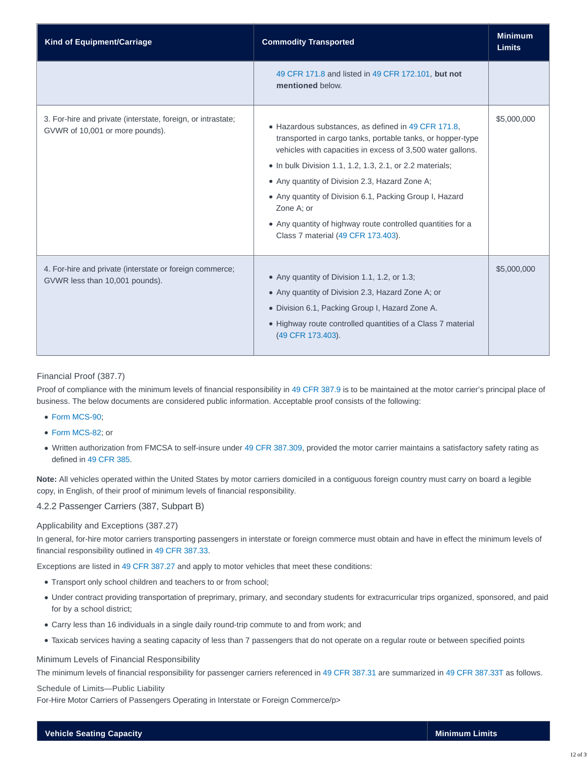| Kind of Equipment/Carriage | Commodity Transported | Minimum Limits |
| --- | --- | --- |
| | 49 CFR 171.8 and listed in 49 CFR 172.101, **but not mentioned** below. | |
| 3. For-hire and private (interstate, foreign, or intrastate; GVWR of 10,001 or more pounds). | • Hazardous substances, as defined in 49 CFR 171.8, transported in cargo tanks, portable tanks, or hopper-type vehicles with capacities in excess of 3,500 water gallons.<br>• In bulk Division 1.1, 1.2, 1.3, 2.1, or 2.2 materials;<br>• Any quantity of Division 2.3, Hazard Zone A;<br>• Any quantity of Division 6.1, Packing Group I, Hazard Zone A; or<br>• Any quantity of highway route controlled quantities for a Class 7 material (49 CFR 173.403). | $5,000,000 |
| 4. For-hire and private (interstate or foreign commerce; GVWR less than 10,001 pounds). | • Any quantity of Division 1.1, 1.2, or 1.3;<br>• Any quantity of Division 2.3, Hazard Zone A; or<br>• Division 6.1, Packing Group I, Hazard Zone A.<br>• Highway route controlled quantities of a Class 7 material (49 CFR 173.403). | $5,000,000 |

#### Financial Proof (387.7)

Proof of compliance with the minimum levels of financial responsibility in 49 CFR 387.9 is to be maintained at the motor carrier's principal place of business. The below documents are considered public information. Acceptable proof consists of the following:

- Form MCS-90;
- Form MCS-82; or
- Written authorization from FMCSA to self-insure under 49 CFR 387.309, provided the motor carrier maintains a satisfactory safety rating as defined in 49 CFR 385.

**Note:** All vehicles operated within the United States by motor carriers domiciled in a contiguous foreign country must carry on board a legible copy, in English, of their proof of minimum levels of financial responsibility.

### 4.2.2 Passenger Carriers (387, Subpart B)

#### Applicability and Exceptions (387.27)

In general, for-hire motor carriers transporting passengers in interstate or foreign commerce must obtain and have in effect the minimum levels of financial responsibility outlined in 49 CFR 387.33.

Exceptions are listed in 49 CFR 387.27 and apply to motor vehicles that meet these conditions:

- Transport only school children and teachers to or from school;
- Under contract providing transportation of preprimary, primary, and secondary students for extracurricular trips organized, sponsored, and paid for by a school district;
- Carry less than 16 individuals in a single daily round-trip commute to and from work; and
- Taxicab services having a seating capacity of less than 7 passengers that do not operate on a regular route or between specified points

#### Minimum Levels of Financial Responsibility

The minimum levels of financial responsibility for passenger carriers referenced in 49 CFR 387.31 are summarized in 49 CFR 387.33T as follows.

#### Schedule of Limits—Public Liability

For-Hire Motor Carriers of Passengers Operating in Interstate or Foreign Commerce/p>

| Vehicle Seating Capacity | Minimum Limits |
| --- | --- |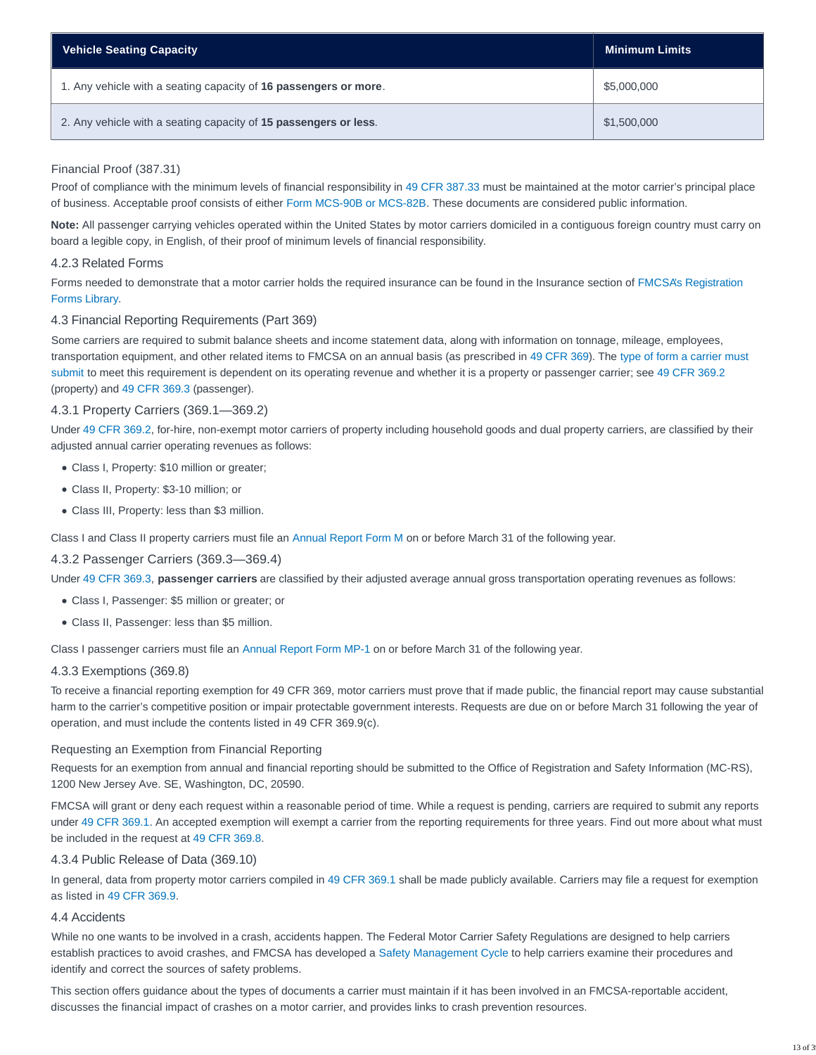| Vehicle Seating Capacity | Minimum Limits |
| --- | --- |
| 1. Any vehicle with a seating capacity of **16 passengers or more**. | $5,000,000 |
| 2. Any vehicle with a seating capacity of **15 passengers or less**. | $1,500,000 |

#### Financial Proof (387.31)

Proof of compliance with the minimum levels of financial responsibility in 49 CFR 387.33 must be maintained at the motor carrier's principal place of business. Acceptable proof consists of either Form MCS-90B or MCS-82B. These documents are considered public information.

**Note:** All passenger carrying vehicles operated within the United States by motor carriers domiciled in a contiguous foreign country must carry on board a legible copy, in English, of their proof of minimum levels of financial responsibility.

### 4.2.3 Related Forms

Forms needed to demonstrate that a motor carrier holds the required insurance can be found in the Insurance section of FMCSA's Registration Forms Library.

## 4.3 Financial Reporting Requirements (Part 369)

Some carriers are required to submit balance sheets and income statement data, along with information on tonnage, mileage, employees, transportation equipment, and other related items to FMCSA on an annual basis (as prescribed in 49 CFR 369). The type of form a carrier must submit to meet this requirement is dependent on its operating revenue and whether it is a property or passenger carrier; see 49 CFR 369.2 (property) and 49 CFR 369.3 (passenger).

### 4.3.1 Property Carriers (369.1—369.2)

Under 49 CFR 369.2, for-hire, non-exempt motor carriers of property including household goods and dual property carriers, are classified by their adjusted annual carrier operating revenues as follows:

- Class I, Property: $10 million or greater;
- Class II, Property: $3-10 million; or
- Class III, Property: less than $3 million.

Class I and Class II property carriers must file an Annual Report Form M on or before March 31 of the following year.

### 4.3.2 Passenger Carriers (369.3—369.4)

Under 49 CFR 369.3, **passenger carriers** are classified by their adjusted average annual gross transportation operating revenues as follows:

- Class I, Passenger: $5 million or greater; or
- Class II, Passenger: less than $5 million.

Class I passenger carriers must file an Annual Report Form MP-1 on or before March 31 of the following year.

### 4.3.3 Exemptions (369.8)

To receive a financial reporting exemption for 49 CFR 369, motor carriers must prove that if made public, the financial report may cause substantial harm to the carrier's competitive position or impair protectable government interests. Requests are due on or before March 31 following the year of operation, and must include the contents listed in 49 CFR 369.9(c).

#### Requesting an Exemption from Financial Reporting

Requests for an exemption from annual and financial reporting should be submitted to the Office of Registration and Safety Information (MC-RS), 1200 New Jersey Ave. SE, Washington, DC, 20590.

FMCSA will grant or deny each request within a reasonable period of time. While a request is pending, carriers are required to submit any reports under 49 CFR 369.1. An accepted exemption will exempt a carrier from the reporting requirements for three years. Find out more about what must be included in the request at 49 CFR 369.8.

### 4.3.4 Public Release of Data (369.10)

In general, data from property motor carriers compiled in 49 CFR 369.1 shall be made publicly available. Carriers may file a request for exemption as listed in 49 CFR 369.9.

## 4.4 Accidents

While no one wants to be involved in a crash, accidents happen. The Federal Motor Carrier Safety Regulations are designed to help carriers establish practices to avoid crashes, and FMCSA has developed a Safety Management Cycle to help carriers examine their procedures and identify and correct the sources of safety problems.

This section offers guidance about the types of documents a carrier must maintain if it has been involved in an FMCSA-reportable accident, discusses the financial impact of crashes on a motor carrier, and provides links to crash prevention resources.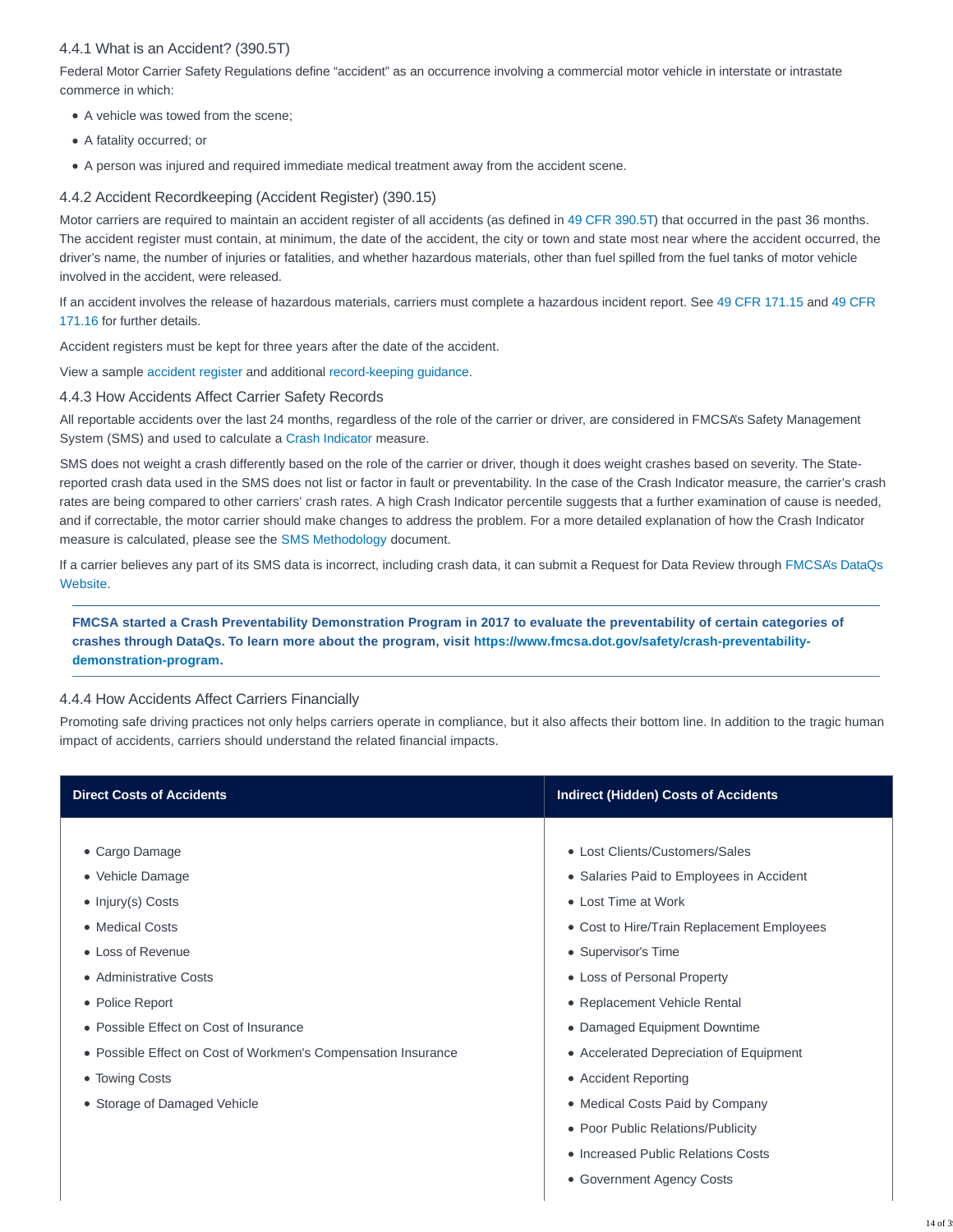### 4.4.1 What is an Accident? (390.5T)

Federal Motor Carrier Safety Regulations define "accident" as an occurrence involving a commercial motor vehicle in interstate or intrastate commerce in which:

- A vehicle was towed from the scene;
- A fatality occurred; or
- A person was injured and required immediate medical treatment away from the accident scene.

### 4.4.2 Accident Recordkeeping (Accident Register) (390.15)

Motor carriers are required to maintain an accident register of all accidents (as defined in 49 CFR 390.5T) that occurred in the past 36 months. The accident register must contain, at minimum, the date of the accident, the city or town and state most near where the accident occurred, the driver's name, the number of injuries or fatalities, and whether hazardous materials, other than fuel spilled from the fuel tanks of motor vehicle involved in the accident, were released.

If an accident involves the release of hazardous materials, carriers must complete a hazardous incident report. See 49 CFR 171.15 and 49 CFR 171.16 for further details.

Accident registers must be kept for three years after the date of the accident.

View a sample accident register and additional record-keeping guidance.

### 4.4.3 How Accidents Affect Carrier Safety Records

All reportable accidents over the last 24 months, regardless of the role of the carrier or driver, are considered in FMCSA's Safety Management System (SMS) and used to calculate a Crash Indicator measure.

SMS does not weight a crash differently based on the role of the carrier or driver, though it does weight crashes based on severity. The State-reported crash data used in the SMS does not list or factor in fault or preventability. In the case of the Crash Indicator measure, the carrier's crash rates are being compared to other carriers' crash rates. A high Crash Indicator percentile suggests that a further examination of cause is needed, and if correctable, the motor carrier should make changes to address the problem. For a more detailed explanation of how the Crash Indicator measure is calculated, please see the SMS Methodology document.

If a carrier believes any part of its SMS data is incorrect, including crash data, it can submit a Request for Data Review through FMCSA's DataQs Website.

**FMCSA started a Crash Preventability Demonstration Program in 2017 to evaluate the preventability of certain categories of crashes through DataQs. To learn more about the program, visit https://www.fmcsa.dot.gov/safety/crash-preventability-demonstration-program.**

### 4.4.4 How Accidents Affect Carriers Financially

Promoting safe driving practices not only helps carriers operate in compliance, but it also affects their bottom line. In addition to the tragic human impact of accidents, carriers should understand the related financial impacts.

| Direct Costs of Accidents | Indirect (Hidden) Costs of Accidents |
|---|---|
| • Cargo Damage<br>• Vehicle Damage<br>• Injury(s) Costs<br>• Medical Costs<br>• Loss of Revenue<br>• Administrative Costs<br>• Police Report<br>• Possible Effect on Cost of Insurance<br>• Possible Effect on Cost of Workmen's Compensation Insurance<br>• Towing Costs<br>• Storage of Damaged Vehicle | • Lost Clients/Customers/Sales<br>• Salaries Paid to Employees in Accident<br>• Lost Time at Work<br>• Cost to Hire/Train Replacement Employees<br>• Supervisor's Time<br>• Loss of Personal Property<br>• Replacement Vehicle Rental<br>• Damaged Equipment Downtime<br>• Accelerated Depreciation of Equipment<br>• Accident Reporting<br>• Medical Costs Paid by Company<br>• Poor Public Relations/Publicity<br>• Increased Public Relations Costs<br>• Government Agency Costs |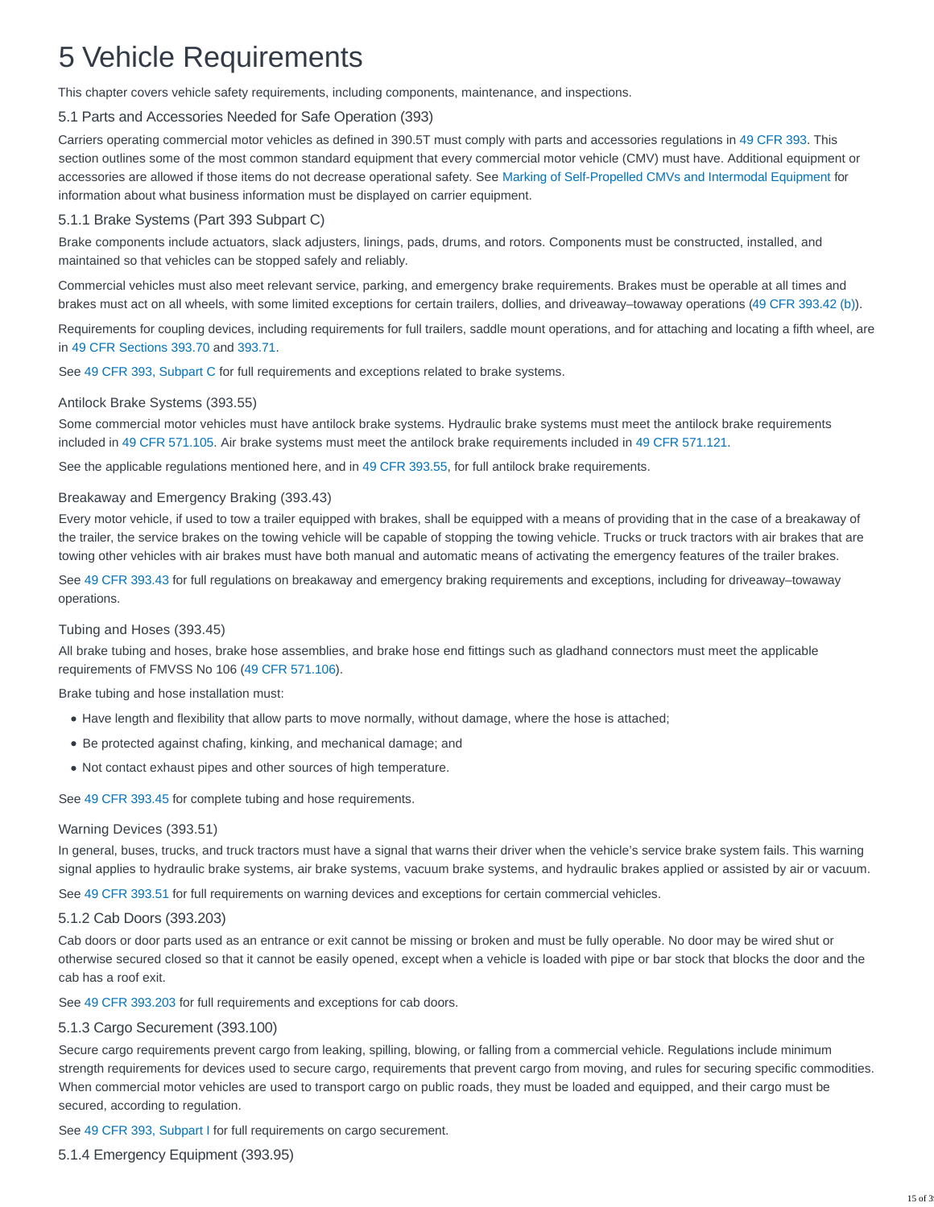# 5 Vehicle Requirements

This chapter covers vehicle safety requirements, including components, maintenance, and inspections.

## 5.1 Parts and Accessories Needed for Safe Operation (393)

Carriers operating commercial motor vehicles as defined in 390.5T must comply with parts and accessories regulations in 49 CFR 393. This section outlines some of the most common standard equipment that every commercial motor vehicle (CMV) must have. Additional equipment or accessories are allowed if those items do not decrease operational safety. See Marking of Self-Propelled CMVs and Intermodal Equipment for information about what business information must be displayed on carrier equipment.

### 5.1.1 Brake Systems (Part 393 Subpart C)

Brake components include actuators, slack adjusters, linings, pads, drums, and rotors. Components must be constructed, installed, and maintained so that vehicles can be stopped safely and reliably.

Commercial vehicles must also meet relevant service, parking, and emergency brake requirements. Brakes must be operable at all times and brakes must act on all wheels, with some limited exceptions for certain trailers, dollies, and driveaway–towaway operations (49 CFR 393.42 (b)).

Requirements for coupling devices, including requirements for full trailers, saddle mount operations, and for attaching and locating a fifth wheel, are in 49 CFR Sections 393.70 and 393.71.

See 49 CFR 393, Subpart C for full requirements and exceptions related to brake systems.

#### Antilock Brake Systems (393.55)

Some commercial motor vehicles must have antilock brake systems. Hydraulic brake systems must meet the antilock brake requirements included in 49 CFR 571.105. Air brake systems must meet the antilock brake requirements included in 49 CFR 571.121.

See the applicable regulations mentioned here, and in 49 CFR 393.55, for full antilock brake requirements.

#### Breakaway and Emergency Braking (393.43)

Every motor vehicle, if used to tow a trailer equipped with brakes, shall be equipped with a means of providing that in the case of a breakaway of the trailer, the service brakes on the towing vehicle will be capable of stopping the towing vehicle. Trucks or truck tractors with air brakes that are towing other vehicles with air brakes must have both manual and automatic means of activating the emergency features of the trailer brakes.

See 49 CFR 393.43 for full regulations on breakaway and emergency braking requirements and exceptions, including for driveaway–towaway operations.

#### Tubing and Hoses (393.45)

All brake tubing and hoses, brake hose assemblies, and brake hose end fittings such as gladhand connectors must meet the applicable requirements of FMVSS No 106 (49 CFR 571.106).

Brake tubing and hose installation must:

- Have length and flexibility that allow parts to move normally, without damage, where the hose is attached;
- Be protected against chafing, kinking, and mechanical damage; and
- Not contact exhaust pipes and other sources of high temperature.

See 49 CFR 393.45 for complete tubing and hose requirements.

#### Warning Devices (393.51)

In general, buses, trucks, and truck tractors must have a signal that warns their driver when the vehicle's service brake system fails. This warning signal applies to hydraulic brake systems, air brake systems, vacuum brake systems, and hydraulic brakes applied or assisted by air or vacuum.

See 49 CFR 393.51 for full requirements on warning devices and exceptions for certain commercial vehicles.

### 5.1.2 Cab Doors (393.203)

Cab doors or door parts used as an entrance or exit cannot be missing or broken and must be fully operable. No door may be wired shut or otherwise secured closed so that it cannot be easily opened, except when a vehicle is loaded with pipe or bar stock that blocks the door and the cab has a roof exit.

See 49 CFR 393.203 for full requirements and exceptions for cab doors.

### 5.1.3 Cargo Securement (393.100)

Secure cargo requirements prevent cargo from leaking, spilling, blowing, or falling from a commercial vehicle. Regulations include minimum strength requirements for devices used to secure cargo, requirements that prevent cargo from moving, and rules for securing specific commodities. When commercial motor vehicles are used to transport cargo on public roads, they must be loaded and equipped, and their cargo must be secured, according to regulation.

See 49 CFR 393, Subpart I for full requirements on cargo securement.

### 5.1.4 Emergency Equipment (393.95)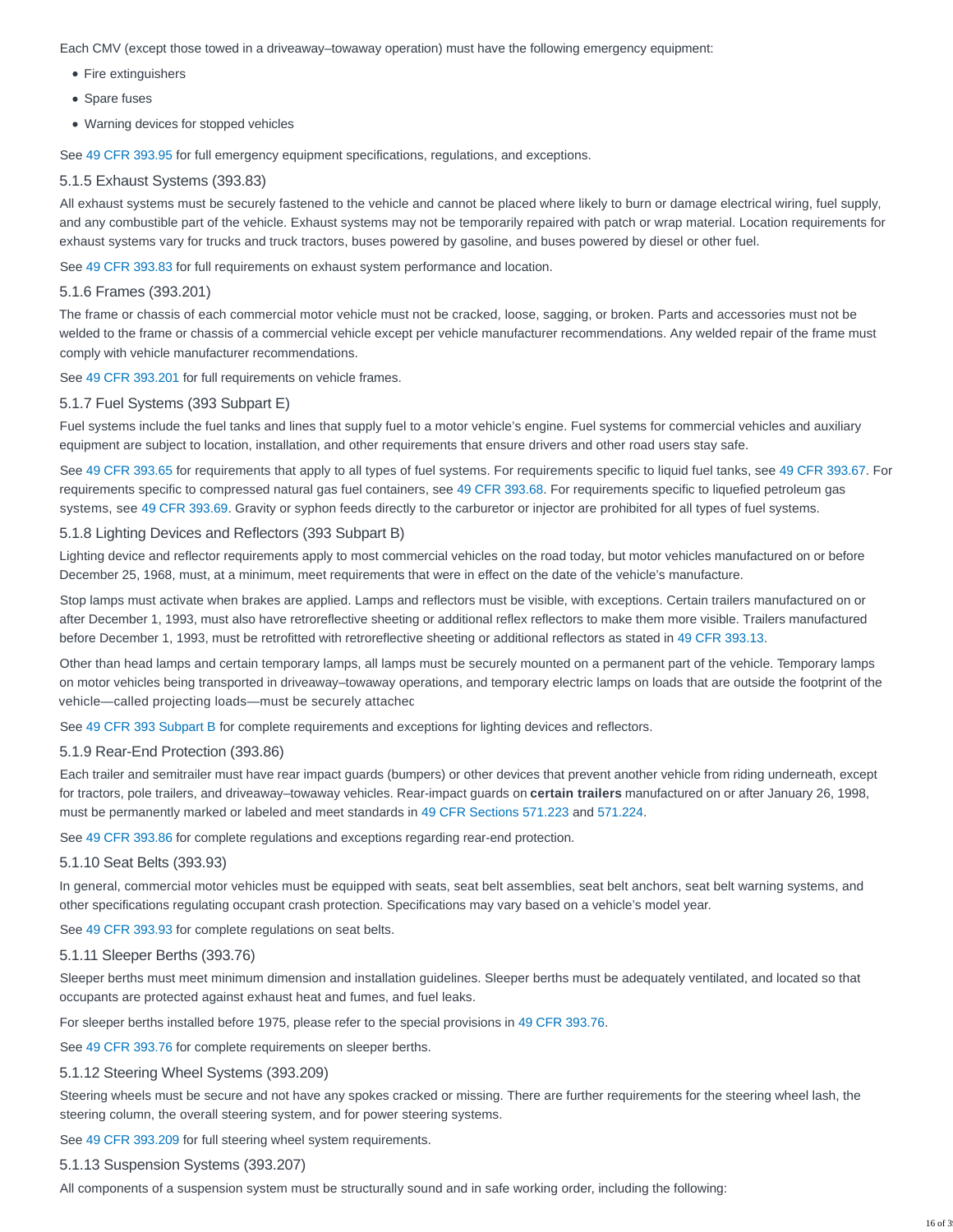Each CMV (except those towed in a driveaway–towaway operation) must have the following emergency equipment:

- Fire extinguishers
- Spare fuses
- Warning devices for stopped vehicles

See 49 CFR 393.95 for full emergency equipment specifications, regulations, and exceptions.

### 5.1.5 Exhaust Systems (393.83)

All exhaust systems must be securely fastened to the vehicle and cannot be placed where likely to burn or damage electrical wiring, fuel supply, and any combustible part of the vehicle. Exhaust systems may not be temporarily repaired with patch or wrap material. Location requirements for exhaust systems vary for trucks and truck tractors, buses powered by gasoline, and buses powered by diesel or other fuel.

See 49 CFR 393.83 for full requirements on exhaust system performance and location.

### 5.1.6 Frames (393.201)

The frame or chassis of each commercial motor vehicle must not be cracked, loose, sagging, or broken. Parts and accessories must not be welded to the frame or chassis of a commercial vehicle except per vehicle manufacturer recommendations. Any welded repair of the frame must comply with vehicle manufacturer recommendations.

See 49 CFR 393.201 for full requirements on vehicle frames.

### 5.1.7 Fuel Systems (393 Subpart E)

Fuel systems include the fuel tanks and lines that supply fuel to a motor vehicle's engine. Fuel systems for commercial vehicles and auxiliary equipment are subject to location, installation, and other requirements that ensure drivers and other road users stay safe.

See 49 CFR 393.65 for requirements that apply to all types of fuel systems. For requirements specific to liquid fuel tanks, see 49 CFR 393.67. For requirements specific to compressed natural gas fuel containers, see 49 CFR 393.68. For requirements specific to liquefied petroleum gas systems, see 49 CFR 393.69. Gravity or syphon feeds directly to the carburetor or injector are prohibited for all types of fuel systems.

### 5.1.8 Lighting Devices and Reflectors (393 Subpart B)

Lighting device and reflector requirements apply to most commercial vehicles on the road today, but motor vehicles manufactured on or before December 25, 1968, must, at a minimum, meet requirements that were in effect on the date of the vehicle's manufacture.

Stop lamps must activate when brakes are applied. Lamps and reflectors must be visible, with exceptions. Certain trailers manufactured on or after December 1, 1993, must also have retroreflective sheeting or additional reflex reflectors to make them more visible. Trailers manufactured before December 1, 1993, must be retrofitted with retroreflective sheeting or additional reflectors as stated in 49 CFR 393.13.

Other than head lamps and certain temporary lamps, all lamps must be securely mounted on a permanent part of the vehicle. Temporary lamps on motor vehicles being transported in driveaway–towaway operations, and temporary electric lamps on loads that are outside the footprint of the vehicle—called projecting loads—must be securely attached.

See 49 CFR 393 Subpart B for complete requirements and exceptions for lighting devices and reflectors.

### 5.1.9 Rear-End Protection (393.86)

Each trailer and semitrailer must have rear impact guards (bumpers) or other devices that prevent another vehicle from riding underneath, except for tractors, pole trailers, and driveaway–towaway vehicles. Rear-impact guards on **certain trailers** manufactured on or after January 26, 1998, must be permanently marked or labeled and meet standards in 49 CFR Sections 571.223 and 571.224.

See 49 CFR 393.86 for complete regulations and exceptions regarding rear-end protection.

### 5.1.10 Seat Belts (393.93)

In general, commercial motor vehicles must be equipped with seats, seat belt assemblies, seat belt anchors, seat belt warning systems, and other specifications regulating occupant crash protection. Specifications may vary based on a vehicle's model year.

See 49 CFR 393.93 for complete regulations on seat belts.

### 5.1.11 Sleeper Berths (393.76)

Sleeper berths must meet minimum dimension and installation guidelines. Sleeper berths must be adequately ventilated, and located so that occupants are protected against exhaust heat and fumes, and fuel leaks.

For sleeper berths installed before 1975, please refer to the special provisions in 49 CFR 393.76.

See 49 CFR 393.76 for complete requirements on sleeper berths.

### 5.1.12 Steering Wheel Systems (393.209)

Steering wheels must be secure and not have any spokes cracked or missing. There are further requirements for the steering wheel lash, the steering column, the overall steering system, and for power steering systems.

See 49 CFR 393.209 for full steering wheel system requirements.

### 5.1.13 Suspension Systems (393.207)

All components of a suspension system must be structurally sound and in safe working order, including the following: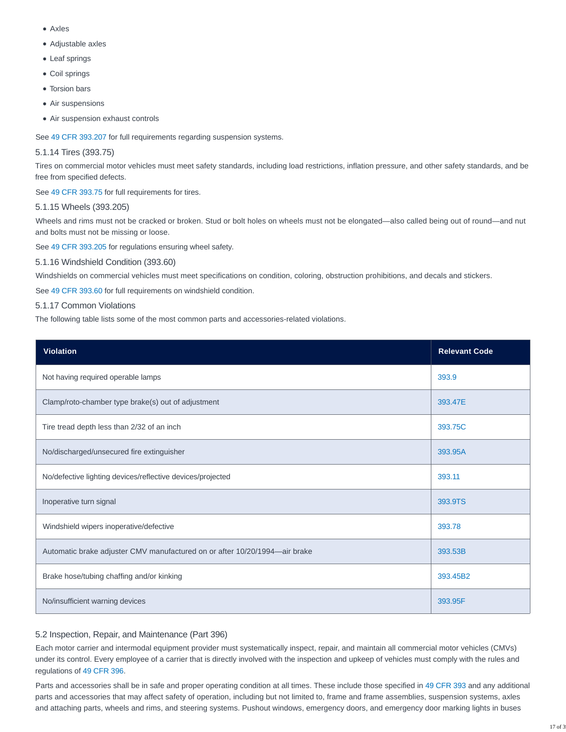- Axles
- Adjustable axles
- Leaf springs
- Coil springs
- Torsion bars
- Air suspensions
- Air suspension exhaust controls

See 49 CFR 393.207 for full requirements regarding suspension systems.

### 5.1.14 Tires (393.75)

Tires on commercial motor vehicles must meet safety standards, including load restrictions, inflation pressure, and other safety standards, and be free from specified defects.

See 49 CFR 393.75 for full requirements for tires.

### 5.1.15 Wheels (393.205)

Wheels and rims must not be cracked or broken. Stud or bolt holes on wheels must not be elongated—also called being out of round—and nut and bolts must not be missing or loose.

See 49 CFR 393.205 for regulations ensuring wheel safety.

### 5.1.16 Windshield Condition (393.60)

Windshields on commercial vehicles must meet specifications on condition, coloring, obstruction prohibitions, and decals and stickers.

See 49 CFR 393.60 for full requirements on windshield condition.

### 5.1.17 Common Violations

The following table lists some of the most common parts and accessories-related violations.

| Violation | Relevant Code |
|---|---|
| Not having required operable lamps | 393.9 |
| Clamp/roto-chamber type brake(s) out of adjustment | 393.47E |
| Tire tread depth less than 2/32 of an inch | 393.75C |
| No/discharged/unsecured fire extinguisher | 393.95A |
| No/defective lighting devices/reflective devices/projected | 393.11 |
| Inoperative turn signal | 393.9TS |
| Windshield wipers inoperative/defective | 393.78 |
| Automatic brake adjuster CMV manufactured on or after 10/20/1994—air brake | 393.53B |
| Brake hose/tubing chaffing and/or kinking | 393.45B2 |
| No/insufficient warning devices | 393.95F |

## 5.2 Inspection, Repair, and Maintenance (Part 396)

Each motor carrier and intermodal equipment provider must systematically inspect, repair, and maintain all commercial motor vehicles (CMVs) under its control. Every employee of a carrier that is directly involved with the inspection and upkeep of vehicles must comply with the rules and regulations of 49 CFR 396.

Parts and accessories shall be in safe and proper operating condition at all times. These include those specified in 49 CFR 393 and any additional parts and accessories that may affect safety of operation, including but not limited to, frame and frame assemblies, suspension systems, axles and attaching parts, wheels and rims, and steering systems. Pushout windows, emergency doors, and emergency door marking lights in buses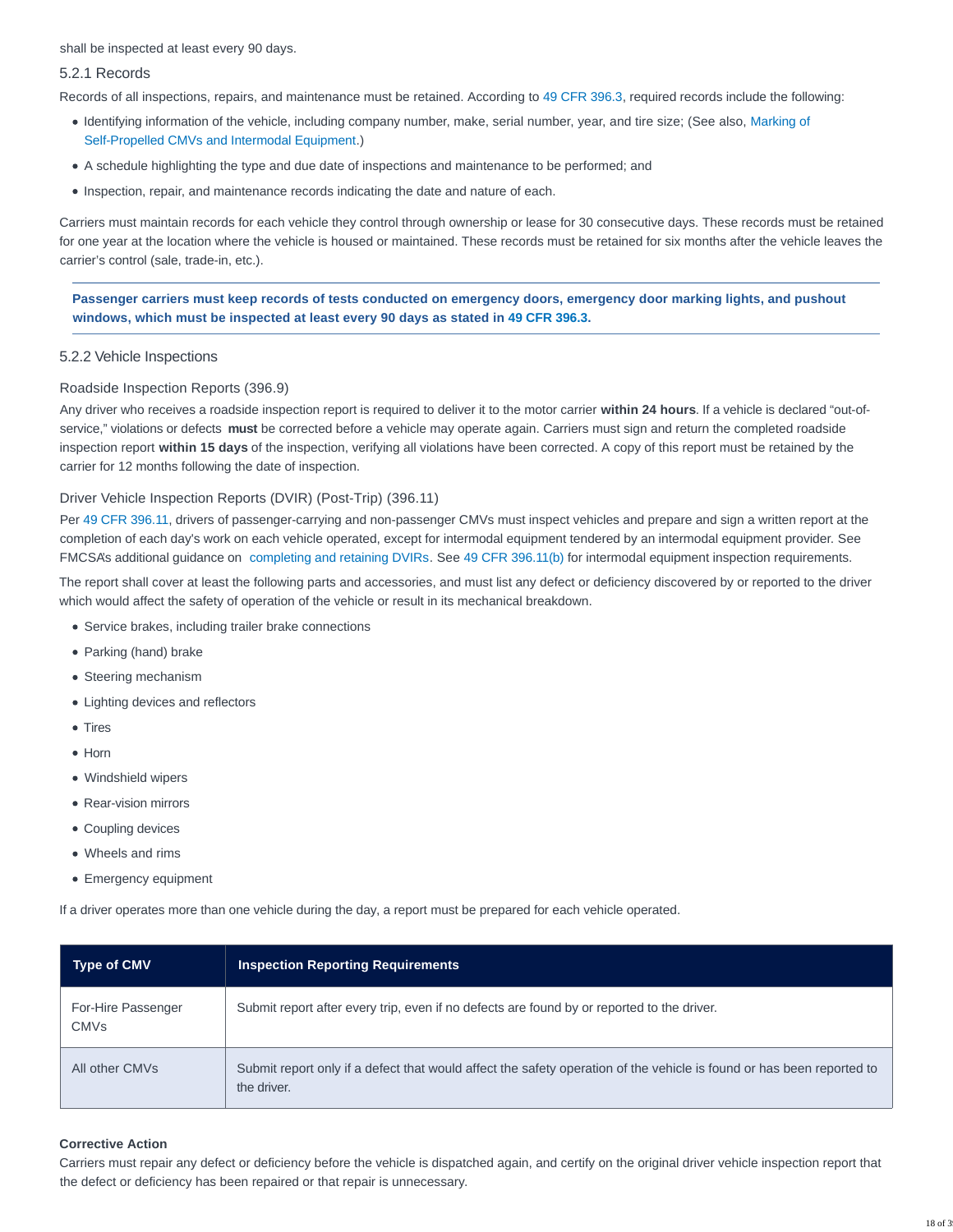shall be inspected at least every 90 days.

### 5.2.1 Records

Records of all inspections, repairs, and maintenance must be retained. According to 49 CFR 396.3, required records include the following:

- Identifying information of the vehicle, including company number, make, serial number, year, and tire size; (See also, Marking of Self-Propelled CMVs and Intermodal Equipment.)
- A schedule highlighting the type and due date of inspections and maintenance to be performed; and
- Inspection, repair, and maintenance records indicating the date and nature of each.

Carriers must maintain records for each vehicle they control through ownership or lease for 30 consecutive days. These records must be retained for one year at the location where the vehicle is housed or maintained. These records must be retained for six months after the vehicle leaves the carrier's control (sale, trade-in, etc.).

**Passenger carriers must keep records of tests conducted on emergency doors, emergency door marking lights, and pushout windows, which must be inspected at least every 90 days as stated in 49 CFR 396.3.**

### 5.2.2 Vehicle Inspections

#### Roadside Inspection Reports (396.9)

Any driver who receives a roadside inspection report is required to deliver it to the motor carrier **within 24 hours**. If a vehicle is declared "out-of-service," violations or defects **must** be corrected before a vehicle may operate again. Carriers must sign and return the completed roadside inspection report **within 15 days** of the inspection, verifying all violations have been corrected. A copy of this report must be retained by the carrier for 12 months following the date of inspection.

#### Driver Vehicle Inspection Reports (DVIR) (Post-Trip) (396.11)

Per 49 CFR 396.11, drivers of passenger-carrying and non-passenger CMVs must inspect vehicles and prepare and sign a written report at the completion of each day's work on each vehicle operated, except for intermodal equipment tendered by an intermodal equipment provider. See FMCSA's additional guidance on completing and retaining DVIRs. See 49 CFR 396.11(b) for intermodal equipment inspection requirements.

The report shall cover at least the following parts and accessories, and must list any defect or deficiency discovered by or reported to the driver which would affect the safety of operation of the vehicle or result in its mechanical breakdown.

- Service brakes, including trailer brake connections
- Parking (hand) brake
- Steering mechanism
- Lighting devices and reflectors
- Tires
- Horn
- Windshield wipers
- Rear-vision mirrors
- Coupling devices
- Wheels and rims
- Emergency equipment

If a driver operates more than one vehicle during the day, a report must be prepared for each vehicle operated.

| Type of CMV | Inspection Reporting Requirements |
|---|---|
| For-Hire Passenger CMVs | Submit report after every trip, even if no defects are found by or reported to the driver. |
| All other CMVs | Submit report only if a defect that would affect the safety operation of the vehicle is found or has been reported to the driver. |

**Corrective Action**

Carriers must repair any defect or deficiency before the vehicle is dispatched again, and certify on the original driver vehicle inspection report that the defect or deficiency has been repaired or that repair is unnecessary.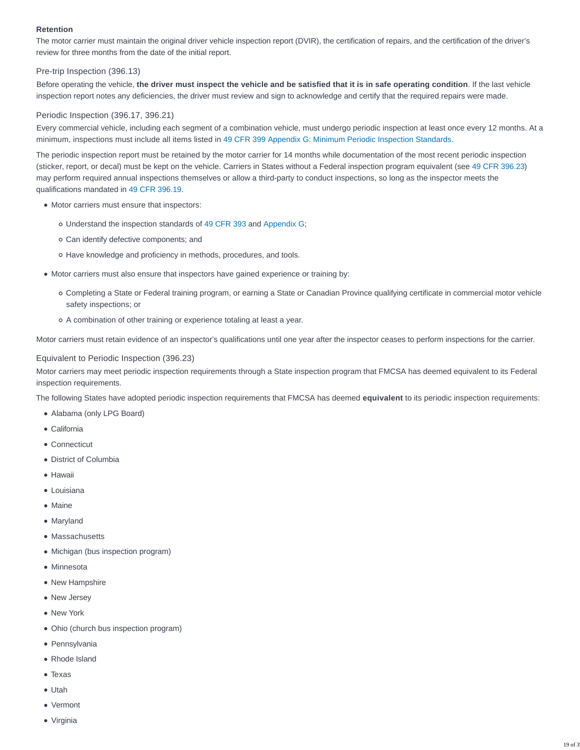**Retention**

The motor carrier must maintain the original driver vehicle inspection report (DVIR), the certification of repairs, and the certification of the driver's review for three months from the date of the initial report.

### Pre-trip Inspection (396.13)

Before operating the vehicle, **the driver must inspect the vehicle and be satisfied that it is in safe operating condition**. If the last vehicle inspection report notes any deficiencies, the driver must review and sign to acknowledge and certify that the required repairs were made.

### Periodic Inspection (396.17, 396.21)

Every commercial vehicle, including each segment of a combination vehicle, must undergo periodic inspection at least once every 12 months. At a minimum, inspections must include all items listed in 49 CFR 399 Appendix G: Minimum Periodic Inspection Standards.

The periodic inspection report must be retained by the motor carrier for 14 months while documentation of the most recent periodic inspection (sticker, report, or decal) must be kept on the vehicle. Carriers in States without a Federal inspection program equivalent (see 49 CFR 396.23) may perform required annual inspections themselves or allow a third-party to conduct inspections, so long as the inspector meets the qualifications mandated in 49 CFR 396.19.

- Motor carriers must ensure that inspectors:
  - Understand the inspection standards of 49 CFR 393 and Appendix G;
  - Can identify defective components; and
  - Have knowledge and proficiency in methods, procedures, and tools.
- Motor carriers must also ensure that inspectors have gained experience or training by:
  - Completing a State or Federal training program, or earning a State or Canadian Province qualifying certificate in commercial motor vehicle safety inspections; or
  - A combination of other training or experience totaling at least a year.

Motor carriers must retain evidence of an inspector's qualifications until one year after the inspector ceases to perform inspections for the carrier.

### Equivalent to Periodic Inspection (396.23)

Motor carriers may meet periodic inspection requirements through a State inspection program that FMCSA has deemed equivalent to its Federal inspection requirements.

The following States have adopted periodic inspection requirements that FMCSA has deemed **equivalent** to its periodic inspection requirements:

- Alabama (only LPG Board)
- California
- Connecticut
- District of Columbia
- Hawaii
- Louisiana
- Maine
- Maryland
- Massachusetts
- Michigan (bus inspection program)
- Minnesota
- New Hampshire
- New Jersey
- New York
- Ohio (church bus inspection program)
- Pennsylvania
- Rhode Island
- Texas
- Utah
- Vermont
- Virginia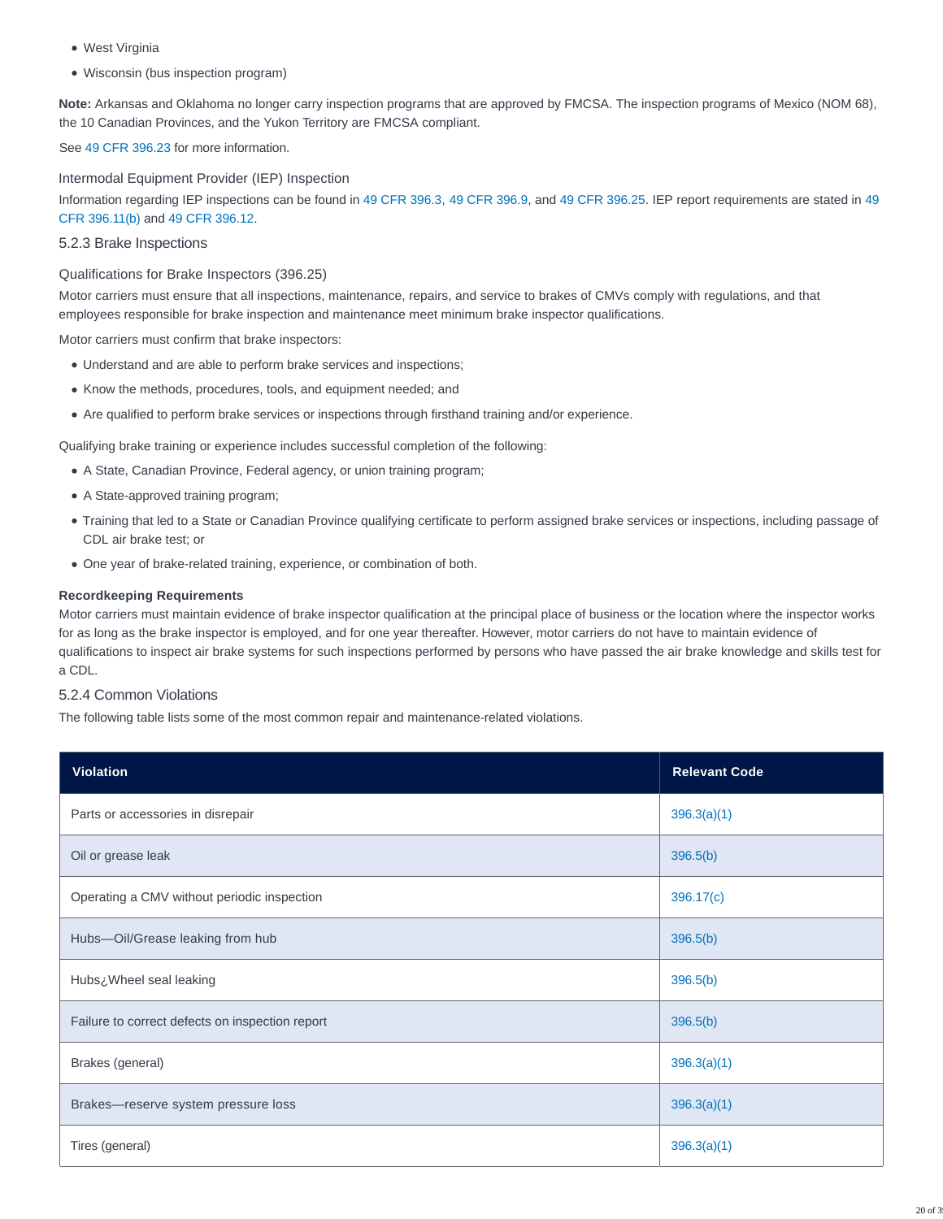- West Virginia
- Wisconsin (bus inspection program)

**Note:** Arkansas and Oklahoma no longer carry inspection programs that are approved by FMCSA. The inspection programs of Mexico (NOM 68), the 10 Canadian Provinces, and the Yukon Territory are FMCSA compliant.

See 49 CFR 396.23 for more information.

### Intermodal Equipment Provider (IEP) Inspection

Information regarding IEP inspections can be found in 49 CFR 396.3, 49 CFR 396.9, and 49 CFR 396.25. IEP report requirements are stated in 49 CFR 396.11(b) and 49 CFR 396.12.

## 5.2.3 Brake Inspections

### Qualifications for Brake Inspectors (396.25)

Motor carriers must ensure that all inspections, maintenance, repairs, and service to brakes of CMVs comply with regulations, and that employees responsible for brake inspection and maintenance meet minimum brake inspector qualifications.

Motor carriers must confirm that brake inspectors:

- Understand and are able to perform brake services and inspections;
- Know the methods, procedures, tools, and equipment needed; and
- Are qualified to perform brake services or inspections through firsthand training and/or experience.

Qualifying brake training or experience includes successful completion of the following:

- A State, Canadian Province, Federal agency, or union training program;
- A State-approved training program;
- Training that led to a State or Canadian Province qualifying certificate to perform assigned brake services or inspections, including passage of CDL air brake test; or
- One year of brake-related training, experience, or combination of both.

**Recordkeeping Requirements**

Motor carriers must maintain evidence of brake inspector qualification at the principal place of business or the location where the inspector works for as long as the brake inspector is employed, and for one year thereafter. However, motor carriers do not have to maintain evidence of qualifications to inspect air brake systems for such inspections performed by persons who have passed the air brake knowledge and skills test for a CDL.

## 5.2.4 Common Violations

The following table lists some of the most common repair and maintenance-related violations.

| Violation | Relevant Code |
| --- | --- |
| Parts or accessories in disrepair | 396.3(a)(1) |
| Oil or grease leak | 396.5(b) |
| Operating a CMV without periodic inspection | 396.17(c) |
| Hubs—Oil/Grease leaking from hub | 396.5(b) |
| Hubs¿Wheel seal leaking | 396.5(b) |
| Failure to correct defects on inspection report | 396.5(b) |
| Brakes (general) | 396.3(a)(1) |
| Brakes—reserve system pressure loss | 396.3(a)(1) |
| Tires (general) | 396.3(a)(1) |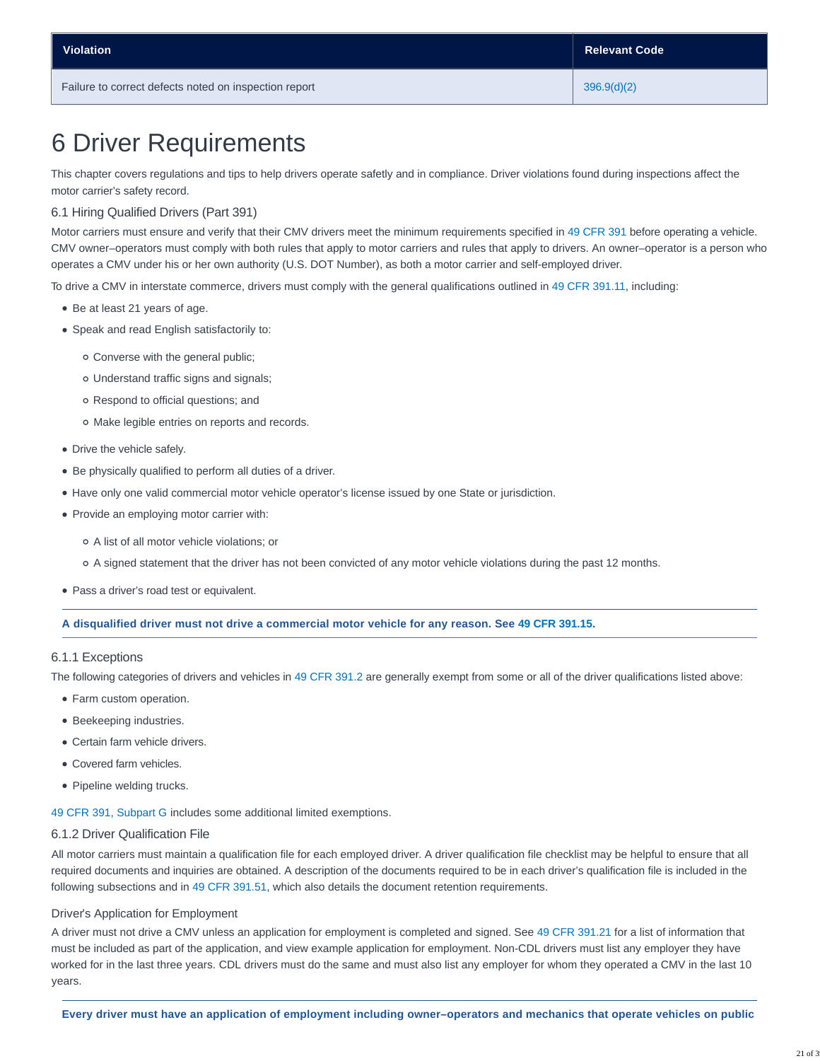| Violation | Relevant Code |
|---|---|
| Failure to correct defects noted on inspection report | 396.9(d)(2) |

# 6 Driver Requirements

This chapter covers regulations and tips to help drivers operate safely and in compliance. Driver violations found during inspections affect the motor carrier's safety record.

### 6.1 Hiring Qualified Drivers (Part 391)

Motor carriers must ensure and verify that their CMV drivers meet the minimum requirements specified in 49 CFR 391 before operating a vehicle. CMV owner–operators must comply with both rules that apply to motor carriers and rules that apply to drivers. An owner–operator is a person who operates a CMV under his or her own authority (U.S. DOT Number), as both a motor carrier and self-employed driver.

To drive a CMV in interstate commerce, drivers must comply with the general qualifications outlined in 49 CFR 391.11, including:

- Be at least 21 years of age.
- Speak and read English satisfactorily to:
  - Converse with the general public;
  - Understand traffic signs and signals;
  - Respond to official questions; and
  - Make legible entries on reports and records.
- Drive the vehicle safely.
- Be physically qualified to perform all duties of a driver.
- Have only one valid commercial motor vehicle operator's license issued by one State or jurisdiction.
- Provide an employing motor carrier with:
  - A list of all motor vehicle violations; or
  - A signed statement that the driver has not been convicted of any motor vehicle violations during the past 12 months.
- Pass a driver's road test or equivalent.

**A disqualified driver must not drive a commercial motor vehicle for any reason. See 49 CFR 391.15.**

#### 6.1.1 Exceptions

The following categories of drivers and vehicles in 49 CFR 391.2 are generally exempt from some or all of the driver qualifications listed above:

- Farm custom operation.
- Beekeeping industries.
- Certain farm vehicle drivers.
- Covered farm vehicles.
- Pipeline welding trucks.

49 CFR 391, Subpart G includes some additional limited exemptions.

#### 6.1.2 Driver Qualification File

All motor carriers must maintain a qualification file for each employed driver. A driver qualification file checklist may be helpful to ensure that all required documents and inquiries are obtained. A description of the documents required to be in each driver's qualification file is included in the following subsections and in 49 CFR 391.51, which also details the document retention requirements.

##### Driver's Application for Employment

A driver must not drive a CMV unless an application for employment is completed and signed. See 49 CFR 391.21 for a list of information that must be included as part of the application, and view example application for employment. Non-CDL drivers must list any employer they have worked for in the last three years. CDL drivers must do the same and must also list any employer for whom they operated a CMV in the last 10 years.

**Every driver must have an application of employment including owner–operators and mechanics that operate vehicles on public**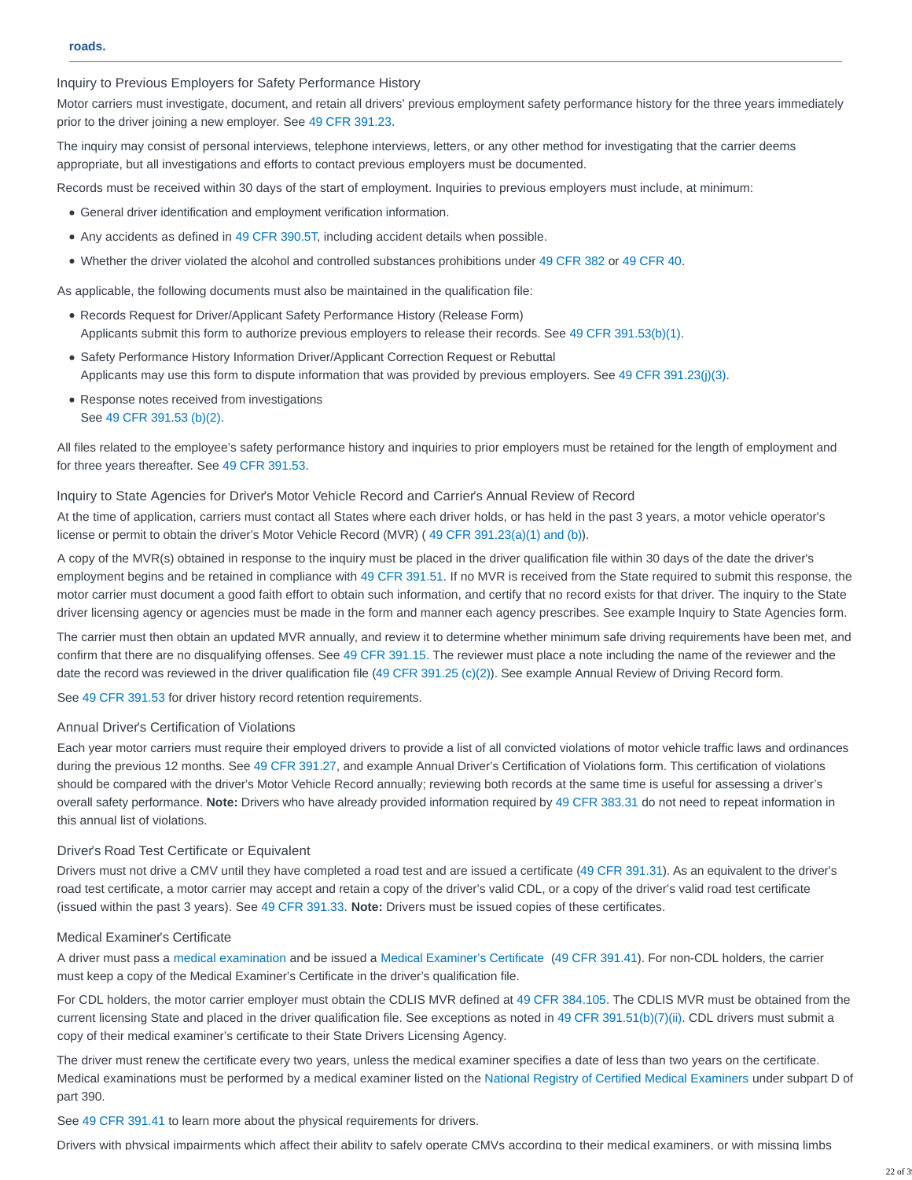**roads.**

### Inquiry to Previous Employers for Safety Performance History

Motor carriers must investigate, document, and retain all drivers' previous employment safety performance history for the three years immediately prior to the driver joining a new employer. See 49 CFR 391.23.

The inquiry may consist of personal interviews, telephone interviews, letters, or any other method for investigating that the carrier deems appropriate, but all investigations and efforts to contact previous employers must be documented.

Records must be received within 30 days of the start of employment. Inquiries to previous employers must include, at minimum:

- General driver identification and employment verification information.
- Any accidents as defined in 49 CFR 390.5T, including accident details when possible.
- Whether the driver violated the alcohol and controlled substances prohibitions under 49 CFR 382 or 49 CFR 40.

As applicable, the following documents must also be maintained in the qualification file:

- Records Request for Driver/Applicant Safety Performance History (Release Form)
  Applicants submit this form to authorize previous employers to release their records. See 49 CFR 391.53(b)(1).
- Safety Performance History Information Driver/Applicant Correction Request or Rebuttal
  Applicants may use this form to dispute information that was provided by previous employers. See 49 CFR 391.23(j)(3).
- Response notes received from investigations
  See 49 CFR 391.53 (b)(2).

All files related to the employee's safety performance history and inquiries to prior employers must be retained for the length of employment and for three years thereafter. See 49 CFR 391.53.

### Inquiry to State Agencies for Driver's Motor Vehicle Record and Carrier's Annual Review of Record

At the time of application, carriers must contact all States where each driver holds, or has held in the past 3 years, a motor vehicle operator's license or permit to obtain the driver's Motor Vehicle Record (MVR) ( 49 CFR 391.23(a)(1) and (b)).

A copy of the MVR(s) obtained in response to the inquiry must be placed in the driver qualification file within 30 days of the date the driver's employment begins and be retained in compliance with 49 CFR 391.51. If no MVR is received from the State required to submit this response, the motor carrier must document a good faith effort to obtain such information, and certify that no record exists for that driver. The inquiry to the State driver licensing agency or agencies must be made in the form and manner each agency prescribes. See example Inquiry to State Agencies form.

The carrier must then obtain an updated MVR annually, and review it to determine whether minimum safe driving requirements have been met, and confirm that there are no disqualifying offenses. See 49 CFR 391.15. The reviewer must place a note including the name of the reviewer and the date the record was reviewed in the driver qualification file (49 CFR 391.25 (c)(2)). See example Annual Review of Driving Record form.

See 49 CFR 391.53 for driver history record retention requirements.

### Annual Driver's Certification of Violations

Each year motor carriers must require their employed drivers to provide a list of all convicted violations of motor vehicle traffic laws and ordinances during the previous 12 months. See 49 CFR 391.27, and example Annual Driver's Certification of Violations form. This certification of violations should be compared with the driver's Motor Vehicle Record annually; reviewing both records at the same time is useful for assessing a driver's overall safety performance. **Note:** Drivers who have already provided information required by 49 CFR 383.31 do not need to repeat information in this annual list of violations.

### Driver's Road Test Certificate or Equivalent

Drivers must not drive a CMV until they have completed a road test and are issued a certificate (49 CFR 391.31). As an equivalent to the driver's road test certificate, a motor carrier may accept and retain a copy of the driver's valid CDL, or a copy of the driver's valid road test certificate (issued within the past 3 years). See 49 CFR 391.33. **Note:** Drivers must be issued copies of these certificates.

### Medical Examiner's Certificate

A driver must pass a medical examination and be issued a Medical Examiner's Certificate (49 CFR 391.41). For non-CDL holders, the carrier must keep a copy of the Medical Examiner's Certificate in the driver's qualification file.

For CDL holders, the motor carrier employer must obtain the CDLIS MVR defined at 49 CFR 384.105. The CDLIS MVR must be obtained from the current licensing State and placed in the driver qualification file. See exceptions as noted in 49 CFR 391.51(b)(7)(ii). CDL drivers must submit a copy of their medical examiner's certificate to their State Drivers Licensing Agency.

The driver must renew the certificate every two years, unless the medical examiner specifies a date of less than two years on the certificate. Medical examinations must be performed by a medical examiner listed on the National Registry of Certified Medical Examiners under subpart D of part 390.

See 49 CFR 391.41 to learn more about the physical requirements for drivers.

Drivers with physical impairments which affect their ability to safely operate CMVs according to their medical examiners, or with missing limbs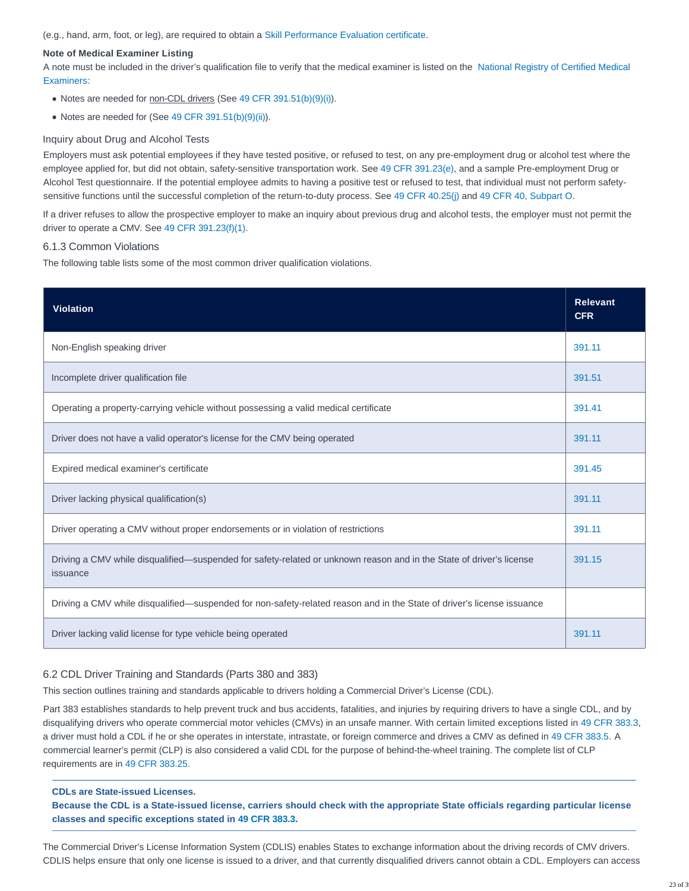(e.g., hand, arm, foot, or leg), are required to obtain a Skill Performance Evaluation certificate.

**Note of Medical Examiner Listing**

A note must be included in the driver's qualification file to verify that the medical examiner is listed on the National Registry of Certified Medical Examiners:

- Notes are needed for non-CDL drivers (See 49 CFR 391.51(b)(9)(i)).
- Notes are needed for (See 49 CFR 391.51(b)(9)(ii)).

### Inquiry about Drug and Alcohol Tests

Employers must ask potential employees if they have tested positive, or refused to test, on any pre-employment drug or alcohol test where the employee applied for, but did not obtain, safety-sensitive transportation work. See 49 CFR 391.23(e), and a sample Pre-employment Drug or Alcohol Test questionnaire. If the potential employee admits to having a positive test or refused to test, that individual must not perform safety-sensitive functions until the successful completion of the return-to-duty process. See 49 CFR 40.25(j) and 49 CFR 40, Subpart O.

If a driver refuses to allow the prospective employer to make an inquiry about previous drug and alcohol tests, the employer must not permit the driver to operate a CMV. See 49 CFR 391.23(f)(1).

### 6.1.3 Common Violations

The following table lists some of the most common driver qualification violations.

| Violation | Relevant CFR |
|---|---|
| Non-English speaking driver | 391.11 |
| Incomplete driver qualification file | 391.51 |
| Operating a property-carrying vehicle without possessing a valid medical certificate | 391.41 |
| Driver does not have a valid operator's license for the CMV being operated | 391.11 |
| Expired medical examiner's certificate | 391.45 |
| Driver lacking physical qualification(s) | 391.11 |
| Driver operating a CMV without proper endorsements or in violation of restrictions | 391.11 |
| Driving a CMV while disqualified—suspended for safety-related or unknown reason and in the State of driver's license issuance | 391.15 |
| Driving a CMV while disqualified—suspended for non-safety-related reason and in the State of driver's license issuance | |
| Driver lacking valid license for type vehicle being operated | 391.11 |

## 6.2 CDL Driver Training and Standards (Parts 380 and 383)

This section outlines training and standards applicable to drivers holding a Commercial Driver's License (CDL).

Part 383 establishes standards to help prevent truck and bus accidents, fatalities, and injuries by requiring drivers to have a single CDL, and by disqualifying drivers who operate commercial motor vehicles (CMVs) in an unsafe manner. With certain limited exceptions listed in 49 CFR 383.3, a driver must hold a CDL if he or she operates in interstate, intrastate, or foreign commerce and drives a CMV as defined in 49 CFR 383.5. A commercial learner's permit (CLP) is also considered a valid CDL for the purpose of behind-the-wheel training. The complete list of CLP requirements are in 49 CFR 383.25.

**CDLs are State-issued Licenses.**
**Because the CDL is a State-issued license, carriers should check with the appropriate State officials regarding particular license classes and specific exceptions stated in 49 CFR 383.3.**

The Commercial Driver's License Information System (CDLIS) enables States to exchange information about the driving records of CMV drivers. CDLIS helps ensure that only one license is issued to a driver, and that currently disqualified drivers cannot obtain a CDL. Employers can access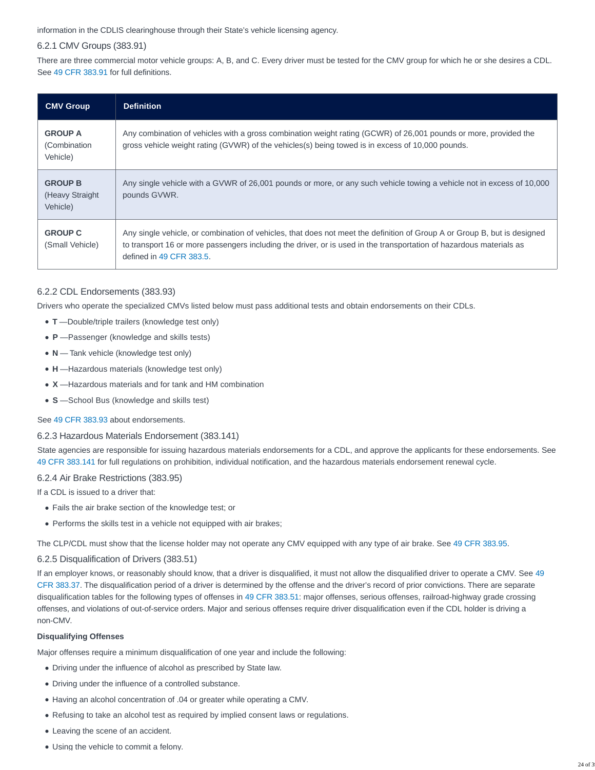information in the CDLIS clearinghouse through their State's vehicle licensing agency.

### 6.2.1 CMV Groups (383.91)

There are three commercial motor vehicle groups: A, B, and C. Every driver must be tested for the CMV group for which he or she desires a CDL. See 49 CFR 383.91 for full definitions.

| CMV Group | Definition |
| --- | --- |
| **GROUP A** (Combination Vehicle) | Any combination of vehicles with a gross combination weight rating (GCWR) of 26,001 pounds or more, provided the gross vehicle weight rating (GVWR) of the vehicles(s) being towed is in excess of 10,000 pounds. |
| **GROUP B** (Heavy Straight Vehicle) | Any single vehicle with a GVWR of 26,001 pounds or more, or any such vehicle towing a vehicle not in excess of 10,000 pounds GVWR. |
| **GROUP C** (Small Vehicle) | Any single vehicle, or combination of vehicles, that does not meet the definition of Group A or Group B, but is designed to transport 16 or more passengers including the driver, or is used in the transportation of hazardous materials as defined in 49 CFR 383.5. |

### 6.2.2 CDL Endorsements (383.93)

Drivers who operate the specialized CMVs listed below must pass additional tests and obtain endorsements on their CDLs.

- **T** —Double/triple trailers (knowledge test only)
- **P** —Passenger (knowledge and skills tests)
- **N** — Tank vehicle (knowledge test only)
- **H** —Hazardous materials (knowledge test only)
- **X** —Hazardous materials and for tank and HM combination
- **S** —School Bus (knowledge and skills test)

See 49 CFR 383.93 about endorsements.

### 6.2.3 Hazardous Materials Endorsement (383.141)

State agencies are responsible for issuing hazardous materials endorsements for a CDL, and approve the applicants for these endorsements. See 49 CFR 383.141 for full regulations on prohibition, individual notification, and the hazardous materials endorsement renewal cycle.

### 6.2.4 Air Brake Restrictions (383.95)

If a CDL is issued to a driver that:

- Fails the air brake section of the knowledge test; or
- Performs the skills test in a vehicle not equipped with air brakes;

The CLP/CDL must show that the license holder may not operate any CMV equipped with any type of air brake. See 49 CFR 383.95.

### 6.2.5 Disqualification of Drivers (383.51)

If an employer knows, or reasonably should know, that a driver is disqualified, it must not allow the disqualified driver to operate a CMV. See 49 CFR 383.37. The disqualification period of a driver is determined by the offense and the driver's record of prior convictions. There are separate disqualification tables for the following types of offenses in 49 CFR 383.51: major offenses, serious offenses, railroad-highway grade crossing offenses, and violations of out-of-service orders. Major and serious offenses require driver disqualification even if the CDL holder is driving a non-CMV.

**Disqualifying Offenses**

Major offenses require a minimum disqualification of one year and include the following:

- Driving under the influence of alcohol as prescribed by State law.
- Driving under the influence of a controlled substance.
- Having an alcohol concentration of .04 or greater while operating a CMV.
- Refusing to take an alcohol test as required by implied consent laws or regulations.
- Leaving the scene of an accident.
- Using the vehicle to commit a felony.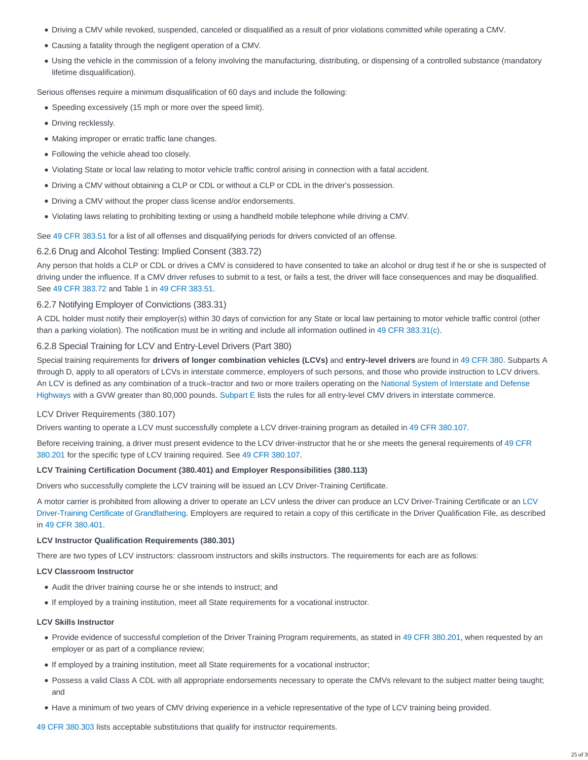- Driving a CMV while revoked, suspended, canceled or disqualified as a result of prior violations committed while operating a CMV.
- Causing a fatality through the negligent operation of a CMV.
- Using the vehicle in the commission of a felony involving the manufacturing, distributing, or dispensing of a controlled substance (mandatory lifetime disqualification).

Serious offenses require a minimum disqualification of 60 days and include the following:

- Speeding excessively (15 mph or more over the speed limit).
- Driving recklessly.
- Making improper or erratic traffic lane changes.
- Following the vehicle ahead too closely.
- Violating State or local law relating to motor vehicle traffic control arising in connection with a fatal accident.
- Driving a CMV without obtaining a CLP or CDL or without a CLP or CDL in the driver's possession.
- Driving a CMV without the proper class license and/or endorsements.
- Violating laws relating to prohibiting texting or using a handheld mobile telephone while driving a CMV.

See 49 CFR 383.51 for a list of all offenses and disqualifying periods for drivers convicted of an offense.

### 6.2.6 Drug and Alcohol Testing: Implied Consent (383.72)

Any person that holds a CLP or CDL or drives a CMV is considered to have consented to take an alcohol or drug test if he or she is suspected of driving under the influence. If a CMV driver refuses to submit to a test, or fails a test, the driver will face consequences and may be disqualified. See 49 CFR 383.72 and Table 1 in 49 CFR 383.51.

### 6.2.7 Notifying Employer of Convictions (383.31)

A CDL holder must notify their employer(s) within 30 days of conviction for any State or local law pertaining to motor vehicle traffic control (other than a parking violation). The notification must be in writing and include all information outlined in 49 CFR 383.31(c).

### 6.2.8 Special Training for LCV and Entry-Level Drivers (Part 380)

Special training requirements for **drivers of longer combination vehicles (LCVs)** and **entry-level drivers** are found in 49 CFR 380. Subparts A through D, apply to all operators of LCVs in interstate commerce, employers of such persons, and those who provide instruction to LCV drivers. An LCV is defined as any combination of a truck–tractor and two or more trailers operating on the National System of Interstate and Defense Highways with a GVW greater than 80,000 pounds. Subpart E lists the rules for all entry-level CMV drivers in interstate commerce.

#### LCV Driver Requirements (380.107)

Drivers wanting to operate a LCV must successfully complete a LCV driver-training program as detailed in 49 CFR 380.107.

Before receiving training, a driver must present evidence to the LCV driver-instructor that he or she meets the general requirements of 49 CFR 380.201 for the specific type of LCV training required. See 49 CFR 380.107.

**LCV Training Certification Document (380.401) and Employer Responsibilities (380.113)**

Drivers who successfully complete the LCV training will be issued an LCV Driver-Training Certificate.

A motor carrier is prohibited from allowing a driver to operate an LCV unless the driver can produce an LCV Driver-Training Certificate or an LCV Driver-Training Certificate of Grandfathering. Employers are required to retain a copy of this certificate in the Driver Qualification File, as described in 49 CFR 380.401.

**LCV Instructor Qualification Requirements (380.301)**

There are two types of LCV instructors: classroom instructors and skills instructors. The requirements for each are as follows:

**LCV Classroom Instructor**

- Audit the driver training course he or she intends to instruct; and
- If employed by a training institution, meet all State requirements for a vocational instructor.

**LCV Skills Instructor**

- Provide evidence of successful completion of the Driver Training Program requirements, as stated in 49 CFR 380.201, when requested by an employer or as part of a compliance review;
- If employed by a training institution, meet all State requirements for a vocational instructor;
- Possess a valid Class A CDL with all appropriate endorsements necessary to operate the CMVs relevant to the subject matter being taught; and
- Have a minimum of two years of CMV driving experience in a vehicle representative of the type of LCV training being provided.

49 CFR 380.303 lists acceptable substitutions that qualify for instructor requirements.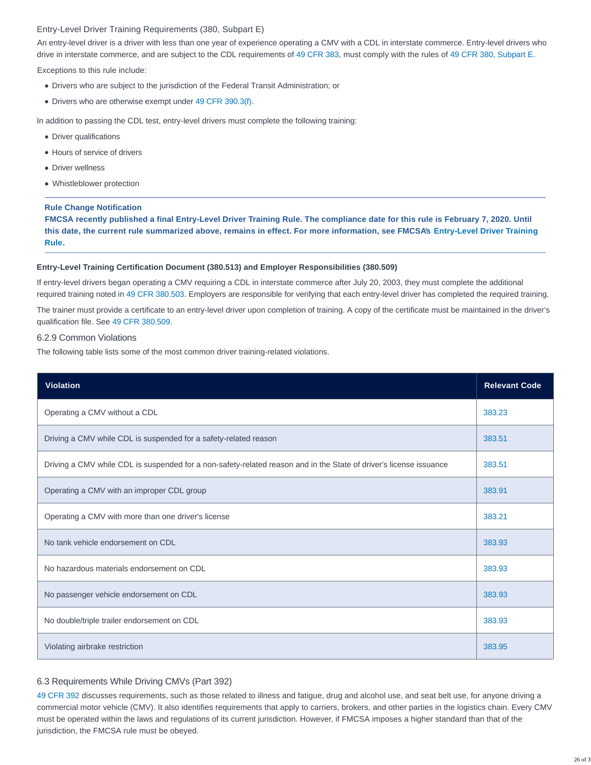### Entry-Level Driver Training Requirements (380, Subpart E)

An entry-level driver is a driver with less than one year of experience operating a CMV with a CDL in interstate commerce. Entry-level drivers who drive in interstate commerce, and are subject to the CDL requirements of 49 CFR 383, must comply with the rules of 49 CFR 380, Subpart E.

Exceptions to this rule include:

- Drivers who are subject to the jurisdiction of the Federal Transit Administration; or
- Drivers who are otherwise exempt under 49 CFR 390.3(f).

In addition to passing the CDL test, entry-level drivers must complete the following training:

- Driver qualifications
- Hours of service of drivers
- Driver wellness
- Whistleblower protection

---

**Rule Change Notification**
**FMCSA recently published a final Entry-Level Driver Training Rule. The compliance date for this rule is February 7, 2020. Until this date, the current rule summarized above, remains in effect. For more information, see FMCSA's Entry-Level Driver Training Rule.**

---

**Entry-Level Training Certification Document (380.513) and Employer Responsibilities (380.509)**

If entry-level drivers began operating a CMV requiring a CDL in interstate commerce after July 20, 2003, they must complete the additional required training noted in 49 CFR 380.503. Employers are responsible for verifying that each entry-level driver has completed the required training.

The trainer must provide a certificate to an entry-level driver upon completion of training. A copy of the certificate must be maintained in the driver's qualification file. See 49 CFR 380.509.

### 6.2.9 Common Violations

The following table lists some of the most common driver training-related violations.

| Violation | Relevant Code |
|---|---|
| Operating a CMV without a CDL | 383.23 |
| Driving a CMV while CDL is suspended for a safety-related reason | 383.51 |
| Driving a CMV while CDL is suspended for a non-safety-related reason and in the State of driver's license issuance | 383.51 |
| Operating a CMV with an improper CDL group | 383.91 |
| Operating a CMV with more than one driver's license | 383.21 |
| No tank vehicle endorsement on CDL | 383.93 |
| No hazardous materials endorsement on CDL | 383.93 |
| No passenger vehicle endorsement on CDL | 383.93 |
| No double/triple trailer endorsement on CDL | 383.93 |
| Violating airbrake restriction | 383.95 |

## 6.3 Requirements While Driving CMVs (Part 392)

49 CFR 392 discusses requirements, such as those related to illness and fatigue, drug and alcohol use, and seat belt use, for anyone driving a commercial motor vehicle (CMV). It also identifies requirements that apply to carriers, brokers, and other parties in the logistics chain. Every CMV must be operated within the laws and regulations of its current jurisdiction. However, if FMCSA imposes a higher standard than that of the jurisdiction, the FMCSA rule must be obeyed.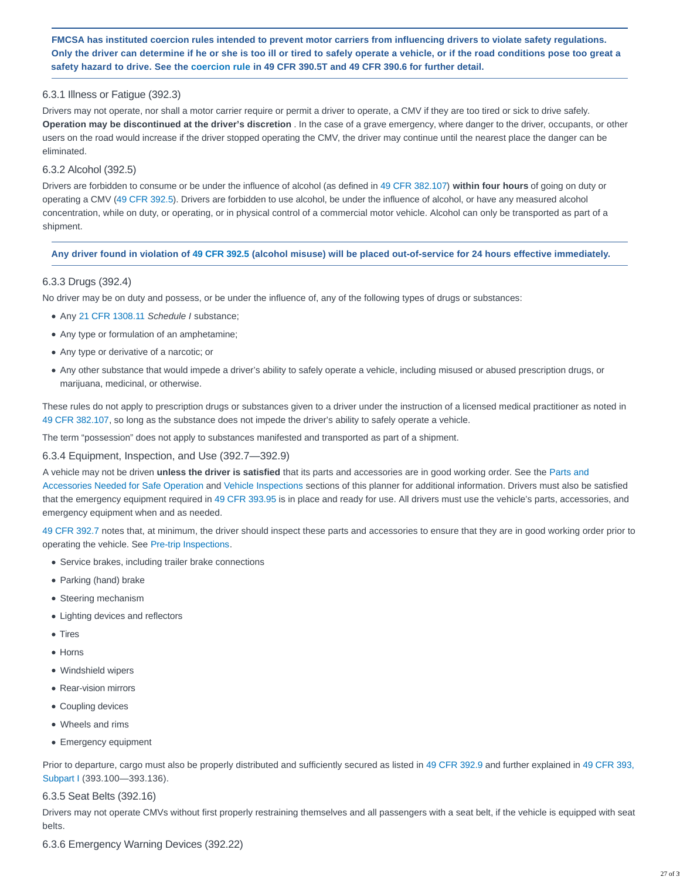**FMCSA has instituted coercion rules intended to prevent motor carriers from influencing drivers to violate safety regulations. Only the driver can determine if he or she is too ill or tired to safely operate a vehicle, or if the road conditions pose too great a safety hazard to drive. See the coercion rule in 49 CFR 390.5T and 49 CFR 390.6 for further detail.**

### 6.3.1 Illness or Fatigue (392.3)

Drivers may not operate, nor shall a motor carrier require or permit a driver to operate, a CMV if they are too tired or sick to drive safely. **Operation may be discontinued at the driver's discretion** . In the case of a grave emergency, where danger to the driver, occupants, or other users on the road would increase if the driver stopped operating the CMV, the driver may continue until the nearest place the danger can be eliminated.

### 6.3.2 Alcohol (392.5)

Drivers are forbidden to consume or be under the influence of alcohol (as defined in 49 CFR 382.107) **within four hours** of going on duty or operating a CMV (49 CFR 392.5). Drivers are forbidden to use alcohol, be under the influence of alcohol, or have any measured alcohol concentration, while on duty, or operating, or in physical control of a commercial motor vehicle. Alcohol can only be transported as part of a shipment.

**Any driver found in violation of 49 CFR 392.5 (alcohol misuse) will be placed out-of-service for 24 hours effective immediately.**

### 6.3.3 Drugs (392.4)

No driver may be on duty and possess, or be under the influence of, any of the following types of drugs or substances:

- Any 21 CFR 1308.11 *Schedule I* substance;
- Any type or formulation of an amphetamine;
- Any type or derivative of a narcotic; or
- Any other substance that would impede a driver's ability to safely operate a vehicle, including misused or abused prescription drugs, or marijuana, medicinal, or otherwise.

These rules do not apply to prescription drugs or substances given to a driver under the instruction of a licensed medical practitioner as noted in 49 CFR 382.107, so long as the substance does not impede the driver's ability to safely operate a vehicle.

The term "possession" does not apply to substances manifested and transported as part of a shipment.

### 6.3.4 Equipment, Inspection, and Use (392.7—392.9)

A vehicle may not be driven **unless the driver is satisfied** that its parts and accessories are in good working order. See the Parts and Accessories Needed for Safe Operation and Vehicle Inspections sections of this planner for additional information. Drivers must also be satisfied that the emergency equipment required in 49 CFR 393.95 is in place and ready for use. All drivers must use the vehicle's parts, accessories, and emergency equipment when and as needed.

49 CFR 392.7 notes that, at minimum, the driver should inspect these parts and accessories to ensure that they are in good working order prior to operating the vehicle. See Pre-trip Inspections.

- Service brakes, including trailer brake connections
- Parking (hand) brake
- Steering mechanism
- Lighting devices and reflectors
- Tires
- Horns
- Windshield wipers
- Rear-vision mirrors
- Coupling devices
- Wheels and rims
- Emergency equipment

Prior to departure, cargo must also be properly distributed and sufficiently secured as listed in 49 CFR 392.9 and further explained in 49 CFR 393, Subpart I (393.100—393.136).

### 6.3.5 Seat Belts (392.16)

Drivers may not operate CMVs without first properly restraining themselves and all passengers with a seat belt, if the vehicle is equipped with seat belts.

### 6.3.6 Emergency Warning Devices (392.22)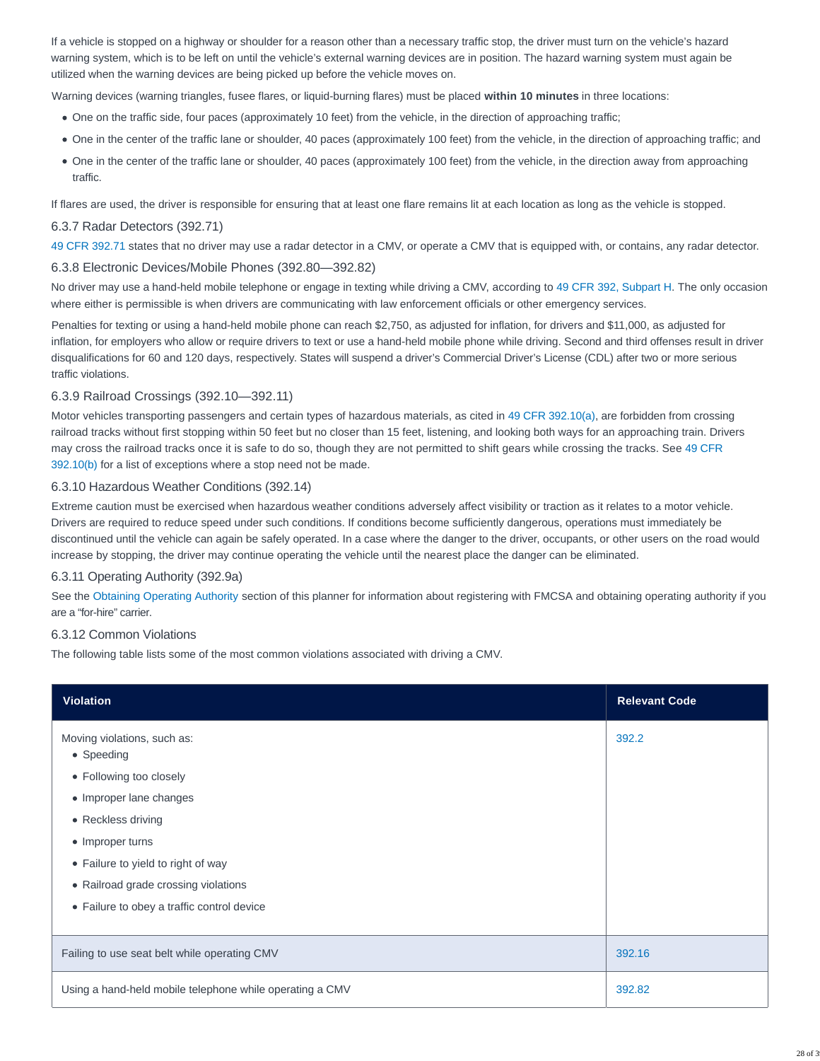If a vehicle is stopped on a highway or shoulder for a reason other than a necessary traffic stop, the driver must turn on the vehicle's hazard warning system, which is to be left on until the vehicle's external warning devices are in position. The hazard warning system must again be utilized when the warning devices are being picked up before the vehicle moves on.

Warning devices (warning triangles, fusee flares, or liquid-burning flares) must be placed **within 10 minutes** in three locations:

- One on the traffic side, four paces (approximately 10 feet) from the vehicle, in the direction of approaching traffic;
- One in the center of the traffic lane or shoulder, 40 paces (approximately 100 feet) from the vehicle, in the direction of approaching traffic; and
- One in the center of the traffic lane or shoulder, 40 paces (approximately 100 feet) from the vehicle, in the direction away from approaching traffic.

If flares are used, the driver is responsible for ensuring that at least one flare remains lit at each location as long as the vehicle is stopped.

### 6.3.7 Radar Detectors (392.71)

49 CFR 392.71 states that no driver may use a radar detector in a CMV, or operate a CMV that is equipped with, or contains, any radar detector.

### 6.3.8 Electronic Devices/Mobile Phones (392.80—392.82)

No driver may use a hand-held mobile telephone or engage in texting while driving a CMV, according to 49 CFR 392, Subpart H. The only occasion where either is permissible is when drivers are communicating with law enforcement officials or other emergency services.

Penalties for texting or using a hand-held mobile phone can reach $2,750, as adjusted for inflation, for drivers and $11,000, as adjusted for inflation, for employers who allow or require drivers to text or use a hand-held mobile phone while driving. Second and third offenses result in driver disqualifications for 60 and 120 days, respectively. States will suspend a driver's Commercial Driver's License (CDL) after two or more serious traffic violations.

### 6.3.9 Railroad Crossings (392.10—392.11)

Motor vehicles transporting passengers and certain types of hazardous materials, as cited in 49 CFR 392.10(a), are forbidden from crossing railroad tracks without first stopping within 50 feet but no closer than 15 feet, listening, and looking both ways for an approaching train. Drivers may cross the railroad tracks once it is safe to do so, though they are not permitted to shift gears while crossing the tracks. See 49 CFR 392.10(b) for a list of exceptions where a stop need not be made.

### 6.3.10 Hazardous Weather Conditions (392.14)

Extreme caution must be exercised when hazardous weather conditions adversely affect visibility or traction as it relates to a motor vehicle. Drivers are required to reduce speed under such conditions. If conditions become sufficiently dangerous, operations must immediately be discontinued until the vehicle can again be safely operated. In a case where the danger to the driver, occupants, or other users on the road would increase by stopping, the driver may continue operating the vehicle until the nearest place the danger can be eliminated.

### 6.3.11 Operating Authority (392.9a)

See the Obtaining Operating Authority section of this planner for information about registering with FMCSA and obtaining operating authority if you are a "for-hire" carrier.

### 6.3.12 Common Violations

The following table lists some of the most common violations associated with driving a CMV.

| Violation | Relevant Code |
|---|---|
| Moving violations, such as:<br>• Speeding<br>• Following too closely<br>• Improper lane changes<br>• Reckless driving<br>• Improper turns<br>• Failure to yield to right of way<br>• Railroad grade crossing violations<br>• Failure to obey a traffic control device | 392.2 |
| Failing to use seat belt while operating CMV | 392.16 |
| Using a hand-held mobile telephone while operating a CMV | 392.82 |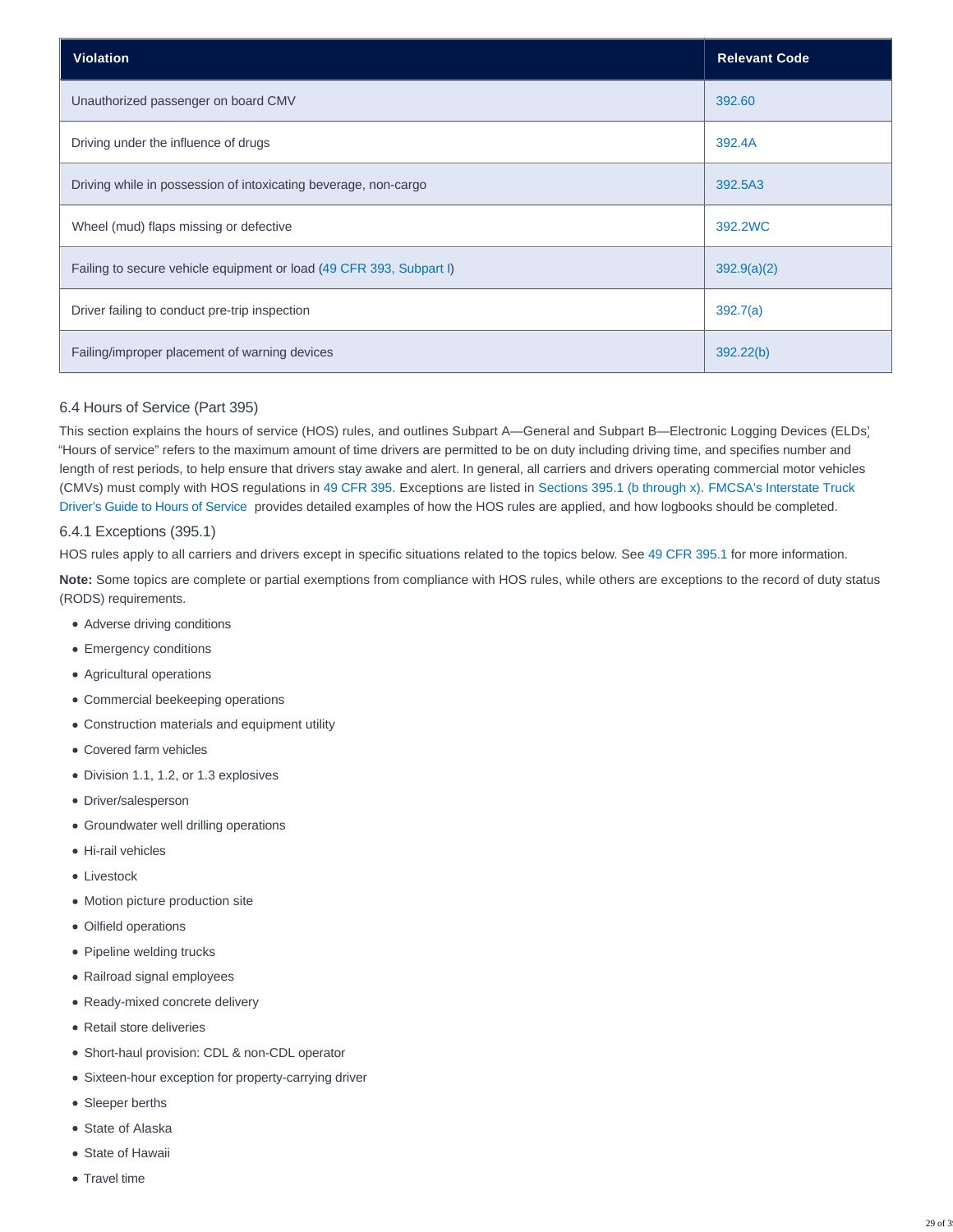| Violation | Relevant Code |
| --- | --- |
| Unauthorized passenger on board CMV | 392.60 |
| Driving under the influence of drugs | 392.4A |
| Driving while in possession of intoxicating beverage, non-cargo | 392.5A3 |
| Wheel (mud) flaps missing or defective | 392.2WC |
| Failing to secure vehicle equipment or load (49 CFR 393, Subpart I) | 392.9(a)(2) |
| Driver failing to conduct pre-trip inspection | 392.7(a) |
| Failing/improper placement of warning devices | 392.22(b) |

### 6.4 Hours of Service (Part 395)

This section explains the hours of service (HOS) rules, and outlines Subpart A—General and Subpart B—Electronic Logging Devices (ELDs). "Hours of service" refers to the maximum amount of time drivers are permitted to be on duty including driving time, and specifies number and length of rest periods, to help ensure that drivers stay awake and alert. In general, all carriers and drivers operating commercial motor vehicles (CMVs) must comply with HOS regulations in 49 CFR 395. Exceptions are listed in Sections 395.1 (b through x). FMCSA's Interstate Truck Driver's Guide to Hours of Service provides detailed examples of how the HOS rules are applied, and how logbooks should be completed.

#### 6.4.1 Exceptions (395.1)

HOS rules apply to all carriers and drivers except in specific situations related to the topics below. See 49 CFR 395.1 for more information.

**Note:** Some topics are complete or partial exemptions from compliance with HOS rules, while others are exceptions to the record of duty status (RODS) requirements.

- Adverse driving conditions
- Emergency conditions
- Agricultural operations
- Commercial beekeeping operations
- Construction materials and equipment utility
- Covered farm vehicles
- Division 1.1, 1.2, or 1.3 explosives
- Driver/salesperson
- Groundwater well drilling operations
- Hi-rail vehicles
- Livestock
- Motion picture production site
- Oilfield operations
- Pipeline welding trucks
- Railroad signal employees
- Ready-mixed concrete delivery
- Retail store deliveries
- Short-haul provision: CDL & non-CDL operator
- Sixteen-hour exception for property-carrying driver
- Sleeper berths
- State of Alaska
- State of Hawaii
- Travel time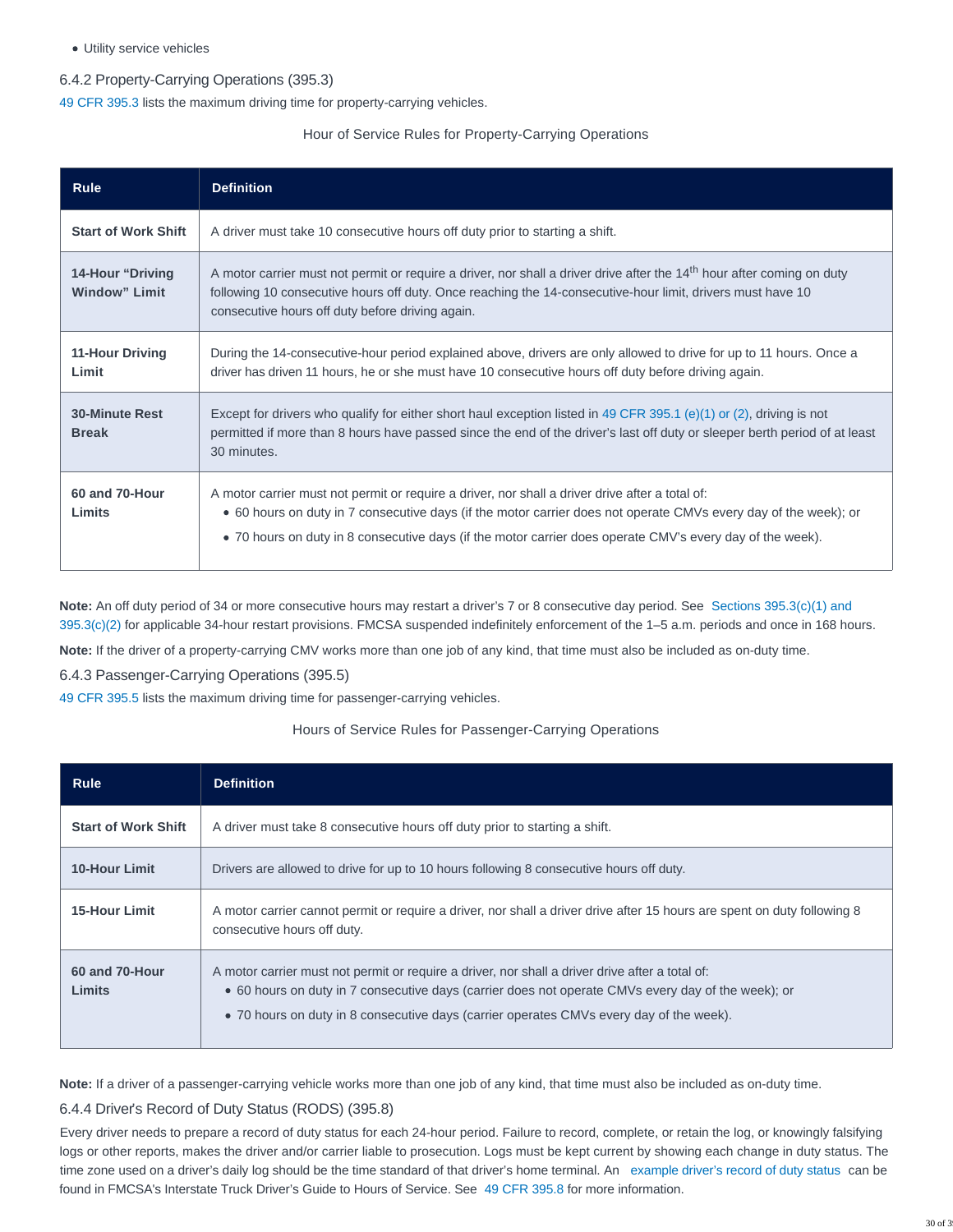- Utility service vehicles

### 6.4.2 Property-Carrying Operations (395.3)

49 CFR 395.3 lists the maximum driving time for property-carrying vehicles.

Hour of Service Rules for Property-Carrying Operations

| Rule | Definition |
|---|---|
| **Start of Work Shift** | A driver must take 10 consecutive hours off duty prior to starting a shift. |
| **14-Hour "Driving Window" Limit** | A motor carrier must not permit or require a driver, nor shall a driver drive after the 14th hour after coming on duty following 10 consecutive hours off duty. Once reaching the 14-consecutive-hour limit, drivers must have 10 consecutive hours off duty before driving again. |
| **11-Hour Driving Limit** | During the 14-consecutive-hour period explained above, drivers are only allowed to drive for up to 11 hours. Once a driver has driven 11 hours, he or she must have 10 consecutive hours off duty before driving again. |
| **30-Minute Rest Break** | Except for drivers who qualify for either short haul exception listed in 49 CFR 395.1 (e)(1) or (2), driving is not permitted if more than 8 hours have passed since the end of the driver's last off duty or sleeper berth period of at least 30 minutes. |
| **60 and 70-Hour Limits** | A motor carrier must not permit or require a driver, nor shall a driver drive after a total of: <br>• 60 hours on duty in 7 consecutive days (if the motor carrier does not operate CMVs every day of the week); or <br>• 70 hours on duty in 8 consecutive days (if the motor carrier does operate CMV's every day of the week). |

**Note:** An off duty period of 34 or more consecutive hours may restart a driver's 7 or 8 consecutive day period. See Sections 395.3(c)(1) and 395.3(c)(2) for applicable 34-hour restart provisions. FMCSA suspended indefinitely enforcement of the 1–5 a.m. periods and once in 168 hours.

**Note:** If the driver of a property-carrying CMV works more than one job of any kind, that time must also be included as on-duty time.

### 6.4.3 Passenger-Carrying Operations (395.5)

49 CFR 395.5 lists the maximum driving time for passenger-carrying vehicles.

Hours of Service Rules for Passenger-Carrying Operations

| Rule | Definition |
|---|---|
| **Start of Work Shift** | A driver must take 8 consecutive hours off duty prior to starting a shift. |
| **10-Hour Limit** | Drivers are allowed to drive for up to 10 hours following 8 consecutive hours off duty. |
| **15-Hour Limit** | A motor carrier cannot permit or require a driver, nor shall a driver drive after 15 hours are spent on duty following 8 consecutive hours off duty. |
| **60 and 70-Hour Limits** | A motor carrier must not permit or require a driver, nor shall a driver drive after a total of: <br>• 60 hours on duty in 7 consecutive days (carrier does not operate CMVs every day of the week); or <br>• 70 hours on duty in 8 consecutive days (carrier operates CMVs every day of the week). |

**Note:** If a driver of a passenger-carrying vehicle works more than one job of any kind, that time must also be included as on-duty time.

### 6.4.4 Driver's Record of Duty Status (RODS) (395.8)

Every driver needs to prepare a record of duty status for each 24-hour period. Failure to record, complete, or retain the log, or knowingly falsifying logs or other reports, makes the driver and/or carrier liable to prosecution. Logs must be kept current by showing each change in duty status. The time zone used on a driver's daily log should be the time standard of that driver's home terminal. An example driver's record of duty status can be found in FMCSA's Interstate Truck Driver's Guide to Hours of Service. See 49 CFR 395.8 for more information.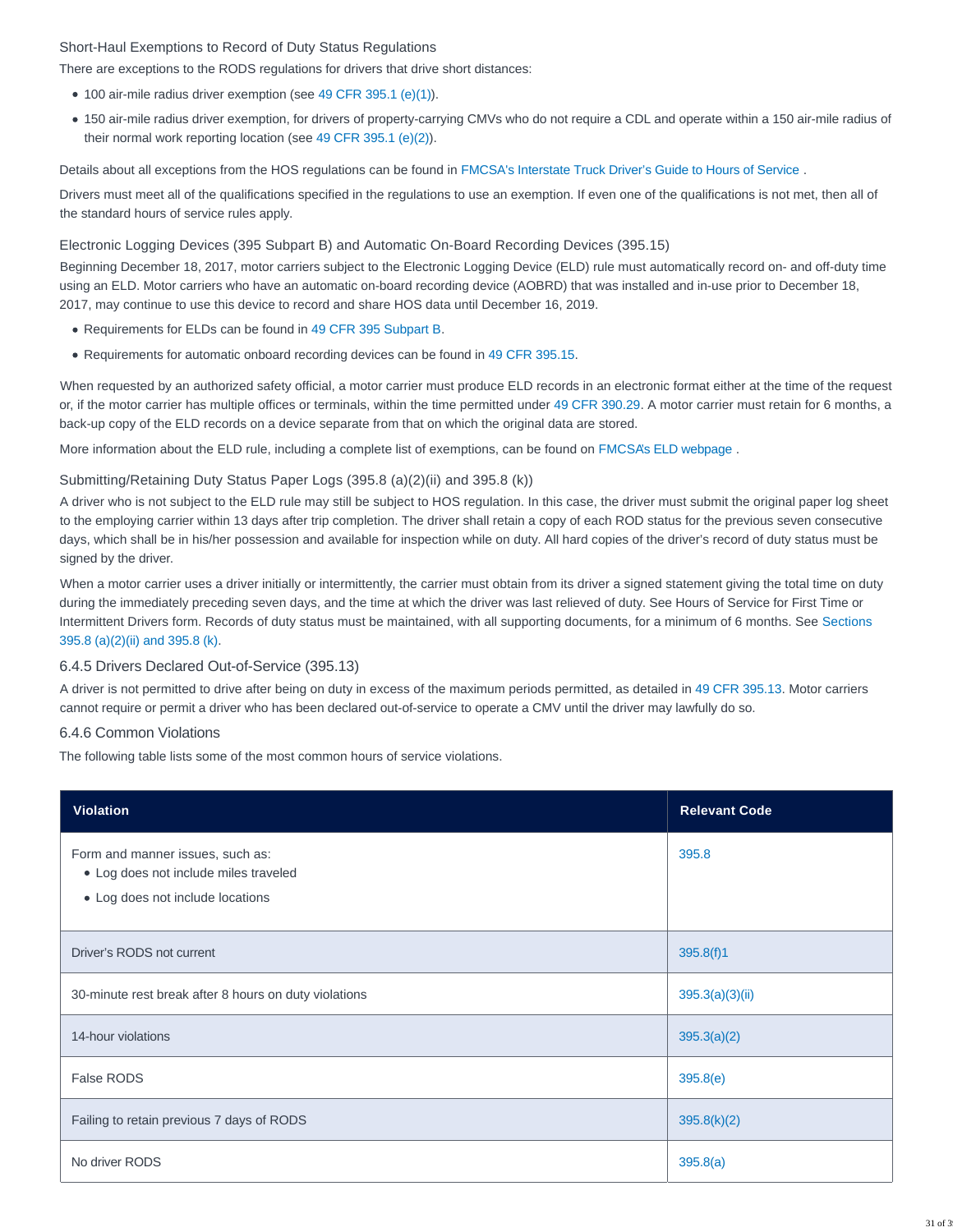### Short-Haul Exemptions to Record of Duty Status Regulations

There are exceptions to the RODS regulations for drivers that drive short distances:

- 100 air-mile radius driver exemption (see 49 CFR 395.1 (e)(1)).
- 150 air-mile radius driver exemption, for drivers of property-carrying CMVs who do not require a CDL and operate within a 150 air-mile radius of their normal work reporting location (see 49 CFR 395.1 (e)(2)).

Details about all exceptions from the HOS regulations can be found in FMCSA's Interstate Truck Driver's Guide to Hours of Service .

Drivers must meet all of the qualifications specified in the regulations to use an exemption. If even one of the qualifications is not met, then all of the standard hours of service rules apply.

### Electronic Logging Devices (395 Subpart B) and Automatic On-Board Recording Devices (395.15)

Beginning December 18, 2017, motor carriers subject to the Electronic Logging Device (ELD) rule must automatically record on- and off-duty time using an ELD. Motor carriers who have an automatic on-board recording device (AOBRD) that was installed and in-use prior to December 18, 2017, may continue to use this device to record and share HOS data until December 16, 2019.

- Requirements for ELDs can be found in 49 CFR 395 Subpart B.
- Requirements for automatic onboard recording devices can be found in 49 CFR 395.15.

When requested by an authorized safety official, a motor carrier must produce ELD records in an electronic format either at the time of the request or, if the motor carrier has multiple offices or terminals, within the time permitted under 49 CFR 390.29. A motor carrier must retain for 6 months, a back-up copy of the ELD records on a device separate from that on which the original data are stored.

More information about the ELD rule, including a complete list of exemptions, can be found on FMCSA's ELD webpage .

### Submitting/Retaining Duty Status Paper Logs (395.8 (a)(2)(ii) and 395.8 (k))

A driver who is not subject to the ELD rule may still be subject to HOS regulation. In this case, the driver must submit the original paper log sheet to the employing carrier within 13 days after trip completion. The driver shall retain a copy of each ROD status for the previous seven consecutive days, which shall be in his/her possession and available for inspection while on duty. All hard copies of the driver's record of duty status must be signed by the driver.

When a motor carrier uses a driver initially or intermittently, the carrier must obtain from its driver a signed statement giving the total time on duty during the immediately preceding seven days, and the time at which the driver was last relieved of duty. See Hours of Service for First Time or Intermittent Drivers form. Records of duty status must be maintained, with all supporting documents, for a minimum of 6 months. See Sections 395.8 (a)(2)(ii) and 395.8 (k).

### 6.4.5 Drivers Declared Out-of-Service (395.13)

A driver is not permitted to drive after being on duty in excess of the maximum periods permitted, as detailed in 49 CFR 395.13. Motor carriers cannot require or permit a driver who has been declared out-of-service to operate a CMV until the driver may lawfully do so.

### 6.4.6 Common Violations

The following table lists some of the most common hours of service violations.

| Violation | Relevant Code |
|---|---|
| Form and manner issues, such as:<br>• Log does not include miles traveled<br>• Log does not include locations | 395.8 |
| Driver's RODS not current | 395.8(f)1 |
| 30-minute rest break after 8 hours on duty violations | 395.3(a)(3)(ii) |
| 14-hour violations | 395.3(a)(2) |
| False RODS | 395.8(e) |
| Failing to retain previous 7 days of RODS | 395.8(k)(2) |
| No driver RODS | 395.8(a) |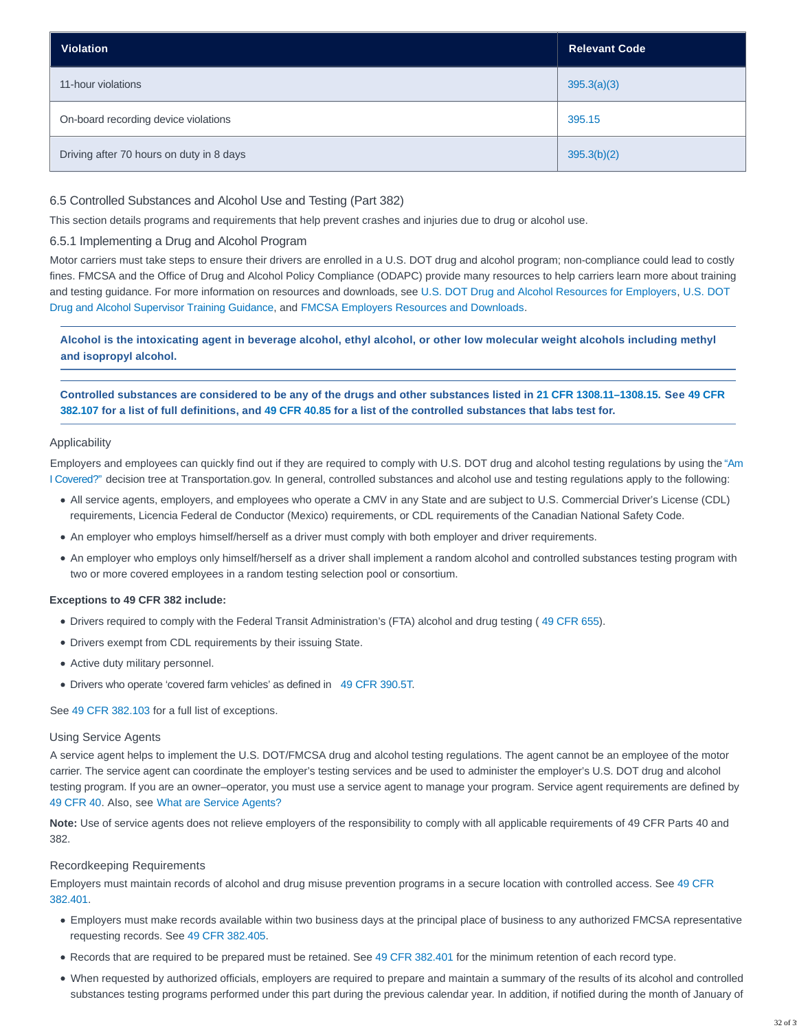| Violation | Relevant Code |
| --- | --- |
| 11-hour violations | 395.3(a)(3) |
| On-board recording device violations | 395.15 |
| Driving after 70 hours on duty in 8 days | 395.3(b)(2) |

### 6.5 Controlled Substances and Alcohol Use and Testing (Part 382)

This section details programs and requirements that help prevent crashes and injuries due to drug or alcohol use.

#### 6.5.1 Implementing a Drug and Alcohol Program

Motor carriers must take steps to ensure their drivers are enrolled in a U.S. DOT drug and alcohol program; non-compliance could lead to costly fines. FMCSA and the Office of Drug and Alcohol Policy Compliance (ODAPC) provide many resources to help carriers learn more about training and testing guidance. For more information on resources and downloads, see U.S. DOT Drug and Alcohol Resources for Employers, U.S. DOT Drug and Alcohol Supervisor Training Guidance, and FMCSA Employers Resources and Downloads.

**Alcohol is the intoxicating agent in beverage alcohol, ethyl alcohol, or other low molecular weight alcohols including methyl and isopropyl alcohol.**

**Controlled substances are considered to be any of the drugs and other substances listed in 21 CFR 1308.11–1308.15. See 49 CFR 382.107 for a list of full definitions, and 49 CFR 40.85 for a list of the controlled substances that labs test for.**

##### Applicability

Employers and employees can quickly find out if they are required to comply with U.S. DOT drug and alcohol testing regulations by using the "Am I Covered?" decision tree at Transportation.gov. In general, controlled substances and alcohol use and testing regulations apply to the following:

- All service agents, employers, and employees who operate a CMV in any State and are subject to U.S. Commercial Driver's License (CDL) requirements, Licencia Federal de Conductor (Mexico) requirements, or CDL requirements of the Canadian National Safety Code.
- An employer who employs himself/herself as a driver must comply with both employer and driver requirements.
- An employer who employs only himself/herself as a driver shall implement a random alcohol and controlled substances testing program with two or more covered employees in a random testing selection pool or consortium.

**Exceptions to 49 CFR 382 include:**

- Drivers required to comply with the Federal Transit Administration's (FTA) alcohol and drug testing ( 49 CFR 655).
- Drivers exempt from CDL requirements by their issuing State.
- Active duty military personnel.
- Drivers who operate 'covered farm vehicles' as defined in 49 CFR 390.5T.

See 49 CFR 382.103 for a full list of exceptions.

##### Using Service Agents

A service agent helps to implement the U.S. DOT/FMCSA drug and alcohol testing regulations. The agent cannot be an employee of the motor carrier. The service agent can coordinate the employer's testing services and be used to administer the employer's U.S. DOT drug and alcohol testing program. If you are an owner–operator, you must use a service agent to manage your program. Service agent requirements are defined by 49 CFR 40. Also, see What are Service Agents?

**Note:** Use of service agents does not relieve employers of the responsibility to comply with all applicable requirements of 49 CFR Parts 40 and 382.

##### Recordkeeping Requirements

Employers must maintain records of alcohol and drug misuse prevention programs in a secure location with controlled access. See 49 CFR 382.401.

- Employers must make records available within two business days at the principal place of business to any authorized FMCSA representative requesting records. See 49 CFR 382.405.
- Records that are required to be prepared must be retained. See 49 CFR 382.401 for the minimum retention of each record type.
- When requested by authorized officials, employers are required to prepare and maintain a summary of the results of its alcohol and controlled substances testing programs performed under this part during the previous calendar year. In addition, if notified during the month of January of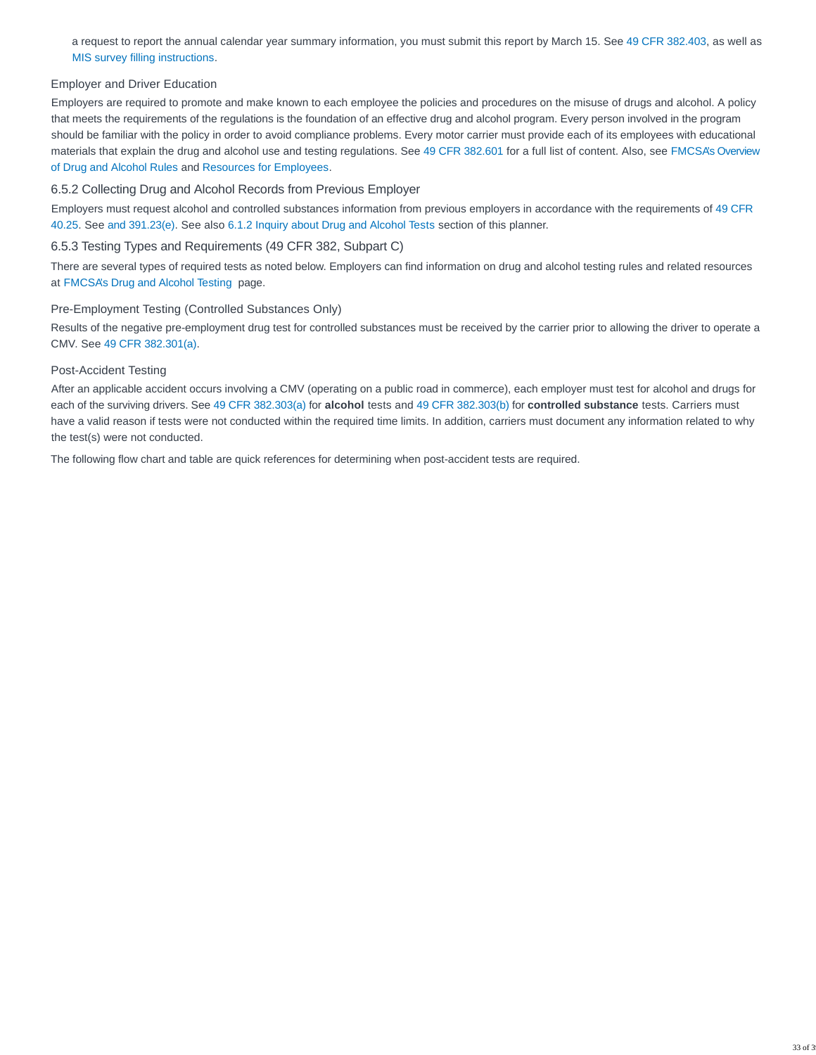a request to report the annual calendar year summary information, you must submit this report by March 15. See 49 CFR 382.403, as well as MIS survey filling instructions.

#### Employer and Driver Education

Employers are required to promote and make known to each employee the policies and procedures on the misuse of drugs and alcohol. A policy that meets the requirements of the regulations is the foundation of an effective drug and alcohol program. Every person involved in the program should be familiar with the policy in order to avoid compliance problems. Every motor carrier must provide each of its employees with educational materials that explain the drug and alcohol use and testing regulations. See 49 CFR 382.601 for a full list of content. Also, see FMCSA's Overview of Drug and Alcohol Rules and Resources for Employees.

### 6.5.2 Collecting Drug and Alcohol Records from Previous Employer

Employers must request alcohol and controlled substances information from previous employers in accordance with the requirements of 49 CFR 40.25. See and 391.23(e). See also 6.1.2 Inquiry about Drug and Alcohol Tests section of this planner.

### 6.5.3 Testing Types and Requirements (49 CFR 382, Subpart C)

There are several types of required tests as noted below. Employers can find information on drug and alcohol testing rules and related resources at FMCSA's Drug and Alcohol Testing page.

#### Pre-Employment Testing (Controlled Substances Only)

Results of the negative pre-employment drug test for controlled substances must be received by the carrier prior to allowing the driver to operate a CMV. See 49 CFR 382.301(a).

#### Post-Accident Testing

After an applicable accident occurs involving a CMV (operating on a public road in commerce), each employer must test for alcohol and drugs for each of the surviving drivers. See 49 CFR 382.303(a) for **alcohol** tests and 49 CFR 382.303(b) for **controlled substance** tests. Carriers must have a valid reason if tests were not conducted within the required time limits. In addition, carriers must document any information related to why the test(s) were not conducted.

The following flow chart and table are quick references for determining when post-accident tests are required.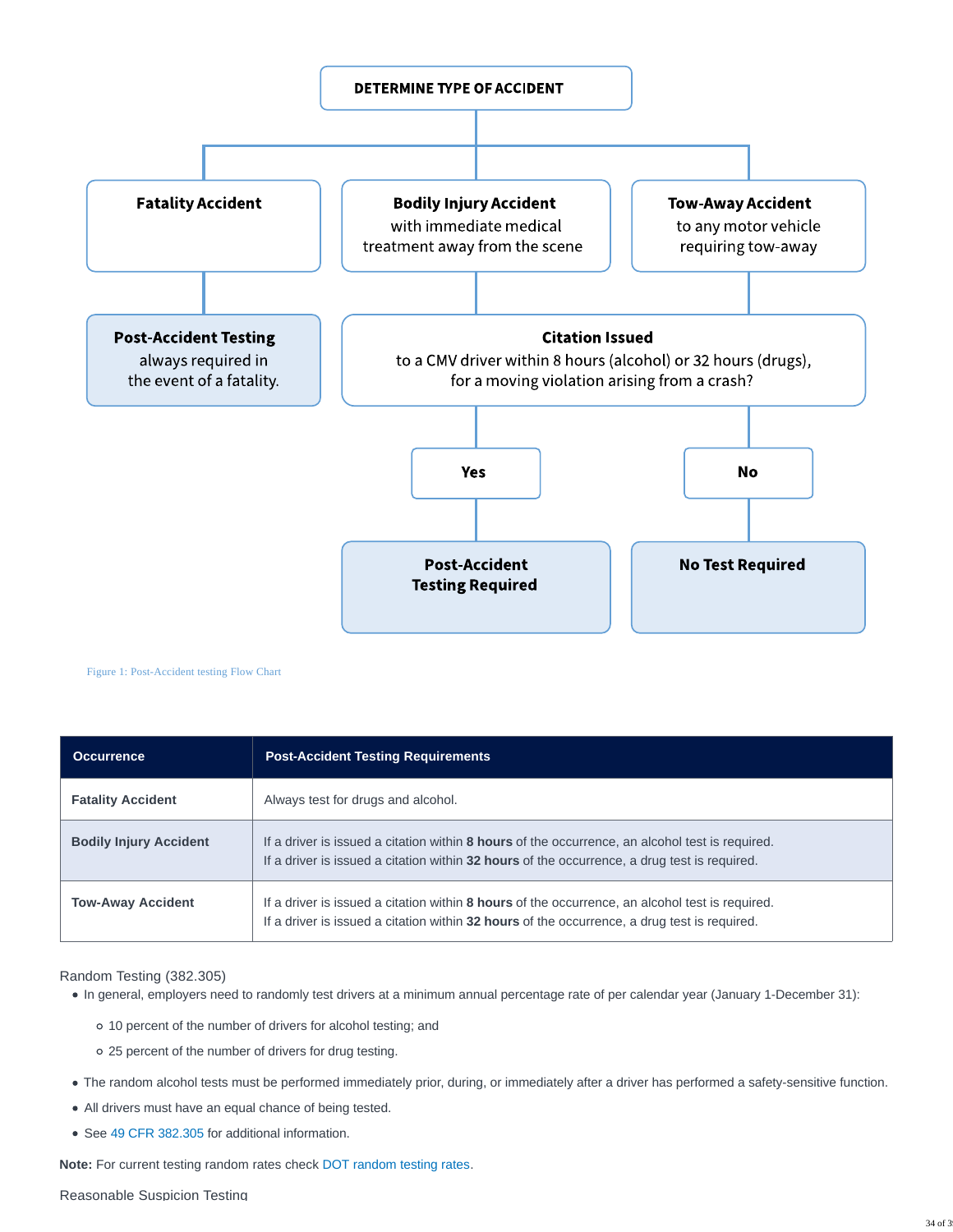DETERMINE TYPE OF ACCIDENT

- **Fatality Accident** → **Post-Accident Testing** always required in the event of a fatality.
- **Bodily Injury Accident** with immediate medical treatment away from the scene
- **Tow-Away Accident** to any motor vehicle requiring tow-away

**Citation Issued** to a CMV driver within 8 hours (alcohol) or 32 hours (drugs), for a moving violation arising from a crash?

- **Yes** → **Post-Accident Testing Required**
- **No** → **No Test Required**

Figure 1: Post-Accident testing Flow Chart

| Occurrence | Post-Accident Testing Requirements |
|---|---|
| **Fatality Accident** | Always test for drugs and alcohol. |
| **Bodily Injury Accident** | If a driver is issued a citation within **8 hours** of the occurrence, an alcohol test is required.<br>If a driver is issued a citation within **32 hours** of the occurrence, a drug test is required. |
| **Tow-Away Accident** | If a driver is issued a citation within **8 hours** of the occurrence, an alcohol test is required.<br>If a driver is issued a citation within **32 hours** of the occurrence, a drug test is required. |

### Random Testing (382.305)

- In general, employers need to randomly test drivers at a minimum annual percentage rate of per calendar year (January 1-December 31):
  - 10 percent of the number of drivers for alcohol testing; and
  - 25 percent of the number of drivers for drug testing.
- The random alcohol tests must be performed immediately prior, during, or immediately after a driver has performed a safety-sensitive function.
- All drivers must have an equal chance of being tested.
- See 49 CFR 382.305 for additional information.

**Note:** For current testing random rates check DOT random testing rates.

### Reasonable Suspicion Testing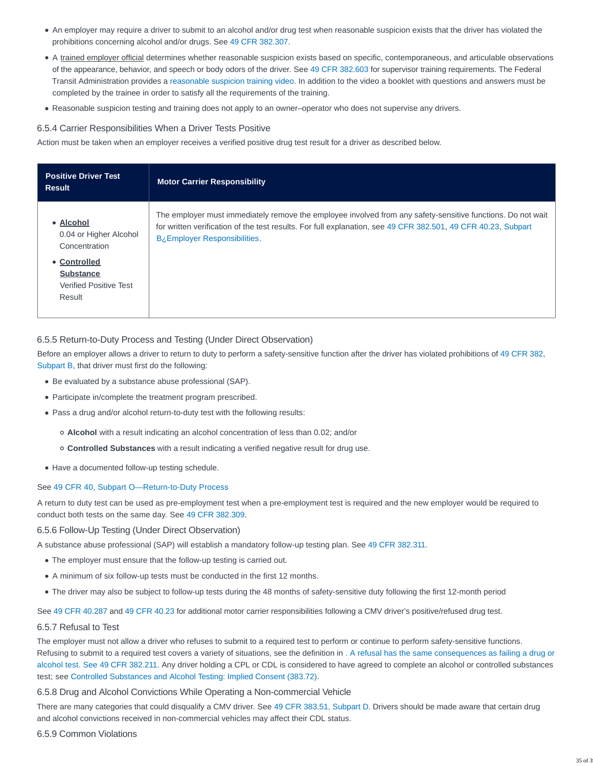- An employer may require a driver to submit to an alcohol and/or drug test when reasonable suspicion exists that the driver has violated the prohibitions concerning alcohol and/or drugs. See 49 CFR 382.307.
- A trained employer official determines whether reasonable suspicion exists based on specific, contemporaneous, and articulable observations of the appearance, behavior, and speech or body odors of the driver. See 49 CFR 382.603 for supervisor training requirements. The Federal Transit Administration provides a reasonable suspicion training video. In addition to the video a booklet with questions and answers must be completed by the trainee in order to satisfy all the requirements of the training.
- Reasonable suspicion testing and training does not apply to an owner–operator who does not supervise any drivers.

### 6.5.4 Carrier Responsibilities When a Driver Tests Positive

Action must be taken when an employer receives a verified positive drug test result for a driver as described below.

| Positive Driver Test Result | Motor Carrier Responsibility |
|---|---|
| • **Alcohol** 0.04 or Higher Alcohol Concentration<br>• **Controlled Substance** Verified Positive Test Result | The employer must immediately remove the employee involved from any safety-sensitive functions. Do not wait for written verification of the test results. For full explanation, see 49 CFR 382.501, 49 CFR 40.23, Subpart B¿Employer Responsibilities. |

### 6.5.5 Return-to-Duty Process and Testing (Under Direct Observation)

Before an employer allows a driver to return to duty to perform a safety-sensitive function after the driver has violated prohibitions of 49 CFR 382, Subpart B, that driver must first do the following:

- Be evaluated by a substance abuse professional (SAP).
- Participate in/complete the treatment program prescribed.
- Pass a drug and/or alcohol return-to-duty test with the following results:
  - **Alcohol** with a result indicating an alcohol concentration of less than 0.02; and/or
  - **Controlled Substances** with a result indicating a verified negative result for drug use.
- Have a documented follow-up testing schedule.

See 49 CFR 40, Subpart O—Return-to-Duty Process

A return to duty test can be used as pre-employment test when a pre-employment test is required and the new employer would be required to conduct both tests on the same day. See 49 CFR 382.309.

### 6.5.6 Follow-Up Testing (Under Direct Observation)

A substance abuse professional (SAP) will establish a mandatory follow-up testing plan. See 49 CFR 382.311.

- The employer must ensure that the follow-up testing is carried out.
- A minimum of six follow-up tests must be conducted in the first 12 months.
- The driver may also be subject to follow-up tests during the 48 months of safety-sensitive duty following the first 12-month period

See 49 CFR 40.287 and 49 CFR 40.23 for additional motor carrier responsibilities following a CMV driver's positive/refused drug test.

### 6.5.7 Refusal to Test

The employer must not allow a driver who refuses to submit to a required test to perform or continue to perform safety-sensitive functions. Refusing to submit to a required test covers a variety of situations, see the definition in . A refusal has the same consequences as failing a drug or alcohol test. See 49 CFR 382.211. Any driver holding a CPL or CDL is considered to have agreed to complete an alcohol or controlled substances test; see Controlled Substances and Alcohol Testing: Implied Consent (383.72).

### 6.5.8 Drug and Alcohol Convictions While Operating a Non-commercial Vehicle

There are many categories that could disqualify a CMV driver. See 49 CFR 383.51, Subpart D. Drivers should be made aware that certain drug and alcohol convictions received in non-commercial vehicles may affect their CDL status.

### 6.5.9 Common Violations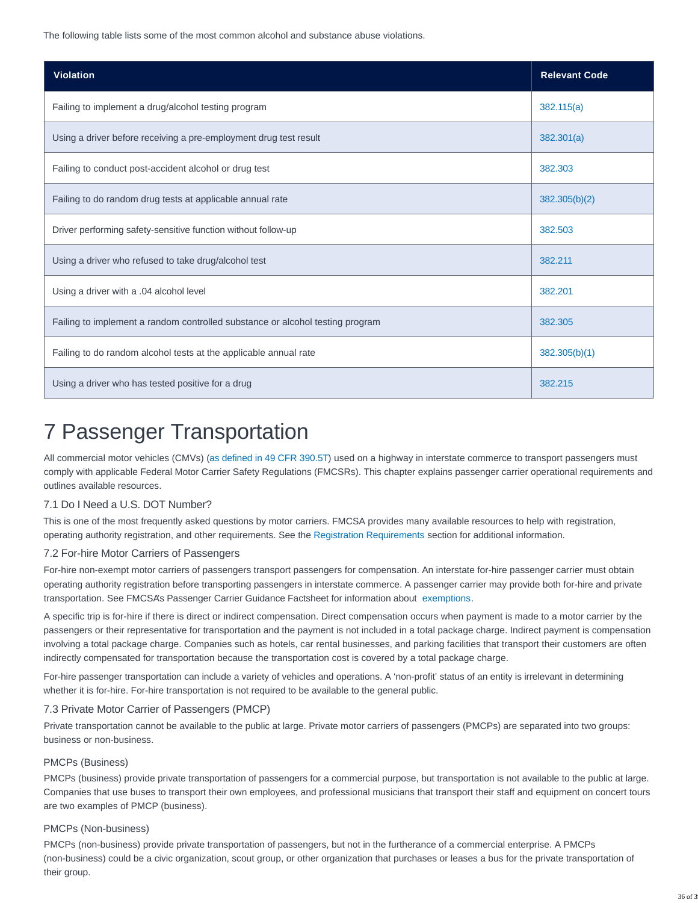The following table lists some of the most common alcohol and substance abuse violations.

| Violation | Relevant Code |
| --- | --- |
| Failing to implement a drug/alcohol testing program | 382.115(a) |
| Using a driver before receiving a pre-employment drug test result | 382.301(a) |
| Failing to conduct post-accident alcohol or drug test | 382.303 |
| Failing to do random drug tests at applicable annual rate | 382.305(b)(2) |
| Driver performing safety-sensitive function without follow-up | 382.503 |
| Using a driver who refused to take drug/alcohol test | 382.211 |
| Using a driver with a .04 alcohol level | 382.201 |
| Failing to implement a random controlled substance or alcohol testing program | 382.305 |
| Failing to do random alcohol tests at the applicable annual rate | 382.305(b)(1) |
| Using a driver who has tested positive for a drug | 382.215 |

# 7 Passenger Transportation

All commercial motor vehicles (CMVs) (as defined in 49 CFR 390.5T) used on a highway in interstate commerce to transport passengers must comply with applicable Federal Motor Carrier Safety Regulations (FMCSRs). This chapter explains passenger carrier operational requirements and outlines available resources.

## 7.1 Do I Need a U.S. DOT Number?

This is one of the most frequently asked questions by motor carriers. FMCSA provides many available resources to help with registration, operating authority registration, and other requirements. See the Registration Requirements section for additional information.

## 7.2 For-hire Motor Carriers of Passengers

For-hire non-exempt motor carriers of passengers transport passengers for compensation. An interstate for-hire passenger carrier must obtain operating authority registration before transporting passengers in interstate commerce. A passenger carrier may provide both for-hire and private transportation. See FMCSA's Passenger Carrier Guidance Factsheet for information about exemptions.

A specific trip is for-hire if there is direct or indirect compensation. Direct compensation occurs when payment is made to a motor carrier by the passengers or their representative for transportation and the payment is not included in a total package charge. Indirect payment is compensation involving a total package charge. Companies such as hotels, car rental businesses, and parking facilities that transport their customers are often indirectly compensated for transportation because the transportation cost is covered by a total package charge.

For-hire passenger transportation can include a variety of vehicles and operations. A 'non-profit' status of an entity is irrelevant in determining whether it is for-hire. For-hire transportation is not required to be available to the general public.

## 7.3 Private Motor Carrier of Passengers (PMCP)

Private transportation cannot be available to the public at large. Private motor carriers of passengers (PMCPs) are separated into two groups: business or non-business.

### PMCPs (Business)

PMCPs (business) provide private transportation of passengers for a commercial purpose, but transportation is not available to the public at large. Companies that use buses to transport their own employees, and professional musicians that transport their staff and equipment on concert tours are two examples of PMCP (business).

### PMCPs (Non-business)

PMCPs (non-business) provide private transportation of passengers, but not in the furtherance of a commercial enterprise. A PMCPs (non-business) could be a civic organization, scout group, or other organization that purchases or leases a bus for the private transportation of their group.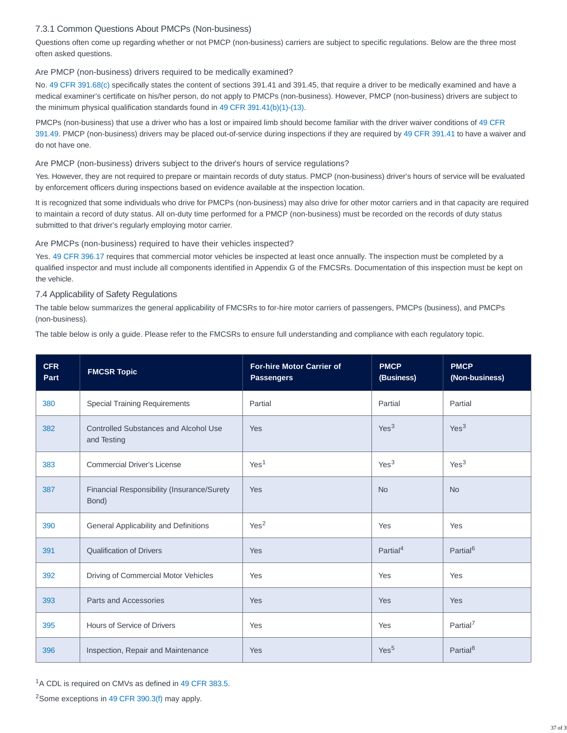### 7.3.1 Common Questions About PMCPs (Non-business)

Questions often come up regarding whether or not PMCP (non-business) carriers are subject to specific regulations. Below are the three most often asked questions.

#### Are PMCP (non-business) drivers required to be medically examined?

No. 49 CFR 391.68(c) specifically states the content of sections 391.41 and 391.45, that require a driver to be medically examined and have a medical examiner's certificate on his/her person, do not apply to PMCPs (non-business). However, PMCP (non-business) drivers are subject to the minimum physical qualification standards found in 49 CFR 391.41(b)(1)-(13).

PMCPs (non-business) that use a driver who has a lost or impaired limb should become familiar with the driver waiver conditions of 49 CFR 391.49. PMCP (non-business) drivers may be placed out-of-service during inspections if they are required by 49 CFR 391.41 to have a waiver and do not have one.

#### Are PMCP (non-business) drivers subject to the driver's hours of service regulations?

Yes. However, they are not required to prepare or maintain records of duty status. PMCP (non-business) driver's hours of service will be evaluated by enforcement officers during inspections based on evidence available at the inspection location.

It is recognized that some individuals who drive for PMCPs (non-business) may also drive for other motor carriers and in that capacity are required to maintain a record of duty status. All on-duty time performed for a PMCP (non-business) must be recorded on the records of duty status submitted to that driver's regularly employing motor carrier.

#### Are PMCPs (non-business) required to have their vehicles inspected?

Yes. 49 CFR 396.17 requires that commercial motor vehicles be inspected at least once annually. The inspection must be completed by a qualified inspector and must include all components identified in Appendix G of the FMCSRs. Documentation of this inspection must be kept on the vehicle.

### 7.4 Applicability of Safety Regulations

The table below summarizes the general applicability of FMCSRs to for-hire motor carriers of passengers, PMCPs (business), and PMCPs (non-business).

The table below is only a guide. Please refer to the FMCSRs to ensure full understanding and compliance with each regulatory topic.

| CFR Part | FMCSR Topic | For-hire Motor Carrier of Passengers | PMCP (Business) | PMCP (Non-business) |
|---|---|---|---|---|
| 380 | Special Training Requirements | Partial | Partial | Partial |
| 382 | Controlled Substances and Alcohol Use and Testing | Yes | Yes[3] | Yes[3] |
| 383 | Commercial Driver's License | Yes[1] | Yes[3] | Yes[3] |
| 387 | Financial Responsibility (Insurance/Surety Bond) | Yes | No | No |
| 390 | General Applicability and Definitions | Yes[2] | Yes | Yes |
| 391 | Qualification of Drivers | Yes | Partial[4] | Partial[6] |
| 392 | Driving of Commercial Motor Vehicles | Yes | Yes | Yes |
| 393 | Parts and Accessories | Yes | Yes | Yes |
| 395 | Hours of Service of Drivers | Yes | Yes | Partial[7] |
| 396 | Inspection, Repair and Maintenance | Yes | Yes[5] | Partial[8] |

[1]A CDL is required on CMVs as defined in 49 CFR 383.5.

[2]Some exceptions in 49 CFR 390.3(f) may apply.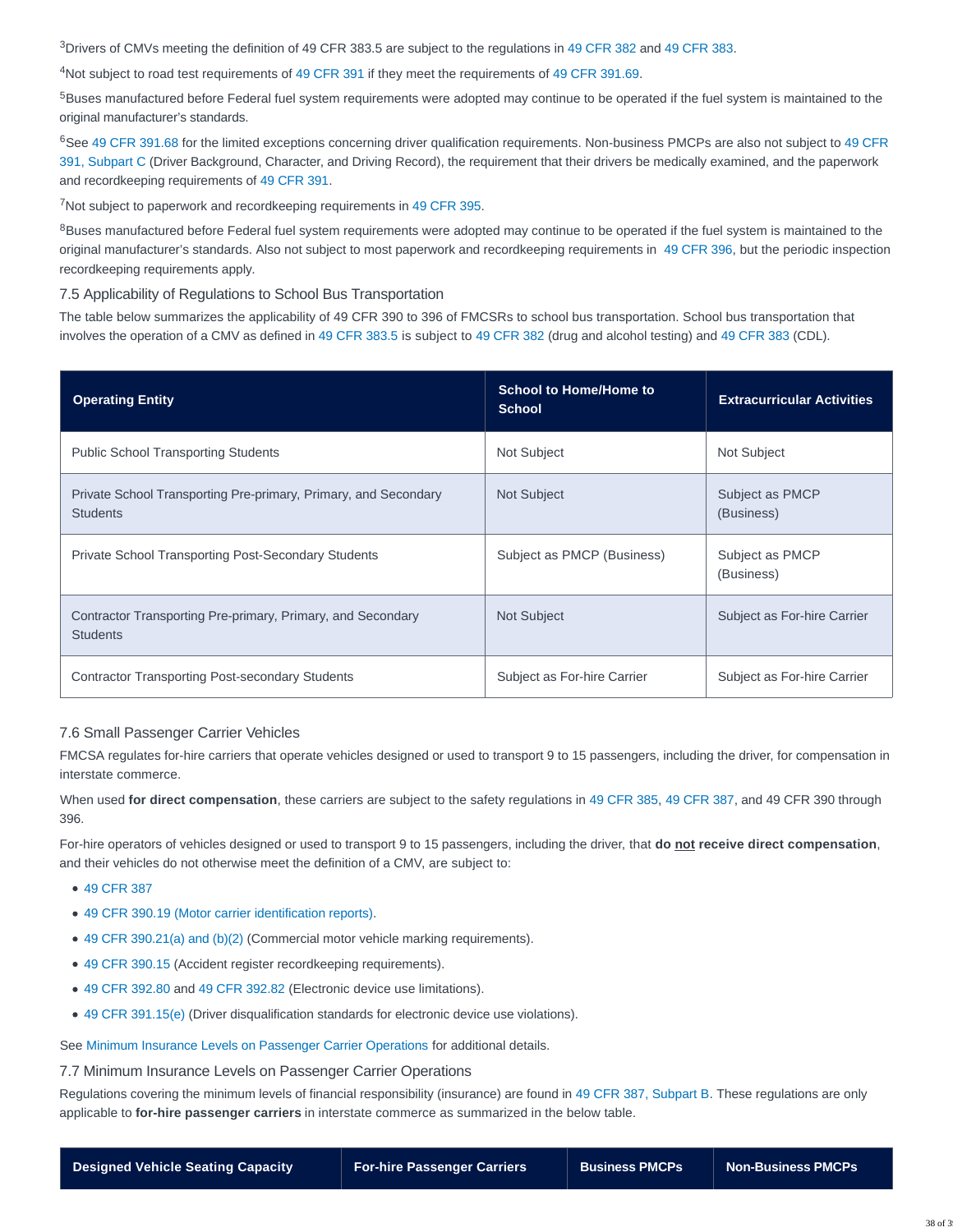[3]Drivers of CMVs meeting the definition of 49 CFR 383.5 are subject to the regulations in 49 CFR 382 and 49 CFR 383.

[4]Not subject to road test requirements of 49 CFR 391 if they meet the requirements of 49 CFR 391.69.

[5]Buses manufactured before Federal fuel system requirements were adopted may continue to be operated if the fuel system is maintained to the original manufacturer's standards.

[6]See 49 CFR 391.68 for the limited exceptions concerning driver qualification requirements. Non-business PMCPs are also not subject to 49 CFR 391, Subpart C (Driver Background, Character, and Driving Record), the requirement that their drivers be medically examined, and the paperwork and recordkeeping requirements of 49 CFR 391.

[7]Not subject to paperwork and recordkeeping requirements in 49 CFR 395.

[8]Buses manufactured before Federal fuel system requirements were adopted may continue to be operated if the fuel system is maintained to the original manufacturer's standards. Also not subject to most paperwork and recordkeeping requirements in 49 CFR 396, but the periodic inspection recordkeeping requirements apply.

## 7.5 Applicability of Regulations to School Bus Transportation

The table below summarizes the applicability of 49 CFR 390 to 396 of FMCSRs to school bus transportation. School bus transportation that involves the operation of a CMV as defined in 49 CFR 383.5 is subject to 49 CFR 382 (drug and alcohol testing) and 49 CFR 383 (CDL).

| Operating Entity | School to Home/Home to School | Extracurricular Activities |
|---|---|---|
| Public School Transporting Students | Not Subject | Not Subject |
| Private School Transporting Pre-primary, Primary, and Secondary Students | Not Subject | Subject as PMCP (Business) |
| Private School Transporting Post-Secondary Students | Subject as PMCP (Business) | Subject as PMCP (Business) |
| Contractor Transporting Pre-primary, Primary, and Secondary Students | Not Subject | Subject as For-hire Carrier |
| Contractor Transporting Post-secondary Students | Subject as For-hire Carrier | Subject as For-hire Carrier |

## 7.6 Small Passenger Carrier Vehicles

FMCSA regulates for-hire carriers that operate vehicles designed or used to transport 9 to 15 passengers, including the driver, for compensation in interstate commerce.

When used **for direct compensation**, these carriers are subject to the safety regulations in 49 CFR 385, 49 CFR 387, and 49 CFR 390 through 396.

For-hire operators of vehicles designed or used to transport 9 to 15 passengers, including the driver, that **do <u>not</u> receive direct compensation**, and their vehicles do not otherwise meet the definition of a CMV, are subject to:

- 49 CFR 387
- 49 CFR 390.19 (Motor carrier identification reports).
- 49 CFR 390.21(a) and (b)(2) (Commercial motor vehicle marking requirements).
- 49 CFR 390.15 (Accident register recordkeeping requirements).
- 49 CFR 392.80 and 49 CFR 392.82 (Electronic device use limitations).
- 49 CFR 391.15(e) (Driver disqualification standards for electronic device use violations).

See Minimum Insurance Levels on Passenger Carrier Operations for additional details.

## 7.7 Minimum Insurance Levels on Passenger Carrier Operations

Regulations covering the minimum levels of financial responsibility (insurance) are found in 49 CFR 387, Subpart B. These regulations are only applicable to **for-hire passenger carriers** in interstate commerce as summarized in the below table.

| Designed Vehicle Seating Capacity | For-hire Passenger Carriers | Business PMCPs | Non-Business PMCPs |
|---|---|---|---|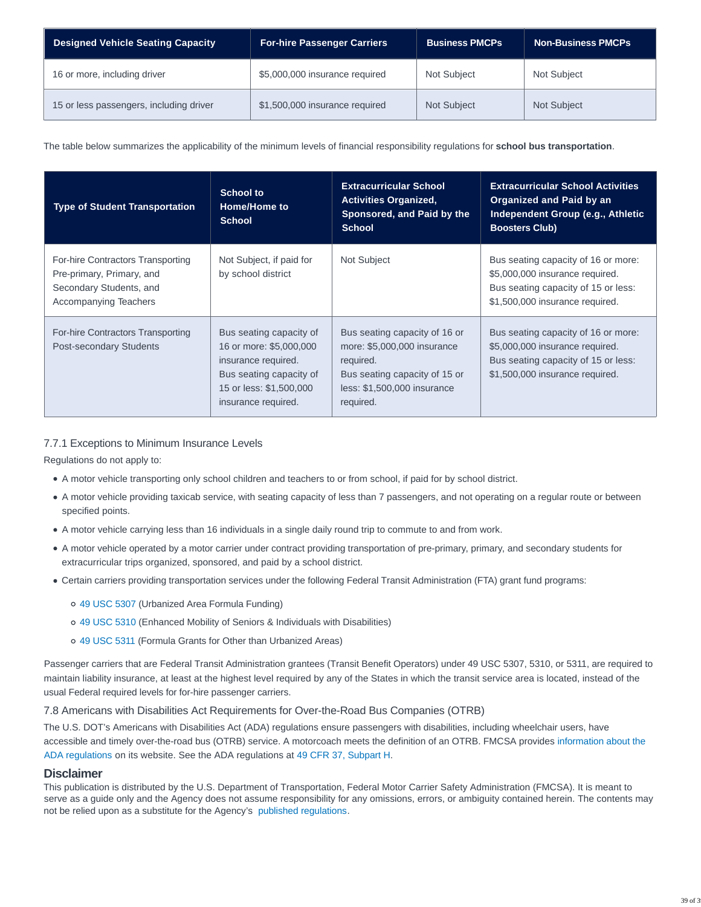| Designed Vehicle Seating Capacity | For-hire Passenger Carriers | Business PMCPs | Non-Business PMCPs |
|---|---|---|---|
| 16 or more, including driver | $5,000,000 insurance required | Not Subject | Not Subject |
| 15 or less passengers, including driver | $1,500,000 insurance required | Not Subject | Not Subject |

The table below summarizes the applicability of the minimum levels of financial responsibility regulations for **school bus transportation**.

| Type of Student Transportation | School to Home/Home to School | Extracurricular School Activities Organized, Sponsored, and Paid by the School | Extracurricular School Activities Organized and Paid by an Independent Group (e.g., Athletic Boosters Club) |
|---|---|---|---|
| For-hire Contractors Transporting Pre-primary, Primary, and Secondary Students, and Accompanying Teachers | Not Subject, if paid for by school district | Not Subject | Bus seating capacity of 16 or more: $5,000,000 insurance required. Bus seating capacity of 15 or less: $1,500,000 insurance required. |
| For-hire Contractors Transporting Post-secondary Students | Bus seating capacity of 16 or more: $5,000,000 insurance required. Bus seating capacity of 15 or less: $1,500,000 insurance required. | Bus seating capacity of 16 or more: $5,000,000 insurance required. Bus seating capacity of 15 or less: $1,500,000 insurance required. | Bus seating capacity of 16 or more: $5,000,000 insurance required. Bus seating capacity of 15 or less: $1,500,000 insurance required. |

### 7.7.1 Exceptions to Minimum Insurance Levels

Regulations do not apply to:

- A motor vehicle transporting only school children and teachers to or from school, if paid for by school district.
- A motor vehicle providing taxicab service, with seating capacity of less than 7 passengers, and not operating on a regular route or between specified points.
- A motor vehicle carrying less than 16 individuals in a single daily round trip to commute to and from work.
- A motor vehicle operated by a motor carrier under contract providing transportation of pre-primary, primary, and secondary students for extracurricular trips organized, sponsored, and paid by a school district.
- Certain carriers providing transportation services under the following Federal Transit Administration (FTA) grant fund programs:
  - 49 USC 5307 (Urbanized Area Formula Funding)
  - 49 USC 5310 (Enhanced Mobility of Seniors & Individuals with Disabilities)
  - 49 USC 5311 (Formula Grants for Other than Urbanized Areas)

Passenger carriers that are Federal Transit Administration grantees (Transit Benefit Operators) under 49 USC 5307, 5310, or 5311, are required to maintain liability insurance, at least at the highest level required by any of the States in which the transit service area is located, instead of the usual Federal required levels for for-hire passenger carriers.

### 7.8 Americans with Disabilities Act Requirements for Over-the-Road Bus Companies (OTRB)

The U.S. DOT's Americans with Disabilities Act (ADA) regulations ensure passengers with disabilities, including wheelchair users, have accessible and timely over-the-road bus (OTRB) service. A motorcoach meets the definition of an OTRB. FMCSA provides information about the ADA regulations on its website. See the ADA regulations at 49 CFR 37, Subpart H.

## Disclaimer

This publication is distributed by the U.S. Department of Transportation, Federal Motor Carrier Safety Administration (FMCSA). It is meant to serve as a guide only and the Agency does not assume responsibility for any omissions, errors, or ambiguity contained herein. The contents may not be relied upon as a substitute for the Agency's published regulations.